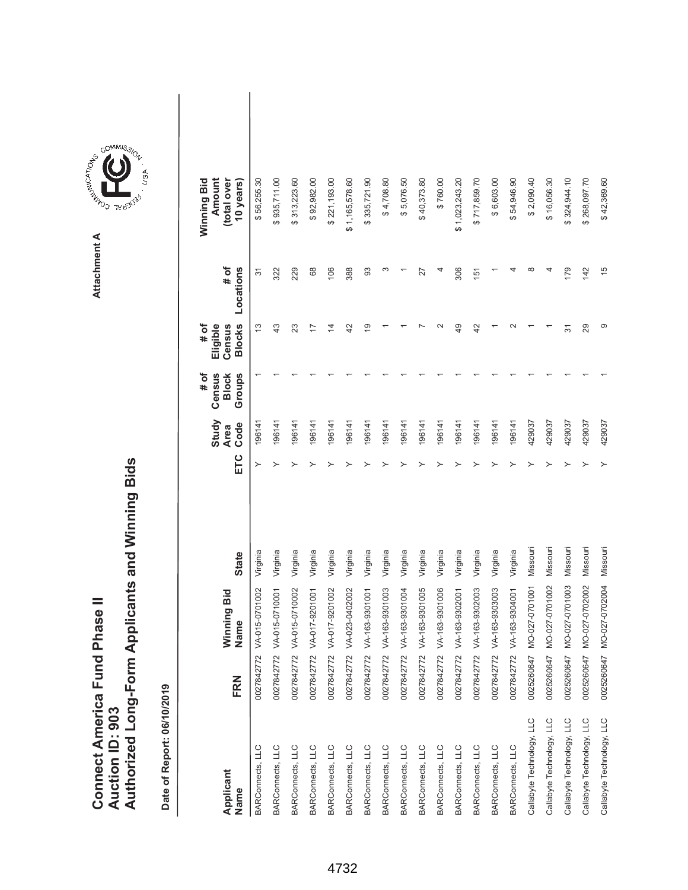# Connect America Fund Phase II
## Auction ID: 903
## Authorized Long-Form Applicants and Winning Bids

Attachment A

Date of Report: 06/10/2019

| Applicant Name | FRN | Winning Bid Name | State | ETC | Study Area Code | # of Census Block Groups | # of Eligible Census Blocks | # of Locations | Winning Bid Amount (total over 10 years) |
|---|---|---|---|---|---|---|---|---|---|
| BARConnects, LLC | 0027842772 | VA-015-0701002 | Virginia | Y | 196141 | 1 | 13 | 31 | $ 56,255.30 |
| BARConnects, LLC | 0027842772 | VA-015-0710001 | Virginia | Y | 196141 | 1 | 43 | 322 | $ 935,711.00 |
| BARConnects, LLC | 0027842772 | VA-015-0710002 | Virginia | Y | 196141 | 1 | 23 | 229 | $ 313,223.60 |
| BARConnects, LLC | 0027842772 | VA-017-9201001 | Virginia | Y | 196141 | 1 | 17 | 68 | $ 92,982.00 |
| BARConnects, LLC | 0027842772 | VA-017-9201002 | Virginia | Y | 196141 | 1 | 14 | 106 | $ 221,193.00 |
| BARConnects, LLC | 0027842772 | VA-023-0402002 | Virginia | Y | 196141 | 1 | 42 | 388 | $ 1,165,578.60 |
| BARConnects, LLC | 0027842772 | VA-163-9301001 | Virginia | Y | 196141 | 1 | 19 | 93 | $ 335,721.90 |
| BARConnects, LLC | 0027842772 | VA-163-9301003 | Virginia | Y | 196141 | 1 | 1 | 3 | $ 4,708.80 |
| BARConnects, LLC | 0027842772 | VA-163-9301004 | Virginia | Y | 196141 | 1 | 1 | 1 | $ 5,076.50 |
| BARConnects, LLC | 0027842772 | VA-163-9301005 | Virginia | Y | 196141 | 1 | 7 | 27 | $ 40,373.80 |
| BARConnects, LLC | 0027842772 | VA-163-9301006 | Virginia | Y | 196141 | 1 | 2 | 4 | $ 760.00 |
| BARConnects, LLC | 0027842772 | VA-163-9302001 | Virginia | Y | 196141 | 1 | 49 | 306 | $ 1,023,243.20 |
| BARConnects, LLC | 0027842772 | VA-163-9302003 | Virginia | Y | 196141 | 1 | 42 | 151 | $ 717,859.70 |
| BARConnects, LLC | 0027842772 | VA-163-9303003 | Virginia | Y | 196141 | 1 | 1 | 1 | $ 6,603.00 |
| BARConnects, LLC | 0027842772 | VA-163-9304001 | Virginia | Y | 196141 | 1 | 2 | 4 | $ 54,946.90 |
| Callabyte Technology, LLC | 0025260647 | MO-027-0701001 | Missouri | Y | 429037 | 1 | 1 | 8 | $ 2,090.40 |
| Callabyte Technology, LLC | 0025260647 | MO-027-0701002 | Missouri | Y | 429037 | 1 | 1 | 4 | $ 16,056.30 |
| Callabyte Technology, LLC | 0025260647 | MO-027-0701003 | Missouri | Y | 429037 | 1 | 31 | 179 | $ 324,944.10 |
| Callabyte Technology, LLC | 0025260647 | MO-027-0702002 | Missouri | Y | 429037 | 1 | 29 | 142 | $ 268,097.70 |
| Callabyte Technology, LLC | 0025260647 | MO-027-0702004 | Missouri | Y | 429037 | 1 | 9 | 15 | $ 42,369.60 |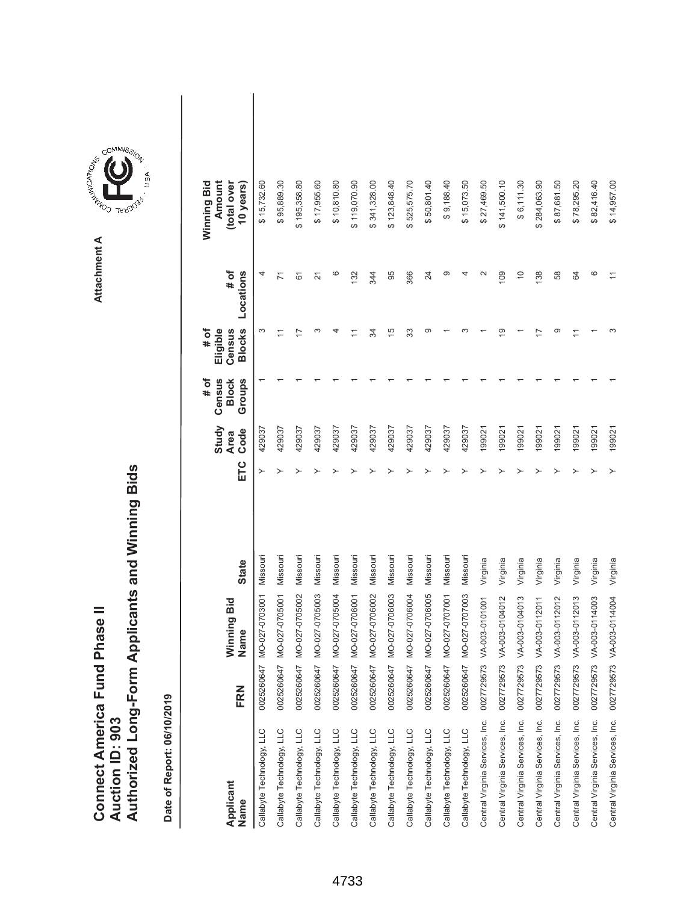# Connect America Fund Phase II
# Auction ID: 903
# Authorized Long-Form Applicants and Winning Bids

Attachment A

**Date of Report: 06/10/2019**

| Applicant Name | FRN | Winning Bid Name | State | ETC | Study Area Code | # of Census Block Groups | # of Eligible Census Blocks | # of Locations | Winning Bid Amount (total over 10 years) |
|---|---|---|---|---|---|---|---|---|---|
| Callabyte Technology, LLC | 0025260647 | MO-027-0703001 | Missouri | Y | 429037 | 1 | 3 | 4 | $ 15,732.60 |
| Callabyte Technology, LLC | 0025260647 | MO-027-0705001 | Missouri | Y | 429037 | 1 | 11 | 71 | $ 95,889.30 |
| Callabyte Technology, LLC | 0025260647 | MO-027-0705002 | Missouri | Y | 429037 | 1 | 17 | 61 | $ 195,358.80 |
| Callabyte Technology, LLC | 0025260647 | MO-027-0705003 | Missouri | Y | 429037 | 1 | 3 | 21 | $ 17,955.60 |
| Callabyte Technology, LLC | 0025260647 | MO-027-0705004 | Missouri | Y | 429037 | 1 | 4 | 6 | $ 10,810.80 |
| Callabyte Technology, LLC | 0025260647 | MO-027-0706001 | Missouri | Y | 429037 | 1 | 11 | 132 | $ 119,070.90 |
| Callabyte Technology, LLC | 0025260647 | MO-027-0706002 | Missouri | Y | 429037 | 1 | 34 | 344 | $ 341,328.00 |
| Callabyte Technology, LLC | 0025260647 | MO-027-0706003 | Missouri | Y | 429037 | 1 | 15 | 95 | $ 123,848.40 |
| Callabyte Technology, LLC | 0025260647 | MO-027-0706004 | Missouri | Y | 429037 | 1 | 33 | 366 | $ 525,575.70 |
| Callabyte Technology, LLC | 0025260647 | MO-027-0706005 | Missouri | Y | 429037 | 1 | 9 | 24 | $ 50,801.40 |
| Callabyte Technology, LLC | 0025260647 | MO-027-0707001 | Missouri | Y | 429037 | 1 | 1 | 9 | $ 9,188.40 |
| Callabyte Technology, LLC | 0025260647 | MO-027-0707003 | Missouri | Y | 429037 | 1 | 3 | 4 | $ 15,073.50 |
| Central Virginia Services, Inc. | 0027729573 | VA-003-0101001 | Virginia | Y | 199021 | 1 | 1 | 2 | $ 27,469.50 |
| Central Virginia Services, Inc. | 0027729573 | VA-003-0104012 | Virginia | Y | 199021 | 1 | 19 | 109 | $ 141,500.10 |
| Central Virginia Services, Inc. | 0027729573 | VA-003-0104013 | Virginia | Y | 199021 | 1 | 1 | 10 | $ 6,111.30 |
| Central Virginia Services, Inc. | 0027729573 | VA-003-0112011 | Virginia | Y | 199021 | 1 | 17 | 138 | $ 284,063.90 |
| Central Virginia Services, Inc. | 0027729573 | VA-003-0112012 | Virginia | Y | 199021 | 1 | 9 | 58 | $ 87,681.50 |
| Central Virginia Services, Inc. | 0027729573 | VA-003-0112013 | Virginia | Y | 199021 | 1 | 11 | 64 | $ 78,295.20 |
| Central Virginia Services, Inc. | 0027729573 | VA-003-0114003 | Virginia | Y | 199021 | 1 | 1 | 6 | $ 82,416.40 |
| Central Virginia Services, Inc. | 0027729573 | VA-003-0114004 | Virginia | Y | 199021 | 1 | 3 | 11 | $ 14,957.00 |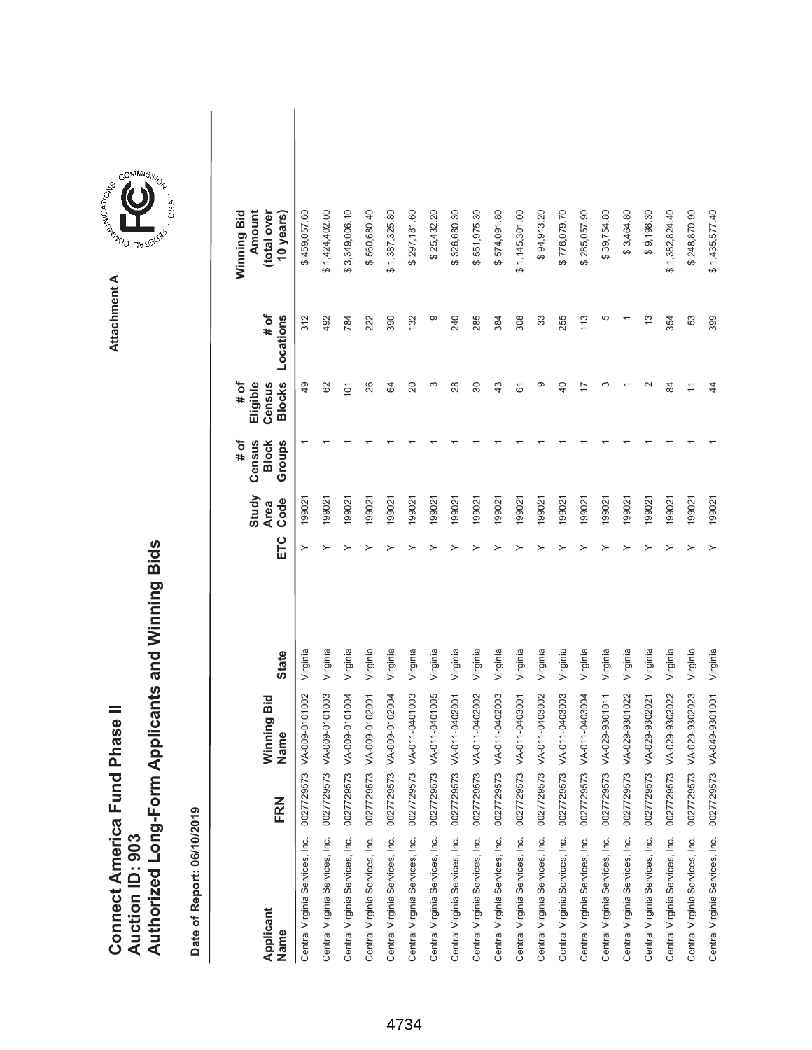# Connect America Fund Phase II
## Auction ID: 903
## Authorized Long-Form Applicants and Winning Bids

Attachment A

**Date of Report: 06/10/2019**

| Applicant Name | FRN | Winning Bid Name | State | ETC | Study Area Code | # of Census Block Groups | # of Eligible Census Blocks | # of Locations | Winning Bid Amount (total over 10 years) |
|---|---|---|---|---|---|---|---|---|---|
| Central Virginia Services, Inc. | 0027729573 | VA-009-0101002 | Virginia | Y | 199021 | 1 | 49 | 312 | $ 459,057.60 |
| Central Virginia Services, Inc. | 0027729573 | VA-009-0101003 | Virginia | Y | 199021 | 1 | 62 | 492 | $ 1,424,402.00 |
| Central Virginia Services, Inc. | 0027729573 | VA-009-0101004 | Virginia | Y | 199021 | 1 | 101 | 784 | $ 3,349,006.10 |
| Central Virginia Services, Inc. | 0027729573 | VA-009-0102001 | Virginia | Y | 199021 | 1 | 26 | 222 | $ 560,680.40 |
| Central Virginia Services, Inc. | 0027729573 | VA-009-0102004 | Virginia | Y | 199021 | 1 | 64 | 390 | $ 1,387,325.80 |
| Central Virginia Services, Inc. | 0027729573 | VA-011-0401003 | Virginia | Y | 199021 | 1 | 20 | 132 | $ 297,181.60 |
| Central Virginia Services, Inc. | 0027729573 | VA-011-0401005 | Virginia | Y | 199021 | 1 | 3 | 9 | $ 25,432.20 |
| Central Virginia Services, Inc. | 0027729573 | VA-011-0402001 | Virginia | Y | 199021 | 1 | 28 | 240 | $ 326,680.30 |
| Central Virginia Services, Inc. | 0027729573 | VA-011-0402002 | Virginia | Y | 199021 | 1 | 30 | 285 | $ 551,975.30 |
| Central Virginia Services, Inc. | 0027729573 | VA-011-0402003 | Virginia | Y | 199021 | 1 | 43 | 384 | $ 574,091.80 |
| Central Virginia Services, Inc. | 0027729573 | VA-011-0403001 | Virginia | Y | 199021 | 1 | 61 | 308 | $ 1,145,301.00 |
| Central Virginia Services, Inc. | 0027729573 | VA-011-0403002 | Virginia | Y | 199021 | 1 | 9 | 33 | $ 94,913.20 |
| Central Virginia Services, Inc. | 0027729573 | VA-011-0403003 | Virginia | Y | 199021 | 1 | 40 | 255 | $ 776,079.70 |
| Central Virginia Services, Inc. | 0027729573 | VA-011-0403004 | Virginia | Y | 199021 | 1 | 17 | 113 | $ 285,057.90 |
| Central Virginia Services, Inc. | 0027729573 | VA-029-9301011 | Virginia | Y | 199021 | 1 | 3 | 5 | $ 39,754.80 |
| Central Virginia Services, Inc. | 0027729573 | VA-029-9301022 | Virginia | Y | 199021 | 1 | 1 | 1 | $ 3,464.80 |
| Central Virginia Services, Inc. | 0027729573 | VA-029-9302021 | Virginia | Y | 199021 | 1 | 2 | 13 | $ 9,198.30 |
| Central Virginia Services, Inc. | 0027729573 | VA-029-9302022 | Virginia | Y | 199021 | 1 | 84 | 354 | $ 1,382,824.40 |
| Central Virginia Services, Inc. | 0027729573 | VA-029-9302023 | Virginia | Y | 199021 | 1 | 11 | 53 | $ 248,870.90 |
| Central Virginia Services, Inc. | 0027729573 | VA-049-9301001 | Virginia | Y | 199021 | 1 | 44 | 399 | $ 1,435,577.40 |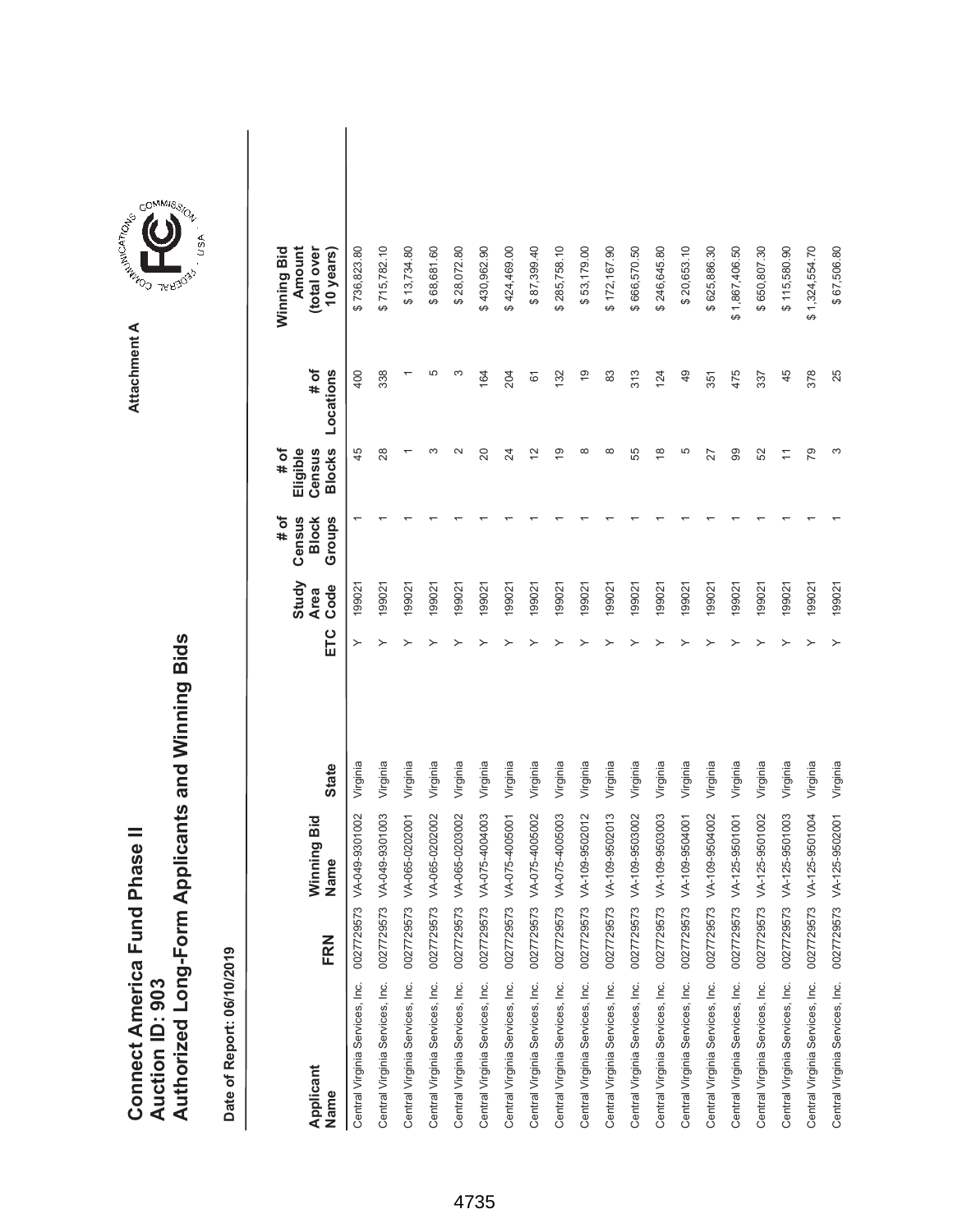# Connect America Fund Phase II
# Auction ID: 903
# Authorized Long-Form Applicants and Winning Bids

Attachment A

Date of Report: 06/10/2019

| Applicant Name | FRN | Winning Bid Name | State | ETC | Study Area Code | # of Census Block Groups | # of Eligible Census Blocks | # of Locations | Winning Bid Amount (total over 10 years) |
|---|---|---|---|---|---|---|---|---|---|
| Central Virginia Services, Inc. | 0027729573 | VA-049-9301002 | Virginia | Y | 199021 | 1 | 45 | 400 | $ 736,823.80 |
| Central Virginia Services, Inc. | 0027729573 | VA-049-9301003 | Virginia | Y | 199021 | 1 | 28 | 338 | $ 715,782.10 |
| Central Virginia Services, Inc. | 0027729573 | VA-065-0202001 | Virginia | Y | 199021 | 1 | 1 | 1 | $ 13,734.80 |
| Central Virginia Services, Inc. | 0027729573 | VA-065-0202002 | Virginia | Y | 199021 | 1 | 3 | 5 | $ 68,681.60 |
| Central Virginia Services, Inc. | 0027729573 | VA-065-0203002 | Virginia | Y | 199021 | 1 | 2 | 3 | $ 28,072.80 |
| Central Virginia Services, Inc. | 0027729573 | VA-075-4004003 | Virginia | Y | 199021 | 1 | 20 | 164 | $ 430,962.90 |
| Central Virginia Services, Inc. | 0027729573 | VA-075-4005001 | Virginia | Y | 199021 | 1 | 24 | 204 | $ 424,469.00 |
| Central Virginia Services, Inc. | 0027729573 | VA-075-4005002 | Virginia | Y | 199021 | 1 | 12 | 61 | $ 87,399.40 |
| Central Virginia Services, Inc. | 0027729573 | VA-075-4005003 | Virginia | Y | 199021 | 1 | 19 | 132 | $ 285,758.10 |
| Central Virginia Services, Inc. | 0027729573 | VA-109-9502012 | Virginia | Y | 199021 | 1 | 8 | 19 | $ 53,179.00 |
| Central Virginia Services, Inc. | 0027729573 | VA-109-9502013 | Virginia | Y | 199021 | 1 | 8 | 83 | $ 172,167.90 |
| Central Virginia Services, Inc. | 0027729573 | VA-109-9503002 | Virginia | Y | 199021 | 1 | 55 | 313 | $ 666,570.50 |
| Central Virginia Services, Inc. | 0027729573 | VA-109-9503003 | Virginia | Y | 199021 | 1 | 18 | 124 | $ 246,645.80 |
| Central Virginia Services, Inc. | 0027729573 | VA-109-9504001 | Virginia | Y | 199021 | 1 | 5 | 49 | $ 20,653.10 |
| Central Virginia Services, Inc. | 0027729573 | VA-109-9504002 | Virginia | Y | 199021 | 1 | 27 | 351 | $ 625,886.30 |
| Central Virginia Services, Inc. | 0027729573 | VA-125-9501001 | Virginia | Y | 199021 | 1 | 99 | 475 | $ 1,867,406.50 |
| Central Virginia Services, Inc. | 0027729573 | VA-125-9501002 | Virginia | Y | 199021 | 1 | 52 | 337 | $ 650,807.30 |
| Central Virginia Services, Inc. | 0027729573 | VA-125-9501003 | Virginia | Y | 199021 | 1 | 11 | 45 | $ 115,580.90 |
| Central Virginia Services, Inc. | 0027729573 | VA-125-9501004 | Virginia | Y | 199021 | 1 | 79 | 378 | $ 1,324,554.70 |
| Central Virginia Services, Inc. | 0027729573 | VA-125-9502001 | Virginia | Y | 199021 | 1 | 3 | 25 | $ 67,506.80 |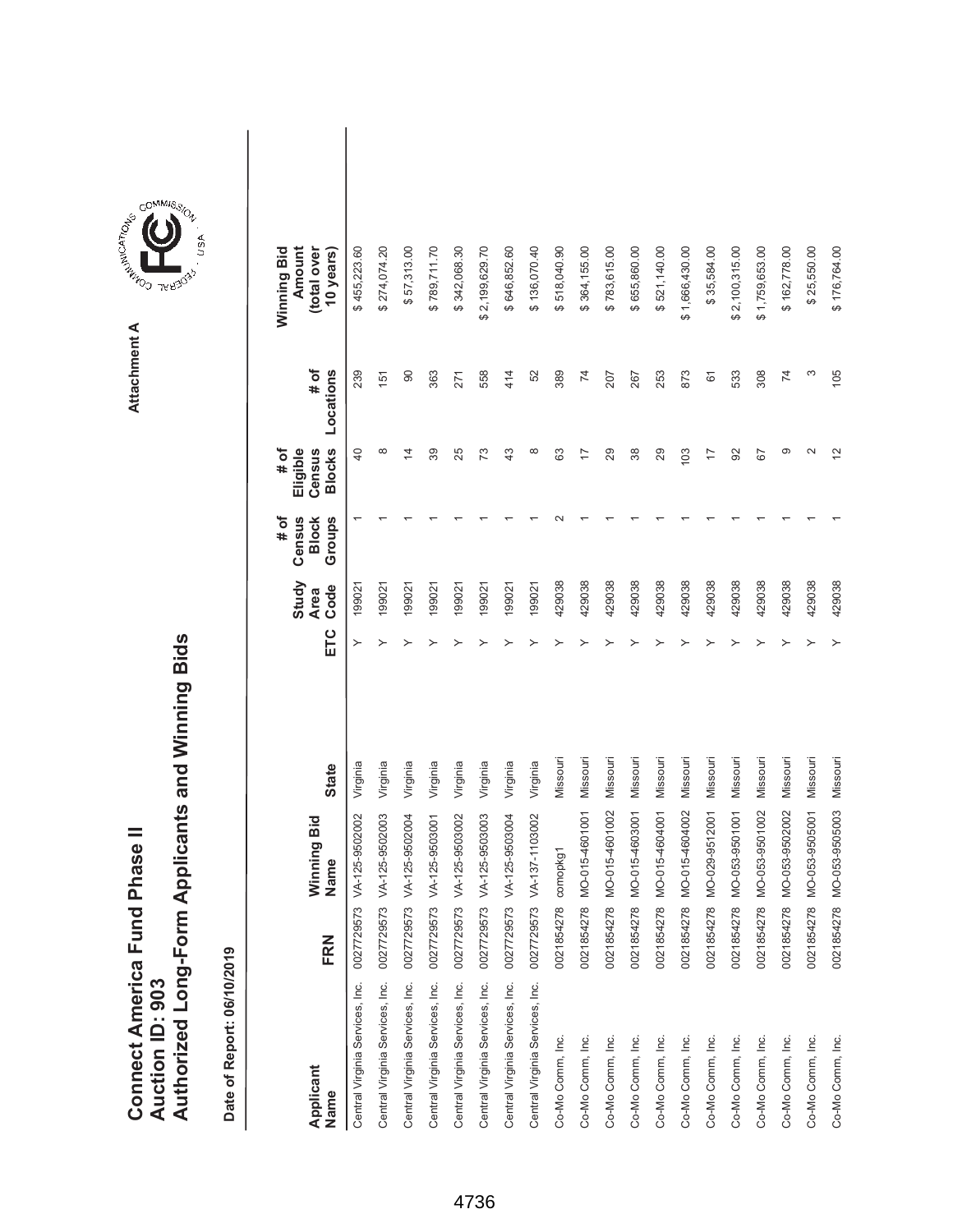# Connect America Fund Phase II
## Auction ID: 903
## Authorized Long-Form Applicants and Winning Bids

Attachment A

**Date of Report: 06/10/2019**

| Applicant Name | FRN | Winning Bid Name | State | ETC | Study Area Code | # of Census Block Groups | # of Eligible Census Blocks | # of Locations | Winning Bid Amount (total over 10 years) |
|---|---|---|---|---|---|---|---|---|---|
| Central Virginia Services, Inc. | 0027729573 | VA-125-9502002 | Virginia | Y | 199021 | 1 | 40 | 239 | $ 455,223.60 |
| Central Virginia Services, Inc. | 0027729573 | VA-125-9502003 | Virginia | Y | 199021 | 1 | 8 | 151 | $ 274,074.20 |
| Central Virginia Services, Inc. | 0027729573 | VA-125-9502004 | Virginia | Y | 199021 | 1 | 14 | 90 | $ 57,313.00 |
| Central Virginia Services, Inc. | 0027729573 | VA-125-9503001 | Virginia | Y | 199021 | 1 | 39 | 363 | $ 789,711.70 |
| Central Virginia Services, Inc. | 0027729573 | VA-125-9503002 | Virginia | Y | 199021 | 1 | 25 | 271 | $ 342,068.30 |
| Central Virginia Services, Inc. | 0027729573 | VA-125-9503003 | Virginia | Y | 199021 | 1 | 73 | 558 | $ 2,199,629.70 |
| Central Virginia Services, Inc. | 0027729573 | VA-125-9503004 | Virginia | Y | 199021 | 1 | 43 | 414 | $ 646,852.60 |
| Central Virginia Services, Inc. | 0027729573 | VA-137-1103002 | Virginia | Y | 199021 | 1 | 8 | 52 | $ 136,070.40 |
| Co-Mo Comm, Inc. | 0021854278 | comopkg1 | Missouri | Y | 429038 | 2 | 63 | 389 | $ 518,040.90 |
| Co-Mo Comm, Inc. | 0021854278 | MO-015-4601001 | Missouri | Y | 429038 | 1 | 17 | 74 | $ 364,155.00 |
| Co-Mo Comm, Inc. | 0021854278 | MO-015-4601002 | Missouri | Y | 429038 | 1 | 29 | 207 | $ 783,615.00 |
| Co-Mo Comm, Inc. | 0021854278 | MO-015-4603001 | Missouri | Y | 429038 | 1 | 38 | 267 | $ 655,860.00 |
| Co-Mo Comm, Inc. | 0021854278 | MO-015-4604001 | Missouri | Y | 429038 | 1 | 29 | 253 | $ 521,140.00 |
| Co-Mo Comm, Inc. | 0021854278 | MO-015-4604002 | Missouri | Y | 429038 | 1 | 103 | 873 | $ 1,666,430.00 |
| Co-Mo Comm, Inc. | 0021854278 | MO-029-9512001 | Missouri | Y | 429038 | 1 | 17 | 61 | $ 35,584.00 |
| Co-Mo Comm, Inc. | 0021854278 | MO-053-9501001 | Missouri | Y | 429038 | 1 | 92 | 533 | $ 2,100,315.00 |
| Co-Mo Comm, Inc. | 0021854278 | MO-053-9501002 | Missouri | Y | 429038 | 1 | 67 | 308 | $ 1,759,653.00 |
| Co-Mo Comm, Inc. | 0021854278 | MO-053-9502002 | Missouri | Y | 429038 | 1 | 9 | 74 | $ 162,778.00 |
| Co-Mo Comm, Inc. | 0021854278 | MO-053-9505001 | Missouri | Y | 429038 | 1 | 2 | 3 | $ 25,550.00 |
| Co-Mo Comm, Inc. | 0021854278 | MO-053-9505003 | Missouri | Y | 429038 | 1 | 12 | 105 | $ 176,764.00 |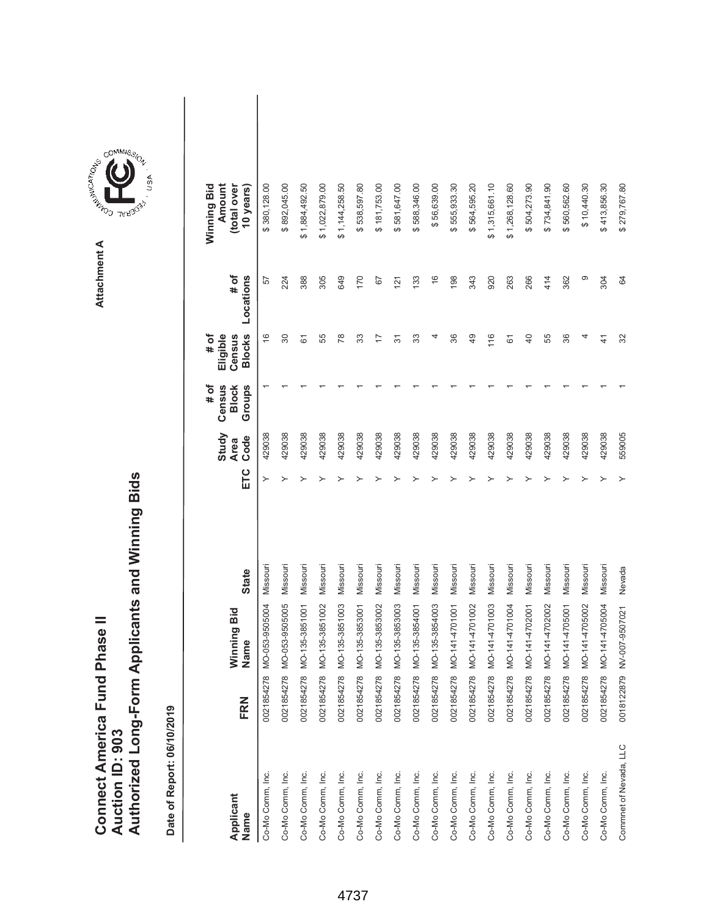# Connect America Fund Phase II
# Auction ID: 903
# Authorized Long-Form Applicants and Winning Bids

Attachment A

**Date of Report: 06/10/2019**

| Applicant Name | FRN | Winning Bid Name | State | ETC | Study Area Code | # of Census Block Groups | # of Eligible Census Blocks | # of Locations | Winning Bid Amount (total over 10 years) |
|---|---|---|---|---|---|---|---|---|---|
| Co-Mo Comm, Inc. | 0021854278 | MO-053-9505004 | Missouri | Y | 429038 | 1 | 16 | 57 | $ 380,128.00 |
| Co-Mo Comm, Inc. | 0021854278 | MO-053-9505005 | Missouri | Y | 429038 | 1 | 30 | 224 | $ 892,045.00 |
| Co-Mo Comm, Inc. | 0021854278 | MO-135-3851001 | Missouri | Y | 429038 | 1 | 61 | 388 | $ 1,884,492.50 |
| Co-Mo Comm, Inc. | 0021854278 | MO-135-3851002 | Missouri | Y | 429038 | 1 | 55 | 305 | $ 1,022,879.00 |
| Co-Mo Comm, Inc. | 0021854278 | MO-135-3851003 | Missouri | Y | 429038 | 1 | 78 | 649 | $ 1,144,258.50 |
| Co-Mo Comm, Inc. | 0021854278 | MO-135-3853001 | Missouri | Y | 429038 | 1 | 33 | 170 | $ 538,597.80 |
| Co-Mo Comm, Inc. | 0021854278 | MO-135-3853002 | Missouri | Y | 429038 | 1 | 17 | 67 | $ 181,753.00 |
| Co-Mo Comm, Inc. | 0021854278 | MO-135-3853003 | Missouri | Y | 429038 | 1 | 31 | 121 | $ 581,647.00 |
| Co-Mo Comm, Inc. | 0021854278 | MO-135-3854001 | Missouri | Y | 429038 | 1 | 33 | 133 | $ 588,346.00 |
| Co-Mo Comm, Inc. | 0021854278 | MO-135-3854003 | Missouri | Y | 429038 | 1 | 4 | 16 | $ 56,639.00 |
| Co-Mo Comm, Inc. | 0021854278 | MO-141-4701001 | Missouri | Y | 429038 | 1 | 36 | 198 | $ 555,933.30 |
| Co-Mo Comm, Inc. | 0021854278 | MO-141-4701002 | Missouri | Y | 429038 | 1 | 49 | 343 | $ 564,595.20 |
| Co-Mo Comm, Inc. | 0021854278 | MO-141-4701003 | Missouri | Y | 429038 | 1 | 116 | 920 | $ 1,315,661.10 |
| Co-Mo Comm, Inc. | 0021854278 | MO-141-4701004 | Missouri | Y | 429038 | 1 | 61 | 263 | $ 1,268,128.60 |
| Co-Mo Comm, Inc. | 0021854278 | MO-141-4702001 | Missouri | Y | 429038 | 1 | 40 | 266 | $ 504,273.90 |
| Co-Mo Comm, Inc. | 0021854278 | MO-141-4702002 | Missouri | Y | 429038 | 1 | 55 | 414 | $ 734,841.90 |
| Co-Mo Comm, Inc. | 0021854278 | MO-141-4705001 | Missouri | Y | 429038 | 1 | 36 | 362 | $ 560,562.60 |
| Co-Mo Comm, Inc. | 0021854278 | MO-141-4705002 | Missouri | Y | 429038 | 1 | 4 | 9 | $ 10,440.30 |
| Co-Mo Comm, Inc. | 0021854278 | MO-141-4705004 | Missouri | Y | 429038 | 1 | 41 | 304 | $ 413,856.30 |
| Commnet of Nevada, LLC | 0018122879 | NV-007-9507021 | Nevada | Y | 559005 | 1 | 32 | 64 | $ 279,767.80 |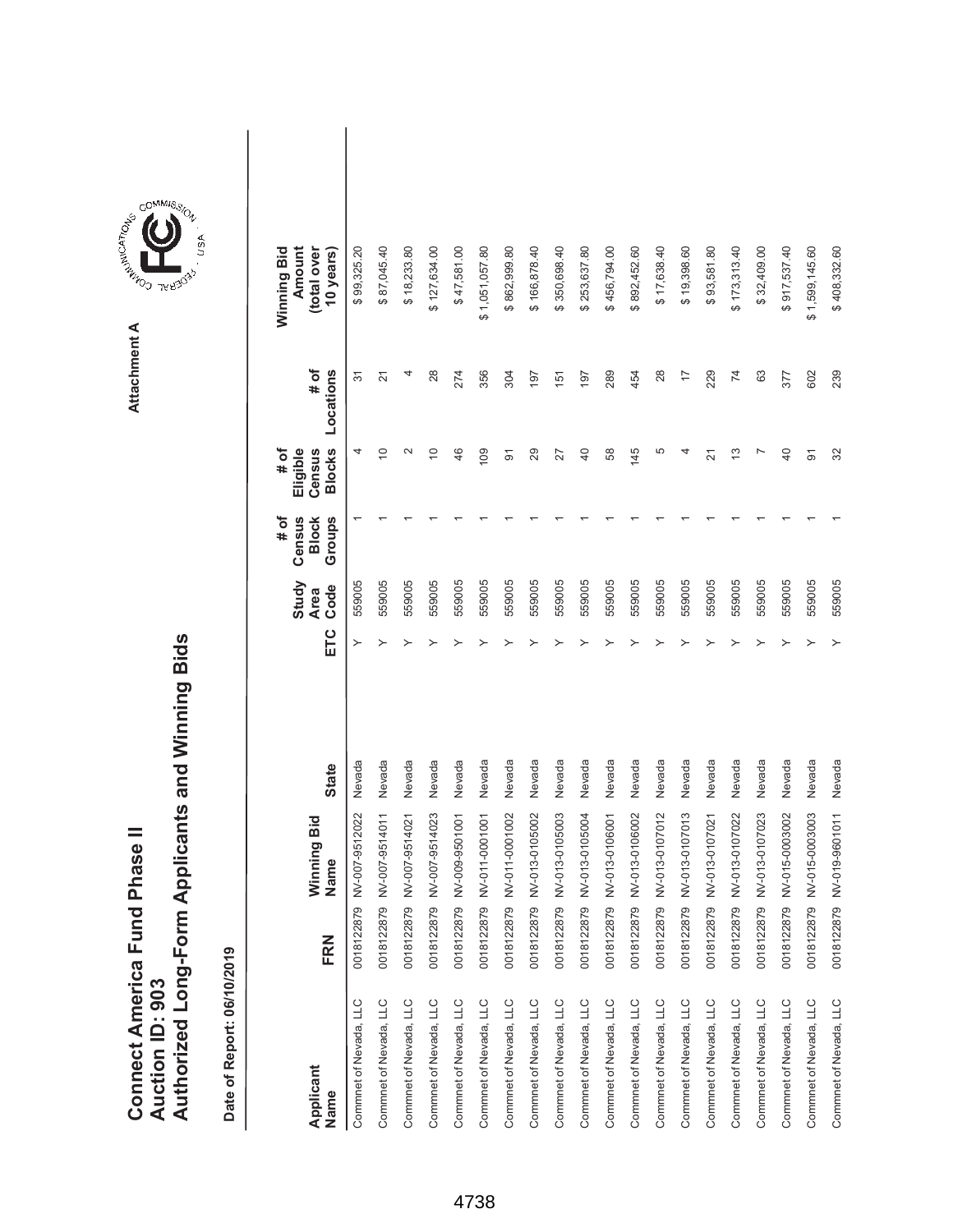# Connect America Fund Phase II
## Auction ID: 903
## Authorized Long-Form Applicants and Winning Bids

Attachment A

**Date of Report: 06/10/2019**

| Applicant Name | FRN | Winning Bid Name | State | ETC | Study Area Code | # of Census Block Groups | # of Eligible Census Blocks | # of Locations | Winning Bid Amount (total over 10 years) |
|---|---|---|---|---|---|---|---|---|---|
| Commnet of Nevada, LLC | 0018122879 | NV-007-9512022 | Nevada | Y | 559005 | 1 | 4 | 31 | $ 99,325.20 |
| Commnet of Nevada, LLC | 0018122879 | NV-007-9514011 | Nevada | Y | 559005 | 1 | 10 | 21 | $ 87,045.40 |
| Commnet of Nevada, LLC | 0018122879 | NV-007-9514021 | Nevada | Y | 559005 | 1 | 2 | 4 | $ 18,233.80 |
| Commnet of Nevada, LLC | 0018122879 | NV-007-9514023 | Nevada | Y | 559005 | 1 | 10 | 28 | $ 127,634.00 |
| Commnet of Nevada, LLC | 0018122879 | NV-009-9501001 | Nevada | Y | 559005 | 1 | 46 | 274 | $ 47,581.00 |
| Commnet of Nevada, LLC | 0018122879 | NV-011-0001001 | Nevada | Y | 559005 | 1 | 109 | 356 | $ 1,051,057.80 |
| Commnet of Nevada, LLC | 0018122879 | NV-011-0001002 | Nevada | Y | 559005 | 1 | 91 | 304 | $ 862,999.80 |
| Commnet of Nevada, LLC | 0018122879 | NV-013-0105002 | Nevada | Y | 559005 | 1 | 29 | 197 | $ 166,878.40 |
| Commnet of Nevada, LLC | 0018122879 | NV-013-0105003 | Nevada | Y | 559005 | 1 | 27 | 151 | $ 350,698.40 |
| Commnet of Nevada, LLC | 0018122879 | NV-013-0105004 | Nevada | Y | 559005 | 1 | 40 | 197 | $ 253,637.80 |
| Commnet of Nevada, LLC | 0018122879 | NV-013-0106001 | Nevada | Y | 559005 | 1 | 58 | 289 | $ 456,794.00 |
| Commnet of Nevada, LLC | 0018122879 | NV-013-0106002 | Nevada | Y | 559005 | 1 | 145 | 454 | $ 892,452.60 |
| Commnet of Nevada, LLC | 0018122879 | NV-013-0107012 | Nevada | Y | 559005 | 1 | 5 | 28 | $ 17,638.40 |
| Commnet of Nevada, LLC | 0018122879 | NV-013-0107013 | Nevada | Y | 559005 | 1 | 4 | 17 | $ 19,398.60 |
| Commnet of Nevada, LLC | 0018122879 | NV-013-0107021 | Nevada | Y | 559005 | 1 | 21 | 229 | $ 93,581.80 |
| Commnet of Nevada, LLC | 0018122879 | NV-013-0107022 | Nevada | Y | 559005 | 1 | 13 | 74 | $ 173,313.40 |
| Commnet of Nevada, LLC | 0018122879 | NV-013-0107023 | Nevada | Y | 559005 | 1 | 7 | 63 | $ 32,409.00 |
| Commnet of Nevada, LLC | 0018122879 | NV-015-0003002 | Nevada | Y | 559005 | 1 | 40 | 377 | $ 917,537.40 |
| Commnet of Nevada, LLC | 0018122879 | NV-015-0003003 | Nevada | Y | 559005 | 1 | 91 | 602 | $ 1,599,145.60 |
| Commnet of Nevada, LLC | 0018122879 | NV-019-9601011 | Nevada | Y | 559005 | 1 | 32 | 239 | $ 408,332.60 |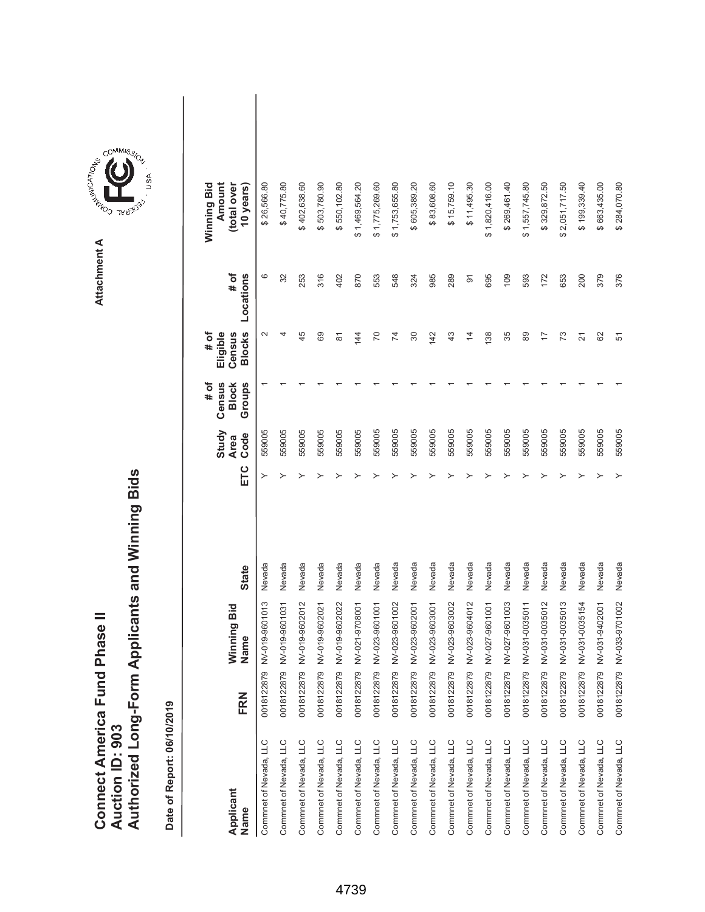# Connect America Fund Phase II
## Auction ID: 903
## Authorized Long-Form Applicants and Winning Bids

Attachment A

Date of Report: 06/10/2019

| Applicant Name | FRN | Winning Bid Name | State | ETC | Study Area Code | # of Census Block Groups | # of Eligible Census Blocks | # of Locations | Winning Bid Amount (total over 10 years) |
|---|---|---|---|---|---|---|---|---|---|
| Commnet of Nevada, LLC | 0018122879 | NV-019-9601013 | Nevada | Y | 559005 | 1 | 2 | 6 | $ 26,566.80 |
| Commnet of Nevada, LLC | 0018122879 | NV-019-9601031 | Nevada | Y | 559005 | 1 | 4 | 32 | $ 40,775.80 |
| Commnet of Nevada, LLC | 0018122879 | NV-019-9602012 | Nevada | Y | 559005 | 1 | 45 | 253 | $ 402,638.60 |
| Commnet of Nevada, LLC | 0018122879 | NV-019-9602021 | Nevada | Y | 559005 | 1 | 69 | 316 | $ 503,780.90 |
| Commnet of Nevada, LLC | 0018122879 | NV-019-9602022 | Nevada | Y | 559005 | 1 | 81 | 402 | $ 550,102.80 |
| Commnet of Nevada, LLC | 0018122879 | NV-021-9708001 | Nevada | Y | 559005 | 1 | 144 | 870 | $ 1,469,564.20 |
| Commnet of Nevada, LLC | 0018122879 | NV-023-9601001 | Nevada | Y | 559005 | 1 | 70 | 553 | $ 1,775,269.60 |
| Commnet of Nevada, LLC | 0018122879 | NV-023-9601002 | Nevada | Y | 559005 | 1 | 74 | 548 | $ 1,753,655.80 |
| Commnet of Nevada, LLC | 0018122879 | NV-023-9602001 | Nevada | Y | 559005 | 1 | 30 | 324 | $ 605,389.20 |
| Commnet of Nevada, LLC | 0018122879 | NV-023-9603001 | Nevada | Y | 559005 | 1 | 142 | 985 | $ 83,608.60 |
| Commnet of Nevada, LLC | 0018122879 | NV-023-9603002 | Nevada | Y | 559005 | 1 | 43 | 289 | $ 15,759.10 |
| Commnet of Nevada, LLC | 0018122879 | NV-023-9604012 | Nevada | Y | 559005 | 1 | 14 | 91 | $ 11,495.30 |
| Commnet of Nevada, LLC | 0018122879 | NV-027-9601001 | Nevada | Y | 559005 | 1 | 138 | 695 | $ 1,820,416.00 |
| Commnet of Nevada, LLC | 0018122879 | NV-027-9601003 | Nevada | Y | 559005 | 1 | 35 | 109 | $ 269,461.40 |
| Commnet of Nevada, LLC | 0018122879 | NV-031-0035011 | Nevada | Y | 559005 | 1 | 89 | 593 | $ 1,557,745.80 |
| Commnet of Nevada, LLC | 0018122879 | NV-031-0035012 | Nevada | Y | 559005 | 1 | 17 | 172 | $ 329,872.50 |
| Commnet of Nevada, LLC | 0018122879 | NV-031-0035013 | Nevada | Y | 559005 | 1 | 73 | 653 | $ 2,051,717.50 |
| Commnet of Nevada, LLC | 0018122879 | NV-031-0035154 | Nevada | Y | 559005 | 1 | 21 | 200 | $ 199,339.40 |
| Commnet of Nevada, LLC | 0018122879 | NV-031-9402001 | Nevada | Y | 559005 | 1 | 62 | 379 | $ 663,435.00 |
| Commnet of Nevada, LLC | 0018122879 | NV-033-9701002 | Nevada | Y | 559005 | 1 | 51 | 376 | $ 284,070.80 |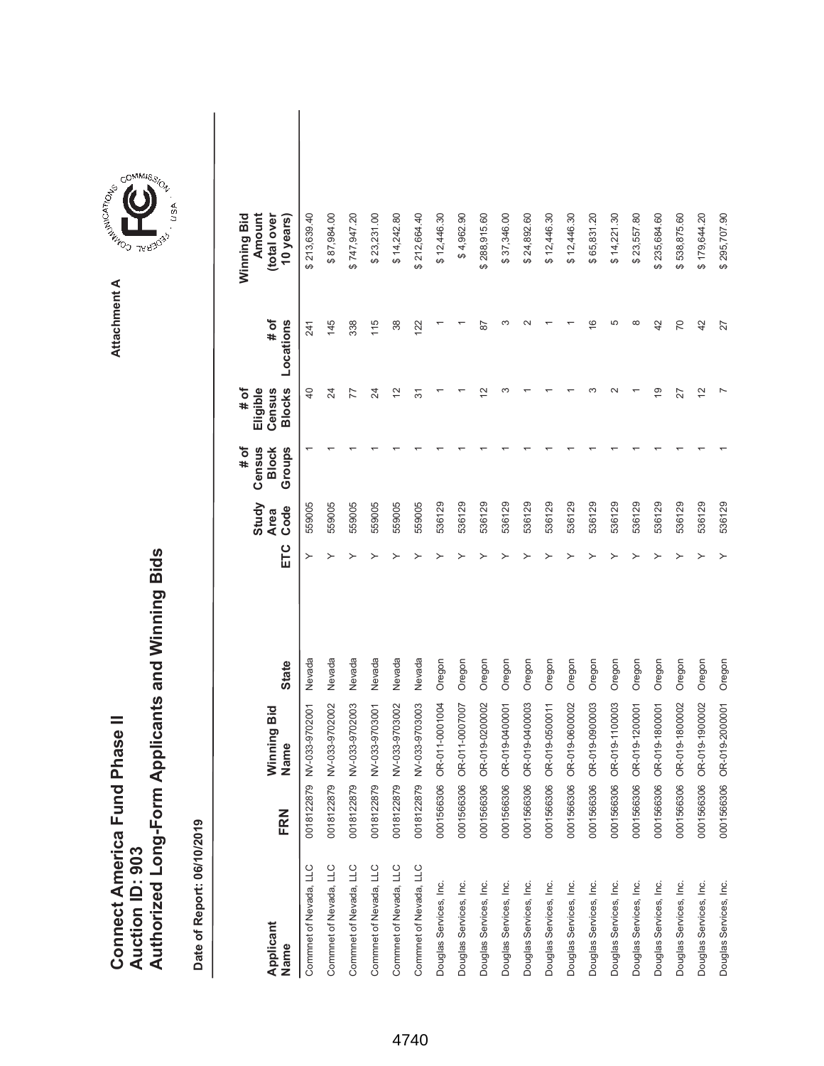# Connect America Fund Phase II
# Auction ID: 903
# Authorized Long-Form Applicants and Winning Bids

Attachment A

**Date of Report: 06/10/2019**

| Applicant Name | FRN | Winning Bid Name | State | ETC | Study Area Code | # of Census Block Groups | # of Eligible Census Blocks | # of Locations | Winning Bid Amount (total over 10 years) |
|---|---|---|---|---|---|---|---|---|---|
| Commnet of Nevada, LLC | 0018122879 | NV-033-9702001 | Nevada | Y | 559005 | 1 | 40 | 241 | $ 213,639.40 |
| Commnet of Nevada, LLC | 0018122879 | NV-033-9702002 | Nevada | Y | 559005 | 1 | 24 | 145 | $ 87,984.00 |
| Commnet of Nevada, LLC | 0018122879 | NV-033-9702003 | Nevada | Y | 559005 | 1 | 77 | 338 | $ 747,947.20 |
| Commnet of Nevada, LLC | 0018122879 | NV-033-9703001 | Nevada | Y | 559005 | 1 | 24 | 115 | $ 23,231.00 |
| Commnet of Nevada, LLC | 0018122879 | NV-033-9703002 | Nevada | Y | 559005 | 1 | 12 | 38 | $ 14,242.80 |
| Commnet of Nevada, LLC | 0018122879 | NV-033-9703003 | Nevada | Y | 559005 | 1 | 31 | 122 | $ 212,664.40 |
| Douglas Services, Inc. | 0001566306 | OR-011-0001004 | Oregon | Y | 536129 | 1 | 1 | 1 | $ 12,446.30 |
| Douglas Services, Inc. | 0001566306 | OR-011-0007007 | Oregon | Y | 536129 | 1 | 1 | 1 | $ 4,962.90 |
| Douglas Services, Inc. | 0001566306 | OR-019-0200002 | Oregon | Y | 536129 | 1 | 12 | 87 | $ 288,915.60 |
| Douglas Services, Inc. | 0001566306 | OR-019-0400001 | Oregon | Y | 536129 | 1 | 3 | 3 | $ 37,346.00 |
| Douglas Services, Inc. | 0001566306 | OR-019-0400003 | Oregon | Y | 536129 | 1 | 1 | 2 | $ 24,892.60 |
| Douglas Services, Inc. | 0001566306 | OR-019-0500011 | Oregon | Y | 536129 | 1 | 1 | 1 | $ 12,446.30 |
| Douglas Services, Inc. | 0001566306 | OR-019-0600002 | Oregon | Y | 536129 | 1 | 1 | 1 | $ 12,446.30 |
| Douglas Services, Inc. | 0001566306 | OR-019-0900003 | Oregon | Y | 536129 | 1 | 3 | 16 | $ 65,831.20 |
| Douglas Services, Inc. | 0001566306 | OR-019-1100003 | Oregon | Y | 536129 | 1 | 2 | 5 | $ 14,221.30 |
| Douglas Services, Inc. | 0001566306 | OR-019-1200001 | Oregon | Y | 536129 | 1 | 1 | 8 | $ 23,557.80 |
| Douglas Services, Inc. | 0001566306 | OR-019-1800001 | Oregon | Y | 536129 | 1 | 19 | 42 | $ 235,684.60 |
| Douglas Services, Inc. | 0001566306 | OR-019-1800002 | Oregon | Y | 536129 | 1 | 27 | 70 | $ 538,875.60 |
| Douglas Services, Inc. | 0001566306 | OR-019-1900002 | Oregon | Y | 536129 | 1 | 12 | 42 | $ 179,644.20 |
| Douglas Services, Inc. | 0001566306 | OR-019-2000001 | Oregon | Y | 536129 | 1 | 7 | 27 | $ 295,707.90 |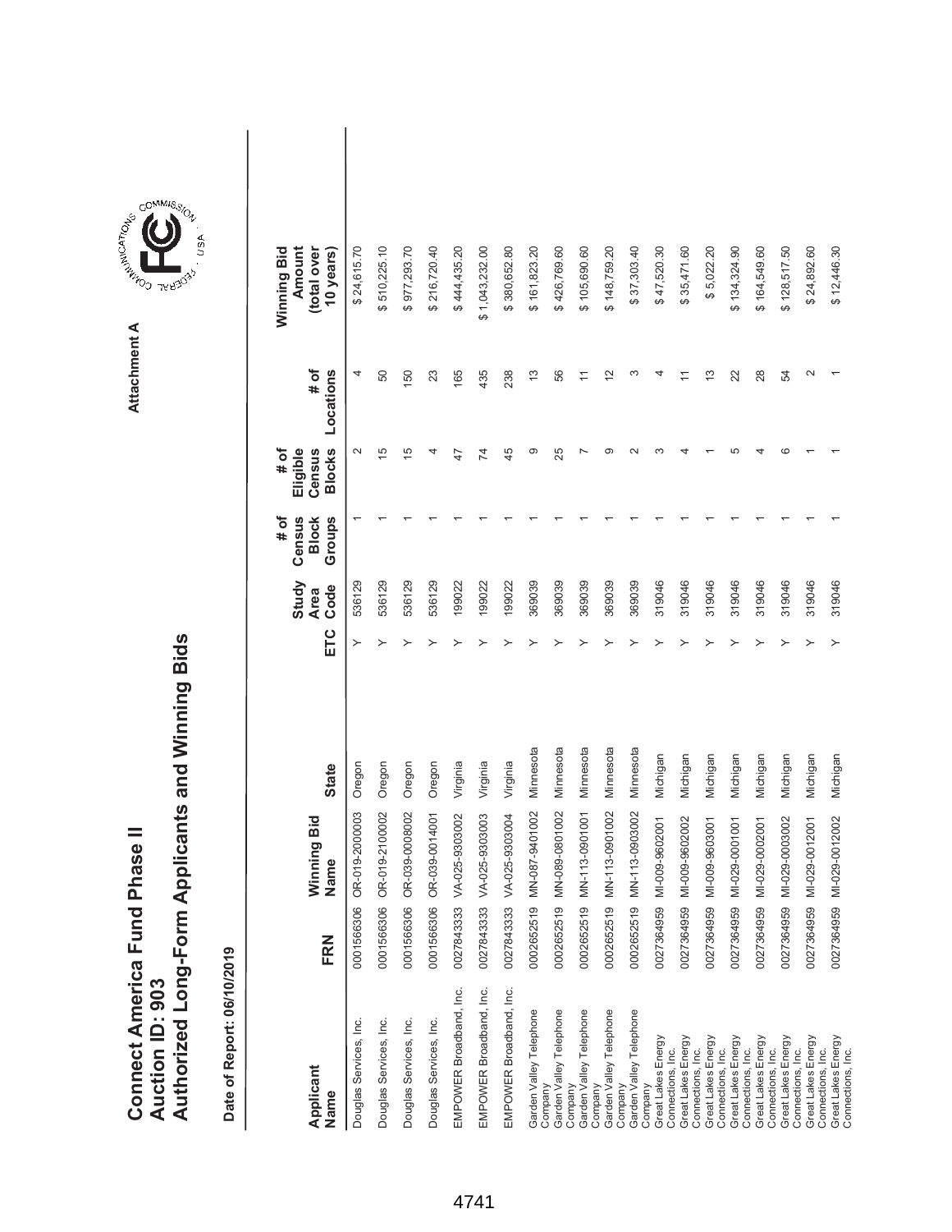# Connect America Fund Phase II
# Auction ID: 903
# Authorized Long-Form Applicants and Winning Bids

Attachment A

Date of Report: 06/10/2019

| Applicant Name | FRN | Winning Bid Name | State | ETC | Study Area Code | # of Census Block Groups | # of Eligible Census Blocks | # of Locations | Winning Bid Amount (total over 10 years) |
|---|---|---|---|---|---|---|---|---|---|
| Douglas Services, Inc. | 0001566306 | OR-019-2000003 | Oregon | Y | 536129 | 1 | 2 | 4 | $ 24,615.70 |
| Douglas Services, Inc. | 0001566306 | OR-019-2100002 | Oregon | Y | 536129 | 1 | 15 | 50 | $ 510,225.10 |
| Douglas Services, Inc. | 0001566306 | OR-039-0008002 | Oregon | Y | 536129 | 1 | 15 | 150 | $ 977,293.70 |
| Douglas Services, Inc. | 0001566306 | OR-039-0014001 | Oregon | Y | 536129 | 1 | 4 | 23 | $ 216,720.40 |
| EMPOWER Broadband, Inc. | 0027843333 | VA-025-9303002 | Virginia | Y | 199022 | 1 | 47 | 165 | $ 444,435.20 |
| EMPOWER Broadband, Inc. | 0027843333 | VA-025-9303003 | Virginia | Y | 199022 | 1 | 74 | 435 | $ 1,043,232.00 |
| EMPOWER Broadband, Inc. | 0027843333 | VA-025-9303004 | Virginia | Y | 199022 | 1 | 45 | 238 | $ 380,652.80 |
| Garden Valley Telephone Company | 0002652519 | MN-087-9401002 | Minnesota | Y | 369039 | 1 | 9 | 13 | $ 161,823.20 |
| Garden Valley Telephone Company | 0002652519 | MN-089-0801002 | Minnesota | Y | 369039 | 1 | 25 | 56 | $ 426,769.60 |
| Garden Valley Telephone Company | 0002652519 | MN-113-0901001 | Minnesota | Y | 369039 | 1 | 7 | 11 | $ 105,690.60 |
| Garden Valley Telephone Company | 0002652519 | MN-113-0901002 | Minnesota | Y | 369039 | 1 | 9 | 12 | $ 148,759.20 |
| Garden Valley Telephone Company | 0002652519 | MN-113-0903002 | Minnesota | Y | 369039 | 1 | 2 | 3 | $ 37,303.40 |
| Great Lakes Energy Connections, Inc. | 0027364959 | MI-009-9602001 | Michigan | Y | 319046 | 1 | 3 | 4 | $ 47,520.30 |
| Great Lakes Energy Connections, Inc. | 0027364959 | MI-009-9602002 | Michigan | Y | 319046 | 1 | 4 | 11 | $ 35,471.60 |
| Great Lakes Energy Connections, Inc. | 0027364959 | MI-009-9603001 | Michigan | Y | 319046 | 1 | 1 | 13 | $ 5,022.20 |
| Great Lakes Energy Connections, Inc. | 0027364959 | MI-029-0001001 | Michigan | Y | 319046 | 1 | 5 | 22 | $ 134,324.90 |
| Great Lakes Energy Connections, Inc. | 0027364959 | MI-029-0002001 | Michigan | Y | 319046 | 1 | 4 | 28 | $ 164,549.60 |
| Great Lakes Energy Connections, Inc. | 0027364959 | MI-029-0003002 | Michigan | Y | 319046 | 1 | 6 | 54 | $ 128,517.50 |
| Great Lakes Energy Connections, Inc. | 0027364959 | MI-029-0012001 | Michigan | Y | 319046 | 1 | 1 | 2 | $ 24,892.60 |
| Great Lakes Energy Connections, Inc. | 0027364959 | MI-029-0012002 | Michigan | Y | 319046 | 1 | 1 | 1 | $ 12,446.30 |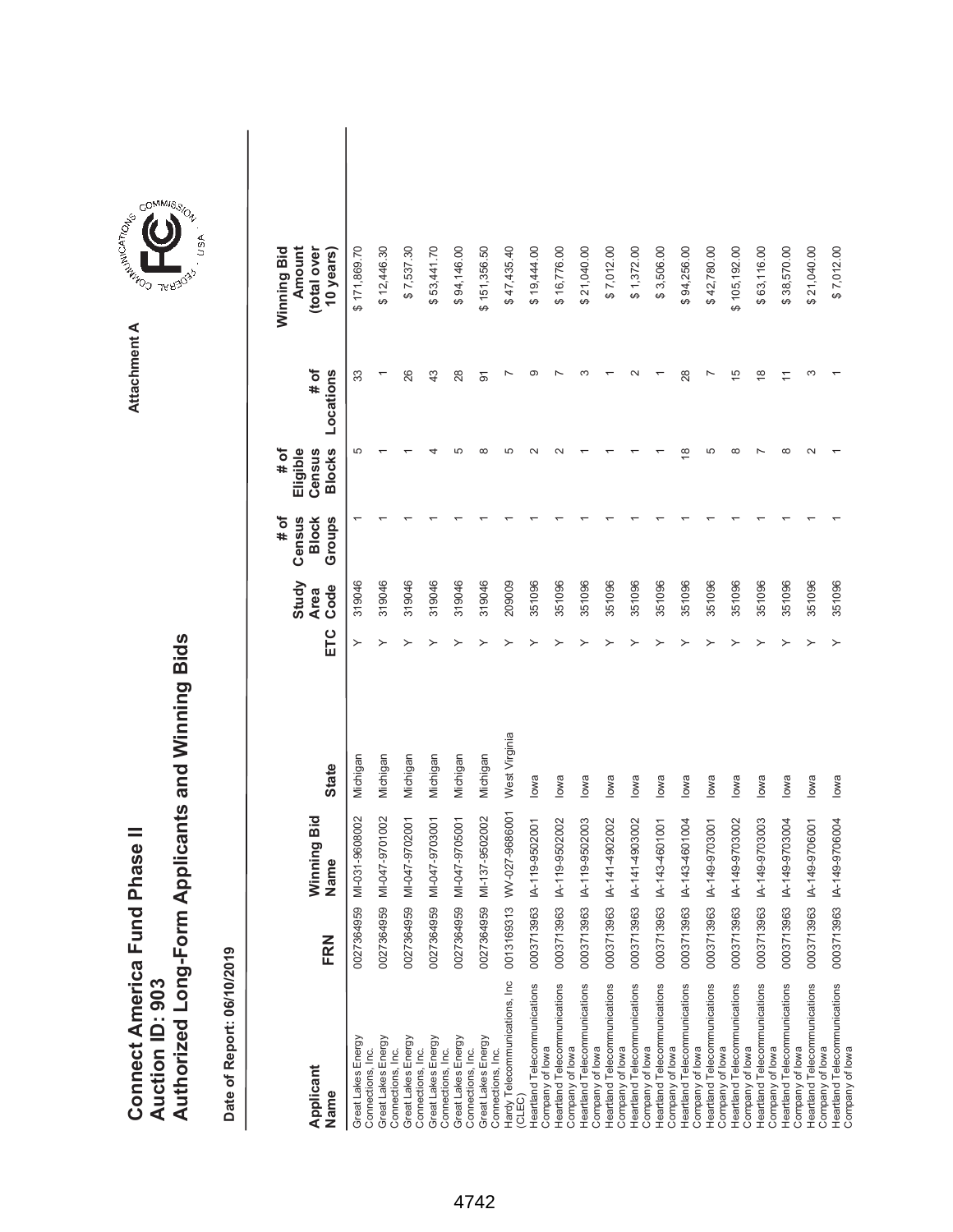# Connect America Fund Phase II
## Auction ID: 903
## Authorized Long-Form Applicants and Winning Bids

Attachment A

**Date of Report: 06/10/2019**

| Applicant Name | FRN | Winning Bid Name | State | ETC | Study Area Code | # of Census Block Groups | # of Eligible Census Blocks | # of Locations | Winning Bid Amount (total over 10 years) |
|---|---|---|---|---|---|---|---|---|---|
| Great Lakes Energy Connections, Inc. | 0027364959 | MI-031-9608002 | Michigan | Y | 319046 | 1 | 5 | 33 | $ 171,869.70 |
| Great Lakes Energy Connections, Inc. | 0027364959 | MI-047-9701002 | Michigan | Y | 319046 | 1 | 1 | 1 | $ 12,446.30 |
| Great Lakes Energy Connections, Inc. | 0027364959 | MI-047-9702001 | Michigan | Y | 319046 | 1 | 1 | 26 | $ 7,537.30 |
| Great Lakes Energy Connections, Inc. | 0027364959 | MI-047-9703001 | Michigan | Y | 319046 | 1 | 4 | 43 | $ 53,441.70 |
| Great Lakes Energy Connections, Inc. | 0027364959 | MI-047-9705001 | Michigan | Y | 319046 | 1 | 5 | 28 | $ 94,146.00 |
| Great Lakes Energy Connections, Inc. | 0027364959 | MI-137-9502002 | Michigan | Y | 319046 | 1 | 8 | 91 | $ 151,356.50 |
| Hardy Telecommunications, Inc (CLEC) | 0013169313 | WV-027-9686001 | West Virginia | Y | 209009 | 1 | 5 | 7 | $ 47,435.40 |
| Heartland Telecommunications Company of Iowa | 0003713963 | IA-119-9502001 | Iowa | Y | 351096 | 1 | 2 | 9 | $ 19,444.00 |
| Heartland Telecommunications Company of Iowa | 0003713963 | IA-119-9502002 | Iowa | Y | 351096 | 1 | 2 | 7 | $ 16,776.00 |
| Heartland Telecommunications Company of Iowa | 0003713963 | IA-119-9502003 | Iowa | Y | 351096 | 1 | 1 | 3 | $ 21,040.00 |
| Heartland Telecommunications Company of Iowa | 0003713963 | IA-141-4902002 | Iowa | Y | 351096 | 1 | 1 | 1 | $ 7,012.00 |
| Heartland Telecommunications Company of Iowa | 0003713963 | IA-141-4903002 | Iowa | Y | 351096 | 1 | 1 | 2 | $ 1,372.00 |
| Heartland Telecommunications Company of Iowa | 0003713963 | IA-143-4601001 | Iowa | Y | 351096 | 1 | 1 | 1 | $ 3,506.00 |
| Heartland Telecommunications Company of Iowa | 0003713963 | IA-143-4601004 | Iowa | Y | 351096 | 1 | 18 | 28 | $ 94,256.00 |
| Heartland Telecommunications Company of Iowa | 0003713963 | IA-149-9703001 | Iowa | Y | 351096 | 1 | 5 | 7 | $ 42,780.00 |
| Heartland Telecommunications Company of Iowa | 0003713963 | IA-149-9703002 | Iowa | Y | 351096 | 1 | 8 | 15 | $ 105,192.00 |
| Heartland Telecommunications Company of Iowa | 0003713963 | IA-149-9703003 | Iowa | Y | 351096 | 1 | 7 | 18 | $ 63,116.00 |
| Heartland Telecommunications Company of Iowa | 0003713963 | IA-149-9703004 | Iowa | Y | 351096 | 1 | 8 | 11 | $ 38,570.00 |
| Heartland Telecommunications Company of Iowa | 0003713963 | IA-149-9706001 | Iowa | Y | 351096 | 1 | 2 | 3 | $ 21,040.00 |
| Heartland Telecommunications Company of Iowa | 0003713963 | IA-149-9706004 | Iowa | Y | 351096 | 1 | 1 | 1 | $ 7,012.00 |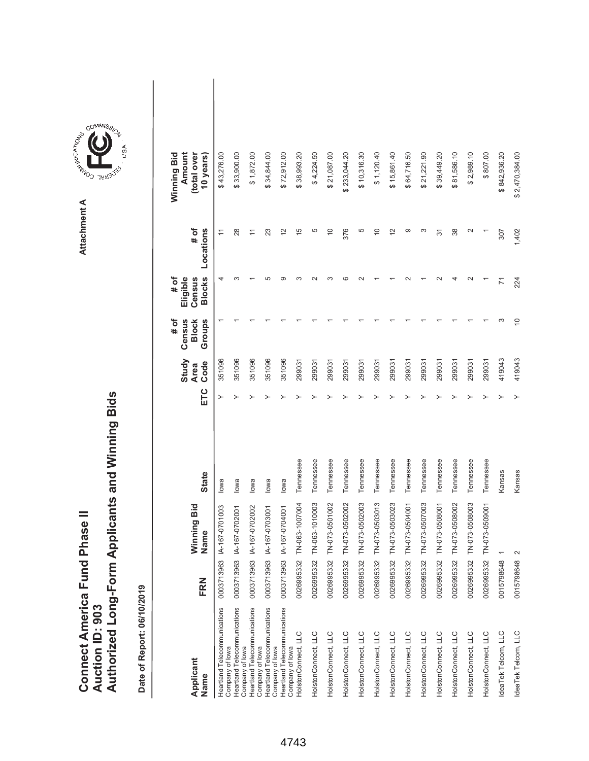# Connect America Fund Phase II
## Auction ID: 903
## Authorized Long-Form Applicants and Winning Bids

Attachment A

**Date of Report: 06/10/2019**

| Applicant Name | FRN | Winning Bid Name | State | ETC | Study Area Code | # of Census Block Groups | # of Eligible Census Blocks | # of Locations | Winning Bid Amount (total over 10 years) |
|---|---|---|---|---|---|---|---|---|---|
| Heartland Telecommunications Company of Iowa | 0003713963 | IA-167-0701003 | Iowa | Y | 351096 | 1 | 4 | 11 | $ 43,276.00 |
| Heartland Telecommunications Company of Iowa | 0003713963 | IA-167-0702001 | Iowa | Y | 351096 | 1 | 3 | 28 | $ 33,900.00 |
| Heartland Telecommunications Company of Iowa | 0003713963 | IA-167-0702002 | Iowa | Y | 351096 | 1 | 1 | 11 | $ 1,872.00 |
| Heartland Telecommunications Company of Iowa | 0003713963 | IA-167-0703001 | Iowa | Y | 351096 | 1 | 5 | 23 | $ 34,844.00 |
| Heartland Telecommunications Company of Iowa | 0003713963 | IA-167-0704001 | Iowa | Y | 351096 | 1 | 9 | 12 | $ 72,912.00 |
| HolstonConnect, LLC | 0026995332 | TN-063-1007004 | Tennessee | Y | 299031 | 1 | 3 | 15 | $ 38,993.20 |
| HolstonConnect, LLC | 0026995332 | TN-063-1010003 | Tennessee | Y | 299031 | 1 | 2 | 5 | $ 4,224.50 |
| HolstonConnect, LLC | 0026995332 | TN-073-0501002 | Tennessee | Y | 299031 | 1 | 3 | 10 | $ 21,087.00 |
| HolstonConnect, LLC | 0026995332 | TN-073-0502002 | Tennessee | Y | 299031 | 1 | 6 | 376 | $ 233,044.20 |
| HolstonConnect, LLC | 0026995332 | TN-073-0502003 | Tennessee | Y | 299031 | 1 | 2 | 5 | $ 10,316.30 |
| HolstonConnect, LLC | 0026995332 | TN-073-0503013 | Tennessee | Y | 299031 | 1 | 1 | 10 | $ 1,120.40 |
| HolstonConnect, LLC | 0026995332 | TN-073-0503023 | Tennessee | Y | 299031 | 1 | 1 | 12 | $ 15,861.40 |
| HolstonConnect, LLC | 0026995332 | TN-073-0504001 | Tennessee | Y | 299031 | 1 | 2 | 9 | $ 64,716.50 |
| HolstonConnect, LLC | 0026995332 | TN-073-0507003 | Tennessee | Y | 299031 | 1 | 1 | 3 | $ 21,221.90 |
| HolstonConnect, LLC | 0026995332 | TN-073-0508001 | Tennessee | Y | 299031 | 1 | 2 | 31 | $ 39,449.20 |
| HolstonConnect, LLC | 0026995332 | TN-073-0508002 | Tennessee | Y | 299031 | 1 | 4 | 38 | $ 81,586.10 |
| HolstonConnect, LLC | 0026995332 | TN-073-0508003 | Tennessee | Y | 299031 | 1 | 2 | 2 | $ 2,989.10 |
| HolstonConnect, LLC | 0026995332 | TN-073-0509001 | Tennessee | Y | 299031 | 1 | 1 | 1 | $ 807.00 |
| IdeaTek Telcom, LLC | 0015798648 | 1 | Kansas | Y | 419043 | 3 | 71 | 307 | $ 842,936.20 |
| IdeaTek Telcom, LLC | 0015798648 | 2 | Kansas | Y | 419043 | 10 | 224 | 1,402 | $ 2,470,384.00 |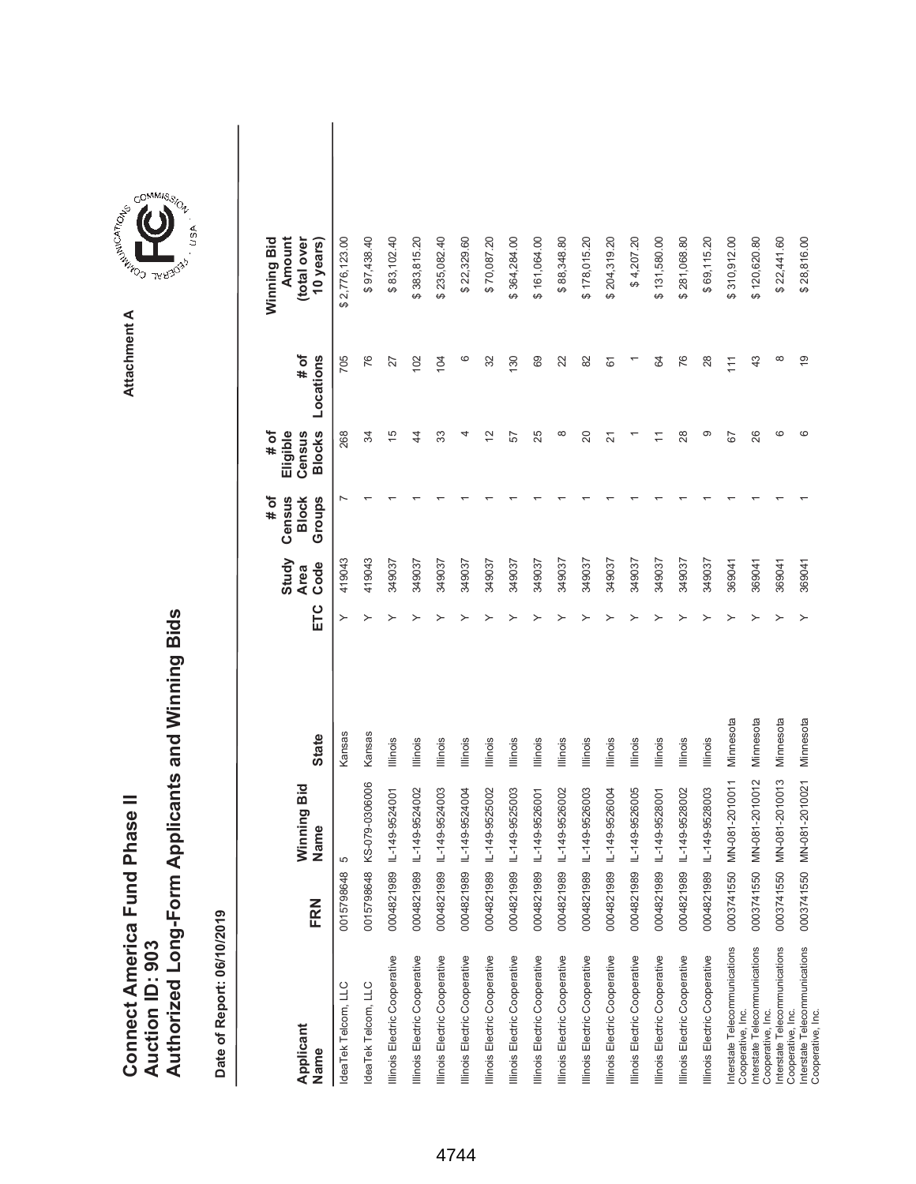# Connect America Fund Phase II
## Auction ID: 903
## Authorized Long-Form Applicants and Winning Bids

Attachment A

Date of Report: 06/10/2019

| Applicant Name | FRN | Winning Bid Name | State | ETC | Study Area Code | # of Census Block Groups | # of Eligible Census Blocks | # of Locations | Winning Bid Amount (total over 10 years) |
|---|---|---|---|---|---|---|---|---|---|
| IdeaTek Telcom, LLC | 0015798648 | 5 | Kansas | Y | 419043 | 7 | 268 | 705 | $ 2,776,123.00 |
| IdeaTek Telcom, LLC | 0015798648 | KS-079-0306006 | Kansas | Y | 419043 | 1 | 34 | 76 | $ 97,438.40 |
| Illinois Electric Cooperative | 0004821989 | IL-149-9524001 | Illinois | Y | 349037 | 1 | 15 | 27 | $ 83,102.40 |
| Illinois Electric Cooperative | 0004821989 | IL-149-9524002 | Illinois | Y | 349037 | 1 | 44 | 102 | $ 383,815.20 |
| Illinois Electric Cooperative | 0004821989 | IL-149-9524003 | Illinois | Y | 349037 | 1 | 33 | 104 | $ 235,082.40 |
| Illinois Electric Cooperative | 0004821989 | IL-149-9524004 | Illinois | Y | 349037 | 1 | 4 | 6 | $ 22,329.60 |
| Illinois Electric Cooperative | 0004821989 | IL-149-9525002 | Illinois | Y | 349037 | 1 | 12 | 32 | $ 70,087.20 |
| Illinois Electric Cooperative | 0004821989 | IL-149-9525003 | Illinois | Y | 349037 | 1 | 57 | 130 | $ 364,284.00 |
| Illinois Electric Cooperative | 0004821989 | IL-149-9526001 | Illinois | Y | 349037 | 1 | 25 | 69 | $ 161,064.00 |
| Illinois Electric Cooperative | 0004821989 | IL-149-9526002 | Illinois | Y | 349037 | 1 | 8 | 22 | $ 88,348.80 |
| Illinois Electric Cooperative | 0004821989 | IL-149-9526003 | Illinois | Y | 349037 | 1 | 20 | 82 | $ 178,015.20 |
| Illinois Electric Cooperative | 0004821989 | IL-149-9526004 | Illinois | Y | 349037 | 1 | 21 | 61 | $ 204,319.20 |
| Illinois Electric Cooperative | 0004821989 | IL-149-9526005 | Illinois | Y | 349037 | 1 | 1 | 1 | $ 4,207.20 |
| Illinois Electric Cooperative | 0004821989 | IL-149-9528001 | Illinois | Y | 349037 | 1 | 11 | 64 | $ 131,580.00 |
| Illinois Electric Cooperative | 0004821989 | IL-149-9528002 | Illinois | Y | 349037 | 1 | 28 | 76 | $ 281,068.80 |
| Illinois Electric Cooperative | 0004821989 | IL-149-9528003 | Illinois | Y | 349037 | 1 | 9 | 28 | $ 69,115.20 |
| Interstate Telecommunications Cooperative, Inc. | 0003741550 | MN-081-2010011 | Minnesota | Y | 369041 | 1 | 67 | 111 | $ 310,912.00 |
| Interstate Telecommunications Cooperative, Inc. | 0003741550 | MN-081-2010012 | Minnesota | Y | 369041 | 1 | 26 | 43 | $ 120,620.80 |
| Interstate Telecommunications Cooperative, Inc. | 0003741550 | MN-081-2010013 | Minnesota | Y | 369041 | 1 | 6 | 8 | $ 22,441.60 |
| Interstate Telecommunications Cooperative, Inc. | 0003741550 | MN-081-2010021 | Minnesota | Y | 369041 | 1 | 6 | 19 | $ 28,816.00 |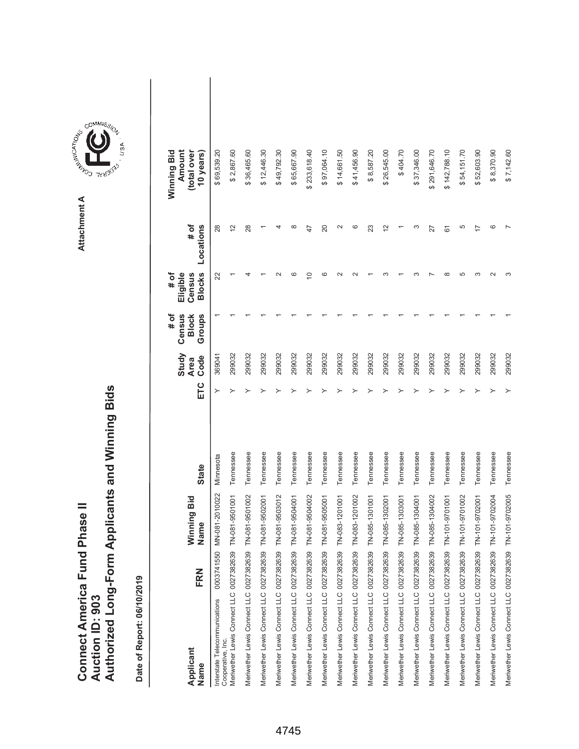# Connect America Fund Phase II
## Auction ID: 903
## Authorized Long-Form Applicants and Winning Bids

Attachment A

**Date of Report: 06/10/2019**

| Applicant Name | FRN | Winning Bid Name | State | ETC | Study Area Code | # of Census Block Groups | # of Eligible Census Blocks | # of Locations | Winning Bid Amount (total over 10 years) |
|---|---|---|---|---|---|---|---|---|---|
| Interstate Telecommunications Cooperative, Inc. | 0003741550 | MN-081-2010022 | Minnesota | Y | 369041 | 1 | 22 | 28 | $ 69,539.20 |
| Meriwether Lewis Connect LLC | 0027382639 | TN-081-9501001 | Tennessee | Y | 299032 | 1 | 1 | 12 | $ 2,867.60 |
| Meriwether Lewis Connect LLC | 0027382639 | TN-081-9501002 | Tennessee | Y | 299032 | 1 | 4 | 28 | $ 36,465.60 |
| Meriwether Lewis Connect LLC | 0027382639 | TN-081-9502001 | Tennessee | Y | 299032 | 1 | 1 | 1 | $ 12,446.30 |
| Meriwether Lewis Connect LLC | 0027382639 | TN-081-9503012 | Tennessee | Y | 299032 | 1 | 2 | 4 | $ 49,792.30 |
| Meriwether Lewis Connect LLC | 0027382639 | TN-081-9504001 | Tennessee | Y | 299032 | 1 | 6 | 8 | $ 65,667.90 |
| Meriwether Lewis Connect LLC | 0027382639 | TN-081-9504002 | Tennessee | Y | 299032 | 1 | 10 | 47 | $ 233,618.40 |
| Meriwether Lewis Connect LLC | 0027382639 | TN-081-9505001 | Tennessee | Y | 299032 | 1 | 6 | 20 | $ 97,064.10 |
| Meriwether Lewis Connect LLC | 0027382639 | TN-083-1201001 | Tennessee | Y | 299032 | 1 | 2 | 2 | $ 14,661.50 |
| Meriwether Lewis Connect LLC | 0027382639 | TN-083-1201002 | Tennessee | Y | 299032 | 1 | 2 | 6 | $ 41,456.90 |
| Meriwether Lewis Connect LLC | 0027382639 | TN-085-1301001 | Tennessee | Y | 299032 | 1 | 1 | 23 | $ 8,587.20 |
| Meriwether Lewis Connect LLC | 0027382639 | TN-085-1302001 | Tennessee | Y | 299032 | 1 | 3 | 12 | $ 26,545.00 |
| Meriwether Lewis Connect LLC | 0027382639 | TN-085-1303001 | Tennessee | Y | 299032 | 1 | 1 | 1 | $ 404.70 |
| Meriwether Lewis Connect LLC | 0027382639 | TN-085-1304001 | Tennessee | Y | 299032 | 1 | 3 | 3 | $ 37,346.00 |
| Meriwether Lewis Connect LLC | 0027382639 | TN-085-1304002 | Tennessee | Y | 299032 | 1 | 7 | 27 | $ 291,646.70 |
| Meriwether Lewis Connect LLC | 0027382639 | TN-101-9701001 | Tennessee | Y | 299032 | 1 | 8 | 61 | $ 142,788.10 |
| Meriwether Lewis Connect LLC | 0027382639 | TN-101-9701002 | Tennessee | Y | 299032 | 1 | 5 | 5 | $ 54,151.70 |
| Meriwether Lewis Connect LLC | 0027382639 | TN-101-9702001 | Tennessee | Y | 299032 | 1 | 3 | 17 | $ 52,603.90 |
| Meriwether Lewis Connect LLC | 0027382639 | TN-101-9702004 | Tennessee | Y | 299032 | 1 | 2 | 6 | $ 8,370.90 |
| Meriwether Lewis Connect LLC | 0027382639 | TN-101-9702005 | Tennessee | Y | 299032 | 1 | 3 | 7 | $ 7,142.60 |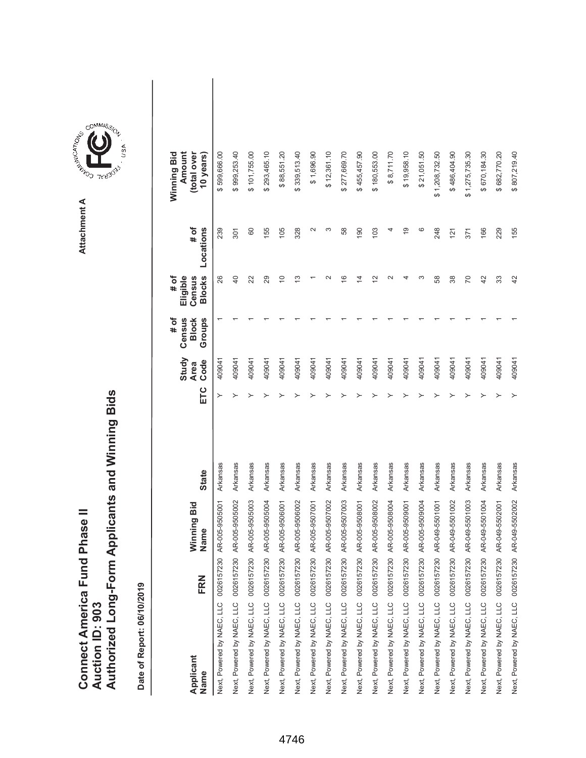# Connect America Fund Phase II
## Auction ID: 903
## Authorized Long-Form Applicants and Winning Bids

Attachment A

Date of Report: 06/10/2019

| Applicant Name | FRN | Winning Bid Name | State | ETC | Study Area Code | # of Census Block Groups | # of Eligible Census Blocks | # of Locations | Winning Bid Amount (total over 10 years) |
|---|---|---|---|---|---|---|---|---|---|
| Next, Powered by NAEC, LLC | 0026157230 | AR-005-9505001 | Arkansas | Y | 409041 | 1 | 26 | 239 | $ 599,666.00 |
| Next, Powered by NAEC, LLC | 0026157230 | AR-005-9505002 | Arkansas | Y | 409041 | 1 | 40 | 301 | $ 999,253.40 |
| Next, Powered by NAEC, LLC | 0026157230 | AR-005-9505003 | Arkansas | Y | 409041 | 1 | 22 | 60 | $ 101,755.00 |
| Next, Powered by NAEC, LLC | 0026157230 | AR-005-9505004 | Arkansas | Y | 409041 | 1 | 29 | 155 | $ 293,465.10 |
| Next, Powered by NAEC, LLC | 0026157230 | AR-005-9506001 | Arkansas | Y | 409041 | 1 | 10 | 105 | $ 88,551.20 |
| Next, Powered by NAEC, LLC | 0026157230 | AR-005-9506002 | Arkansas | Y | 409041 | 1 | 13 | 328 | $ 339,513.40 |
| Next, Powered by NAEC, LLC | 0026157230 | AR-005-9507001 | Arkansas | Y | 409041 | 1 | 1 | 2 | $ 1,696.90 |
| Next, Powered by NAEC, LLC | 0026157230 | AR-005-9507002 | Arkansas | Y | 409041 | 1 | 2 | 3 | $ 12,361.10 |
| Next, Powered by NAEC, LLC | 0026157230 | AR-005-9507003 | Arkansas | Y | 409041 | 1 | 16 | 58 | $ 277,669.70 |
| Next, Powered by NAEC, LLC | 0026157230 | AR-005-9508001 | Arkansas | Y | 409041 | 1 | 14 | 190 | $ 455,457.90 |
| Next, Powered by NAEC, LLC | 0026157230 | AR-005-9508002 | Arkansas | Y | 409041 | 1 | 12 | 103 | $ 180,553.00 |
| Next, Powered by NAEC, LLC | 0026157230 | AR-005-9508004 | Arkansas | Y | 409041 | 1 | 2 | 4 | $ 8,711.70 |
| Next, Powered by NAEC, LLC | 0026157230 | AR-005-9509001 | Arkansas | Y | 409041 | 1 | 4 | 19 | $ 19,958.10 |
| Next, Powered by NAEC, LLC | 0026157230 | AR-005-9509004 | Arkansas | Y | 409041 | 1 | 3 | 6 | $ 21,051.50 |
| Next, Powered by NAEC, LLC | 0026157230 | AR-049-5501001 | Arkansas | Y | 409041 | 1 | 58 | 248 | $ 1,208,732.50 |
| Next, Powered by NAEC, LLC | 0026157230 | AR-049-5501002 | Arkansas | Y | 409041 | 1 | 38 | 121 | $ 486,404.90 |
| Next, Powered by NAEC, LLC | 0026157230 | AR-049-5501003 | Arkansas | Y | 409041 | 1 | 70 | 371 | $ 1,275,735.30 |
| Next, Powered by NAEC, LLC | 0026157230 | AR-049-5501004 | Arkansas | Y | 409041 | 1 | 42 | 166 | $ 670,184.30 |
| Next, Powered by NAEC, LLC | 0026157230 | AR-049-5502001 | Arkansas | Y | 409041 | 1 | 33 | 229 | $ 682,770.20 |
| Next, Powered by NAEC, LLC | 0026157230 | AR-049-5502002 | Arkansas | Y | 409041 | 1 | 42 | 155 | $ 807,219.40 |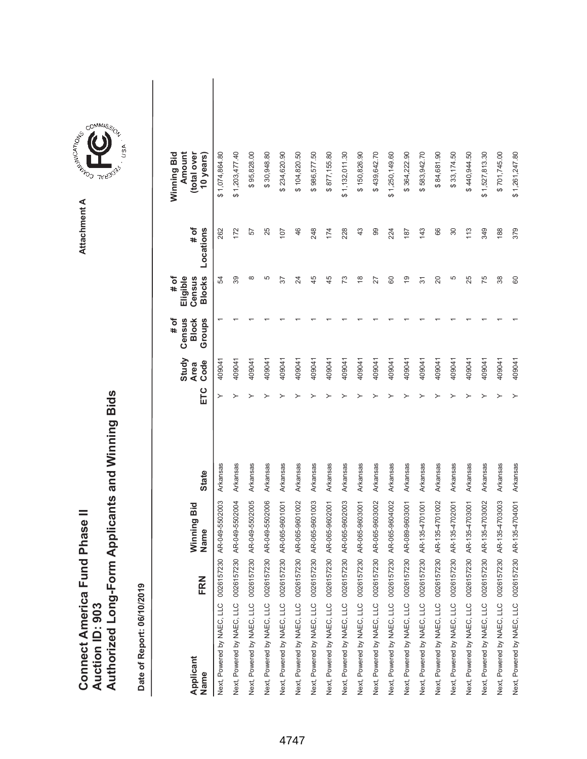# Connect America Fund Phase II
# Auction ID: 903
# Authorized Long-Form Applicants and Winning Bids

Attachment A

Date of Report: 06/10/2019

| Applicant Name | FRN | Winning Bid Name | State | ETC | Study Area Code | # of Census Block Groups | # of Eligible Census Blocks | # of Locations | Winning Bid Amount (total over 10 years) |
|---|---|---|---|---|---|---|---|---|---|
| Next, Powered by NAEC, LLC | 0026157230 | AR-049-5502003 | Arkansas | Y | 409041 | 1 | 54 | 262 | $ 1,074,864.80 |
| Next, Powered by NAEC, LLC | 0026157230 | AR-049-5502004 | Arkansas | Y | 409041 | 1 | 39 | 172 | $ 1,203,477.40 |
| Next, Powered by NAEC, LLC | 0026157230 | AR-049-5502005 | Arkansas | Y | 409041 | 1 | 8 | 57 | $ 95,828.00 |
| Next, Powered by NAEC, LLC | 0026157230 | AR-049-5502006 | Arkansas | Y | 409041 | 1 | 5 | 25 | $ 30,948.80 |
| Next, Powered by NAEC, LLC | 0026157230 | AR-065-9601001 | Arkansas | Y | 409041 | 1 | 37 | 107 | $ 234,620.90 |
| Next, Powered by NAEC, LLC | 0026157230 | AR-065-9601002 | Arkansas | Y | 409041 | 1 | 24 | 46 | $ 104,820.50 |
| Next, Powered by NAEC, LLC | 0026157230 | AR-065-9601003 | Arkansas | Y | 409041 | 1 | 45 | 248 | $ 986,577.50 |
| Next, Powered by NAEC, LLC | 0026157230 | AR-065-9602001 | Arkansas | Y | 409041 | 1 | 45 | 174 | $ 877,155.80 |
| Next, Powered by NAEC, LLC | 0026157230 | AR-065-9602003 | Arkansas | Y | 409041 | 1 | 73 | 228 | $ 1,132,011.30 |
| Next, Powered by NAEC, LLC | 0026157230 | AR-065-9603001 | Arkansas | Y | 409041 | 1 | 18 | 43 | $ 150,826.90 |
| Next, Powered by NAEC, LLC | 0026157230 | AR-065-9603002 | Arkansas | Y | 409041 | 1 | 27 | 99 | $ 439,642.70 |
| Next, Powered by NAEC, LLC | 0026157230 | AR-065-9604002 | Arkansas | Y | 409041 | 1 | 60 | 224 | $ 1,250,149.60 |
| Next, Powered by NAEC, LLC | 0026157230 | AR-089-9603001 | Arkansas | Y | 409041 | 1 | 19 | 187 | $ 364,222.90 |
| Next, Powered by NAEC, LLC | 0026157230 | AR-135-4701001 | Arkansas | Y | 409041 | 1 | 31 | 143 | $ 583,942.70 |
| Next, Powered by NAEC, LLC | 0026157230 | AR-135-4701002 | Arkansas | Y | 409041 | 1 | 20 | 66 | $ 84,681.90 |
| Next, Powered by NAEC, LLC | 0026157230 | AR-135-4702001 | Arkansas | Y | 409041 | 1 | 5 | 30 | $ 33,174.50 |
| Next, Powered by NAEC, LLC | 0026157230 | AR-135-4703001 | Arkansas | Y | 409041 | 1 | 25 | 113 | $ 440,944.50 |
| Next, Powered by NAEC, LLC | 0026157230 | AR-135-4703002 | Arkansas | Y | 409041 | 1 | 75 | 349 | $ 1,527,813.30 |
| Next, Powered by NAEC, LLC | 0026157230 | AR-135-4703003 | Arkansas | Y | 409041 | 1 | 38 | 188 | $ 701,745.00 |
| Next, Powered by NAEC, LLC | 0026157230 | AR-135-4704001 | Arkansas | Y | 409041 | 1 | 60 | 379 | $ 1,261,247.80 |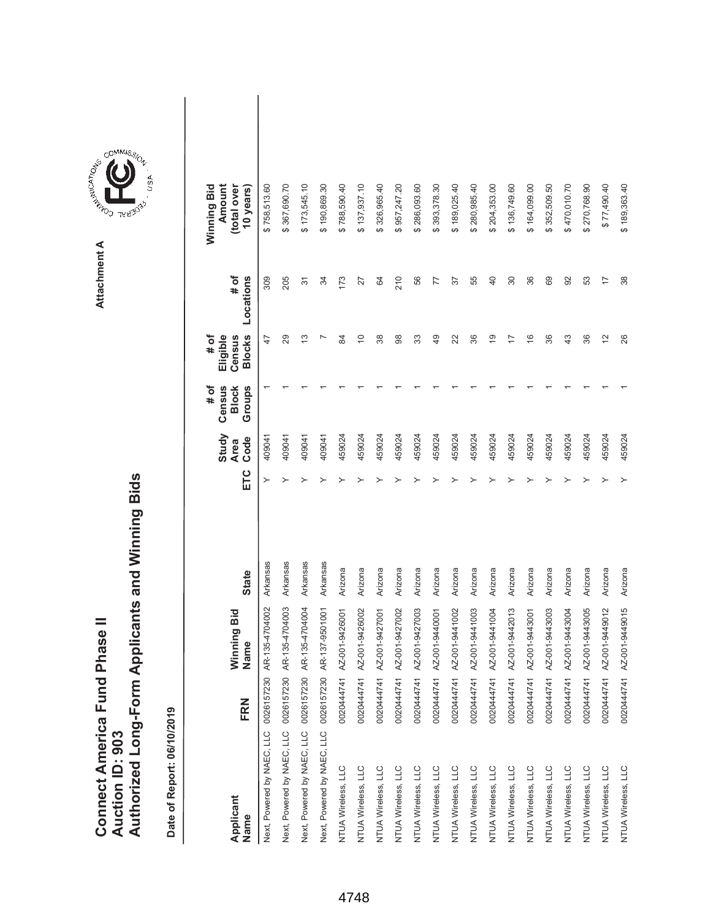# Connect America Fund Phase II
## Auction ID: 903
## Authorized Long-Form Applicants and Winning Bids

Attachment A

Date of Report: 06/10/2019

| Applicant Name | FRN | Winning Bid Name | State | ETC | Study Area Code | # of Census Block Groups | # of Eligible Census Blocks | # of Locations | Winning Bid Amount (total over 10 years) |
|---|---|---|---|---|---|---|---|---|---|
| Next, Powered by NAEC, LLC | 0026157230 | AR-135-4704002 | Arkansas | Y | 409041 | 1 | 47 | 309 | $ 758,513.60 |
| Next, Powered by NAEC, LLC | 0026157230 | AR-135-4704003 | Arkansas | Y | 409041 | 1 | 29 | 205 | $ 367,690.70 |
| Next, Powered by NAEC, LLC | 0026157230 | AR-135-4704004 | Arkansas | Y | 409041 | 1 | 13 | 31 | $ 173,545.10 |
| Next, Powered by NAEC, LLC | 0026157230 | AR-137-9501001 | Arkansas | Y | 409041 | 1 | 7 | 34 | $ 190,869.30 |
| NTUA Wireless, LLC | 0020444741 | AZ-001-9426001 | Arizona | Y | 459024 | 1 | 84 | 173 | $ 788,590.40 |
| NTUA Wireless, LLC | 0020444741 | AZ-001-9426002 | Arizona | Y | 459024 | 1 | 10 | 27 | $ 137,937.10 |
| NTUA Wireless, LLC | 0020444741 | AZ-001-9427001 | Arizona | Y | 459024 | 1 | 38 | 64 | $ 326,965.40 |
| NTUA Wireless, LLC | 0020444741 | AZ-001-9427002 | Arizona | Y | 459024 | 1 | 98 | 210 | $ 957,247.20 |
| NTUA Wireless, LLC | 0020444741 | AZ-001-9427003 | Arizona | Y | 459024 | 1 | 33 | 56 | $ 286,093.60 |
| NTUA Wireless, LLC | 0020444741 | AZ-001-9440001 | Arizona | Y | 459024 | 1 | 49 | 77 | $ 393,378.30 |
| NTUA Wireless, LLC | 0020444741 | AZ-001-9441002 | Arizona | Y | 459024 | 1 | 22 | 37 | $ 189,025.40 |
| NTUA Wireless, LLC | 0020444741 | AZ-001-9441003 | Arizona | Y | 459024 | 1 | 36 | 55 | $ 280,985.40 |
| NTUA Wireless, LLC | 0020444741 | AZ-001-9441004 | Arizona | Y | 459024 | 1 | 19 | 40 | $ 204,353.00 |
| NTUA Wireless, LLC | 0020444741 | AZ-001-9442013 | Arizona | Y | 459024 | 1 | 17 | 30 | $ 136,749.60 |
| NTUA Wireless, LLC | 0020444741 | AZ-001-9443001 | Arizona | Y | 459024 | 1 | 16 | 36 | $ 164,099.00 |
| NTUA Wireless, LLC | 0020444741 | AZ-001-9443003 | Arizona | Y | 459024 | 1 | 36 | 69 | $ 352,509.50 |
| NTUA Wireless, LLC | 0020444741 | AZ-001-9443004 | Arizona | Y | 459024 | 1 | 43 | 92 | $ 470,010.70 |
| NTUA Wireless, LLC | 0020444741 | AZ-001-9443005 | Arizona | Y | 459024 | 1 | 36 | 53 | $ 270,768.90 |
| NTUA Wireless, LLC | 0020444741 | AZ-001-9449012 | Arizona | Y | 459024 | 1 | 12 | 17 | $ 77,490.40 |
| NTUA Wireless, LLC | 0020444741 | AZ-001-9449015 | Arizona | Y | 459024 | 1 | 26 | 38 | $ 189,363.40 |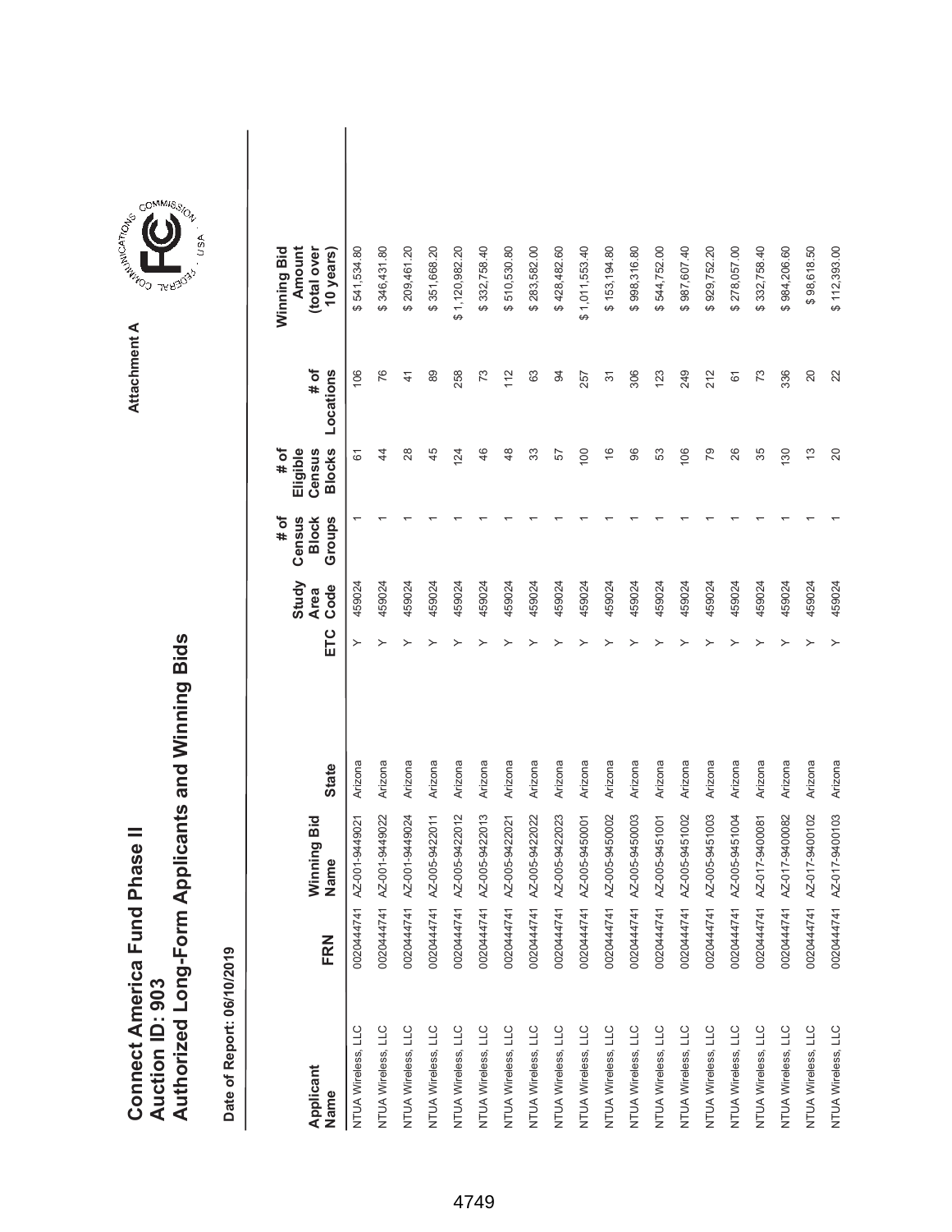# Connect America Fund Phase II
## Auction ID: 903
## Authorized Long-Form Applicants and Winning Bids

Attachment A

**Date of Report: 06/10/2019**

| Applicant Name | FRN | Winning Bid Name | State | ETC | Study Area Code | # of Census Block Groups | # of Eligible Census Blocks | # of Locations | Winning Bid Amount (total over 10 years) |
|---|---|---|---|---|---|---|---|---|---|
| NTUA Wireless, LLC | 0020444741 | AZ-001-9449021 | Arizona | Y | 459024 | 1 | 61 | 106 | $ 541,534.80 |
| NTUA Wireless, LLC | 0020444741 | AZ-001-9449022 | Arizona | Y | 459024 | 1 | 44 | 76 | $ 346,431.80 |
| NTUA Wireless, LLC | 0020444741 | AZ-001-9449024 | Arizona | Y | 459024 | 1 | 28 | 41 | $ 209,461.20 |
| NTUA Wireless, LLC | 0020444741 | AZ-005-9422011 | Arizona | Y | 459024 | 1 | 45 | 89 | $ 351,668.20 |
| NTUA Wireless, LLC | 0020444741 | AZ-005-9422012 | Arizona | Y | 459024 | 1 | 124 | 258 | $ 1,120,982.20 |
| NTUA Wireless, LLC | 0020444741 | AZ-005-9422013 | Arizona | Y | 459024 | 1 | 46 | 73 | $ 332,758.40 |
| NTUA Wireless, LLC | 0020444741 | AZ-005-9422021 | Arizona | Y | 459024 | 1 | 48 | 112 | $ 510,530.80 |
| NTUA Wireless, LLC | 0020444741 | AZ-005-9422022 | Arizona | Y | 459024 | 1 | 33 | 63 | $ 283,582.00 |
| NTUA Wireless, LLC | 0020444741 | AZ-005-9422023 | Arizona | Y | 459024 | 1 | 57 | 94 | $ 428,482.60 |
| NTUA Wireless, LLC | 0020444741 | AZ-005-9450001 | Arizona | Y | 459024 | 1 | 100 | 257 | $ 1,011,553.40 |
| NTUA Wireless, LLC | 0020444741 | AZ-005-9450002 | Arizona | Y | 459024 | 1 | 16 | 31 | $ 153,194.80 |
| NTUA Wireless, LLC | 0020444741 | AZ-005-9450003 | Arizona | Y | 459024 | 1 | 96 | 306 | $ 998,316.80 |
| NTUA Wireless, LLC | 0020444741 | AZ-005-9451001 | Arizona | Y | 459024 | 1 | 53 | 123 | $ 544,752.00 |
| NTUA Wireless, LLC | 0020444741 | AZ-005-9451002 | Arizona | Y | 459024 | 1 | 106 | 249 | $ 987,607.40 |
| NTUA Wireless, LLC | 0020444741 | AZ-005-9451003 | Arizona | Y | 459024 | 1 | 79 | 212 | $ 929,752.20 |
| NTUA Wireless, LLC | 0020444741 | AZ-005-9451004 | Arizona | Y | 459024 | 1 | 26 | 61 | $ 278,057.00 |
| NTUA Wireless, LLC | 0020444741 | AZ-017-9400081 | Arizona | Y | 459024 | 1 | 35 | 73 | $ 332,758.40 |
| NTUA Wireless, LLC | 0020444741 | AZ-017-9400082 | Arizona | Y | 459024 | 1 | 130 | 336 | $ 984,206.60 |
| NTUA Wireless, LLC | 0020444741 | AZ-017-9400102 | Arizona | Y | 459024 | 1 | 13 | 20 | $ 98,618.50 |
| NTUA Wireless, LLC | 0020444741 | AZ-017-9400103 | Arizona | Y | 459024 | 1 | 20 | 22 | $ 112,393.00 |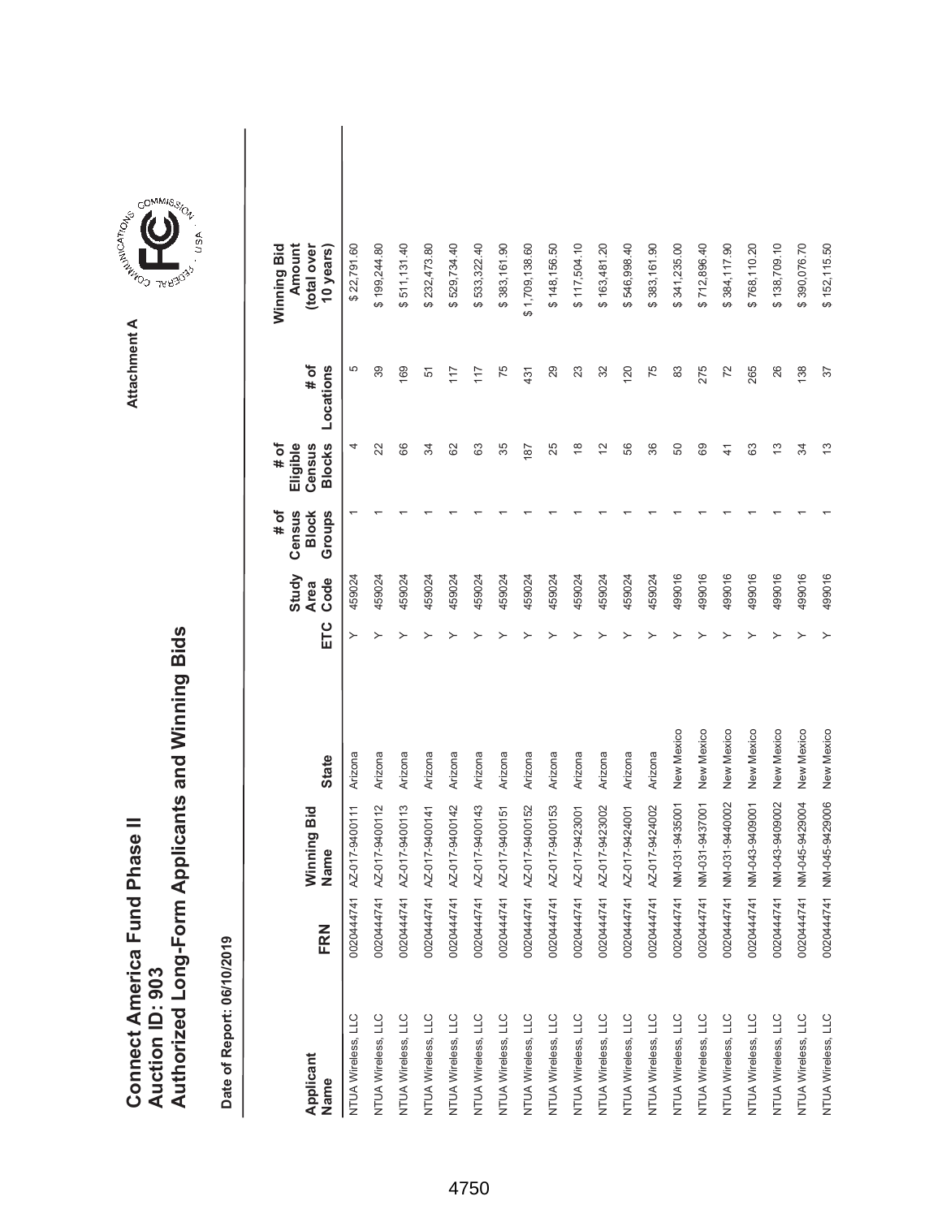# Connect America Fund Phase II
## Auction ID: 903
## Authorized Long-Form Applicants and Winning Bids

Attachment A

Date of Report: 06/10/2019

| Applicant Name | FRN | Winning Bid Name | State | ETC | Study Area Code | # of Census Block Groups | # of Eligible Census Blocks | # of Locations | Winning Bid Amount (total over 10 years) |
|---|---|---|---|---|---|---|---|---|---|
| NTUA Wireless, LLC | 0020444741 | AZ-017-9400111 | Arizona | Y | 459024 | 1 | 4 | 5 | $ 22,791.60 |
| NTUA Wireless, LLC | 0020444741 | AZ-017-9400112 | Arizona | Y | 459024 | 1 | 22 | 39 | $ 199,244.80 |
| NTUA Wireless, LLC | 0020444741 | AZ-017-9400113 | Arizona | Y | 459024 | 1 | 66 | 169 | $ 511,131.40 |
| NTUA Wireless, LLC | 0020444741 | AZ-017-9400141 | Arizona | Y | 459024 | 1 | 34 | 51 | $ 232,473.80 |
| NTUA Wireless, LLC | 0020444741 | AZ-017-9400142 | Arizona | Y | 459024 | 1 | 62 | 117 | $ 529,734.40 |
| NTUA Wireless, LLC | 0020444741 | AZ-017-9400143 | Arizona | Y | 459024 | 1 | 63 | 117 | $ 533,322.40 |
| NTUA Wireless, LLC | 0020444741 | AZ-017-9400151 | Arizona | Y | 459024 | 1 | 35 | 75 | $ 383,161.90 |
| NTUA Wireless, LLC | 0020444741 | AZ-017-9400152 | Arizona | Y | 459024 | 1 | 187 | 431 | $ 1,709,138.60 |
| NTUA Wireless, LLC | 0020444741 | AZ-017-9400153 | Arizona | Y | 459024 | 1 | 25 | 29 | $ 148,156.50 |
| NTUA Wireless, LLC | 0020444741 | AZ-017-9423001 | Arizona | Y | 459024 | 1 | 18 | 23 | $ 117,504.10 |
| NTUA Wireless, LLC | 0020444741 | AZ-017-9423002 | Arizona | Y | 459024 | 1 | 12 | 32 | $ 163,481.20 |
| NTUA Wireless, LLC | 0020444741 | AZ-017-9424001 | Arizona | Y | 459024 | 1 | 56 | 120 | $ 546,998.40 |
| NTUA Wireless, LLC | 0020444741 | AZ-017-9424002 | Arizona | Y | 459024 | 1 | 36 | 75 | $ 383,161.90 |
| NTUA Wireless, LLC | 0020444741 | NM-031-9435001 | New Mexico | Y | 499016 | 1 | 50 | 83 | $ 341,235.00 |
| NTUA Wireless, LLC | 0020444741 | NM-031-9437001 | New Mexico | Y | 499016 | 1 | 69 | 275 | $ 712,896.40 |
| NTUA Wireless, LLC | 0020444741 | NM-031-9440002 | New Mexico | Y | 499016 | 1 | 41 | 72 | $ 384,117.90 |
| NTUA Wireless, LLC | 0020444741 | NM-043-9409001 | New Mexico | Y | 499016 | 1 | 63 | 265 | $ 768,110.20 |
| NTUA Wireless, LLC | 0020444741 | NM-043-9409002 | New Mexico | Y | 499016 | 1 | 13 | 26 | $ 138,709.10 |
| NTUA Wireless, LLC | 0020444741 | NM-045-9429004 | New Mexico | Y | 499016 | 1 | 34 | 138 | $ 390,076.70 |
| NTUA Wireless, LLC | 0020444741 | NM-045-9429006 | New Mexico | Y | 499016 | 1 | 13 | 37 | $ 152,115.50 |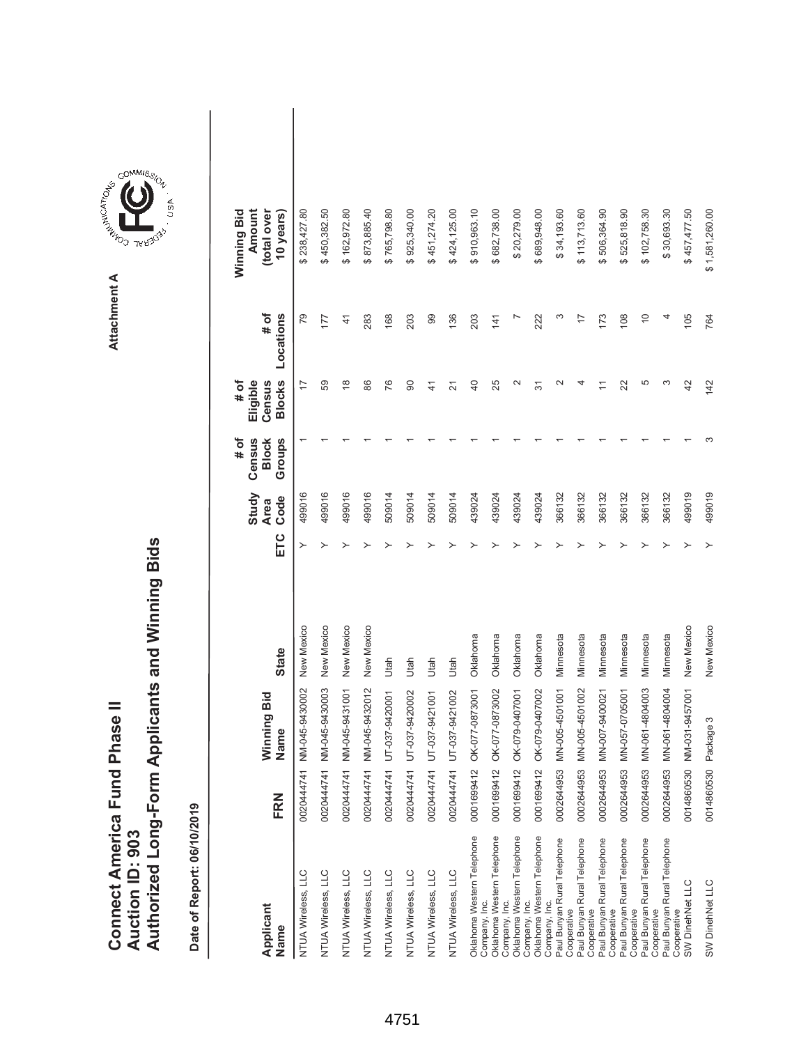# Connect America Fund Phase II
## Auction ID: 903
## Authorized Long-Form Applicants and Winning Bids

Attachment A

**Date of Report: 06/10/2019**

| Applicant Name | FRN | Winning Bid Name | State | ETC | Study Area Code | # of Census Block Groups | # of Eligible Census Blocks | # of Locations | Winning Bid Amount (total over 10 years) |
|---|---|---|---|---|---|---|---|---|---|
| NTUA Wireless, LLC | 0020444741 | NM-045-9430002 | New Mexico | Y | 499016 | 1 | 17 | 79 | $ 238,427.80 |
| NTUA Wireless, LLC | 0020444741 | NM-045-9430003 | New Mexico | Y | 499016 | 1 | 59 | 177 | $ 450,382.50 |
| NTUA Wireless, LLC | 0020444741 | NM-045-9431001 | New Mexico | Y | 499016 | 1 | 18 | 41 | $ 162,972.80 |
| NTUA Wireless, LLC | 0020444741 | NM-045-9432012 | New Mexico | Y | 499016 | 1 | 86 | 283 | $ 873,885.40 |
| NTUA Wireless, LLC | 0020444741 | UT-037-9420001 | Utah | Y | 509014 | 1 | 76 | 168 | $ 765,798.80 |
| NTUA Wireless, LLC | 0020444741 | UT-037-9420002 | Utah | Y | 509014 | 1 | 90 | 203 | $ 925,340.00 |
| NTUA Wireless, LLC | 0020444741 | UT-037-9421001 | Utah | Y | 509014 | 1 | 41 | 99 | $ 451,274.20 |
| NTUA Wireless, LLC | 0020444741 | UT-037-9421002 | Utah | Y | 509014 | 1 | 21 | 136 | $ 424,125.00 |
| Oklahoma Western Telephone Company, Inc. | 0001699412 | OK-077-0873001 | Oklahoma | Y | 439024 | 1 | 40 | 203 | $ 910,963.10 |
| Oklahoma Western Telephone Company, Inc. | 0001699412 | OK-077-0873002 | Oklahoma | Y | 439024 | 1 | 25 | 141 | $ 682,738.00 |
| Oklahoma Western Telephone Company, Inc. | 0001699412 | OK-079-0407001 | Oklahoma | Y | 439024 | 1 | 2 | 7 | $ 20,279.00 |
| Oklahoma Western Telephone Company, Inc. | 0001699412 | OK-079-0407002 | Oklahoma | Y | 439024 | 1 | 31 | 222 | $ 689,948.00 |
| Paul Bunyan Rural Telephone Cooperative | 0002644953 | MN-005-4501001 | Minnesota | Y | 366132 | 1 | 2 | 3 | $ 34,193.60 |
| Paul Bunyan Rural Telephone Cooperative | 0002644953 | MN-005-4501002 | Minnesota | Y | 366132 | 1 | 4 | 17 | $ 113,713.60 |
| Paul Bunyan Rural Telephone Cooperative | 0002644953 | MN-007-9400021 | Minnesota | Y | 366132 | 1 | 11 | 173 | $ 506,364.90 |
| Paul Bunyan Rural Telephone Cooperative | 0002644953 | MN-057-0705001 | Minnesota | Y | 366132 | 1 | 22 | 108 | $ 525,818.90 |
| Paul Bunyan Rural Telephone Cooperative | 0002644953 | MN-061-4804003 | Minnesota | Y | 366132 | 1 | 5 | 10 | $ 102,758.30 |
| Paul Bunyan Rural Telephone Cooperative | 0002644953 | MN-061-4804004 | Minnesota | Y | 366132 | 1 | 3 | 4 | $ 30,693.30 |
| SW DinehNet LLC | 0014860530 | NM-031-9457001 | New Mexico | Y | 499019 | 1 | 42 | 105 | $ 457,477.50 |
| SW DinehNet LLC | 0014860530 | Package 3 | New Mexico | Y | 499019 | 3 | 142 | 764 | $ 1,581,260.00 |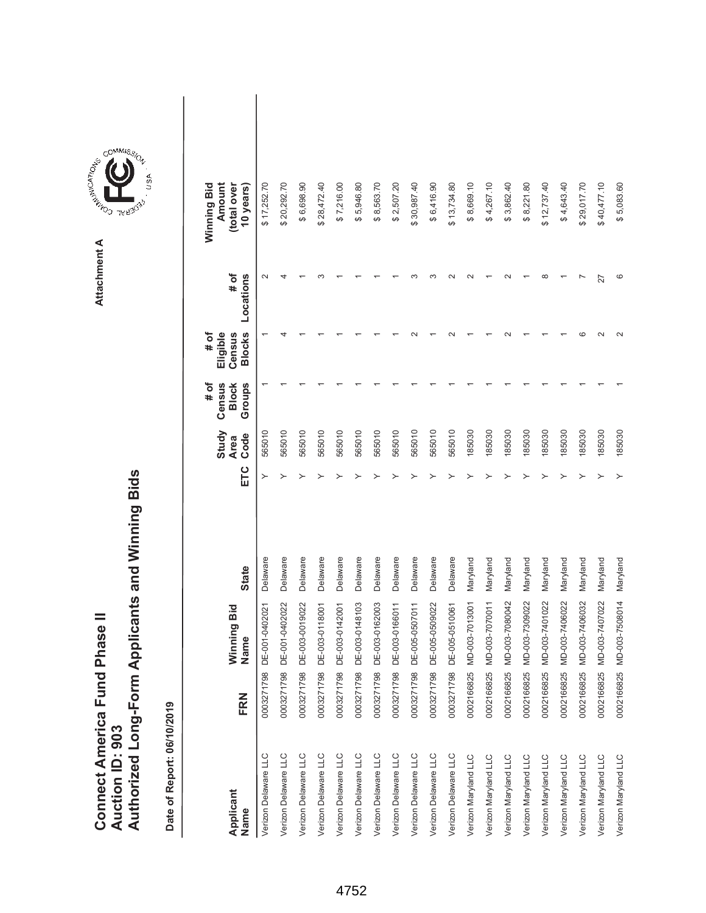# Connect America Fund Phase II
## Auction ID: 903
## Authorized Long-Form Applicants and Winning Bids

Attachment A

**Date of Report: 06/10/2019**

| Applicant Name | FRN | Winning Bid Name | State | ETC | Study Area Code | # of Census Block Groups | # of Eligible Census Blocks | # of Locations | Winning Bid Amount (total over 10 years) |
|---|---|---|---|---|---|---|---|---|---|
| Verizon Delaware LLC | 0003271798 | DE-001-0402021 | Delaware | Y | 565010 | 1 | 1 | 2 | $ 17,252.70 |
| Verizon Delaware LLC | 0003271798 | DE-001-0402022 | Delaware | Y | 565010 | 1 | 4 | 4 | $ 20,292.70 |
| Verizon Delaware LLC | 0003271798 | DE-003-0019022 | Delaware | Y | 565010 | 1 | 1 | 1 | $ 6,698.90 |
| Verizon Delaware LLC | 0003271798 | DE-003-0118001 | Delaware | Y | 565010 | 1 | 1 | 3 | $ 28,472.40 |
| Verizon Delaware LLC | 0003271798 | DE-003-0142001 | Delaware | Y | 565010 | 1 | 1 | 1 | $ 7,216.00 |
| Verizon Delaware LLC | 0003271798 | DE-003-0148103 | Delaware | Y | 565010 | 1 | 1 | 1 | $ 5,946.80 |
| Verizon Delaware LLC | 0003271798 | DE-003-0162003 | Delaware | Y | 565010 | 1 | 1 | 1 | $ 8,563.70 |
| Verizon Delaware LLC | 0003271798 | DE-003-0166011 | Delaware | Y | 565010 | 1 | 1 | 1 | $ 2,507.20 |
| Verizon Delaware LLC | 0003271798 | DE-005-0507011 | Delaware | Y | 565010 | 1 | 2 | 3 | $ 30,987.40 |
| Verizon Delaware LLC | 0003271798 | DE-005-0509022 | Delaware | Y | 565010 | 1 | 1 | 3 | $ 6,416.90 |
| Verizon Delaware LLC | 0003271798 | DE-005-0510061 | Delaware | Y | 565010 | 1 | 2 | 2 | $ 13,734.80 |
| Verizon Maryland LLC | 0002166825 | MD-003-7013001 | Maryland | Y | 185030 | 1 | 1 | 2 | $ 8,669.10 |
| Verizon Maryland LLC | 0002166825 | MD-003-7070011 | Maryland | Y | 185030 | 1 | 1 | 1 | $ 4,267.10 |
| Verizon Maryland LLC | 0002166825 | MD-003-7080042 | Maryland | Y | 185030 | 1 | 2 | 2 | $ 3,862.40 |
| Verizon Maryland LLC | 0002166825 | MD-003-7309022 | Maryland | Y | 185030 | 1 | 1 | 1 | $ 8,221.80 |
| Verizon Maryland LLC | 0002166825 | MD-003-7401022 | Maryland | Y | 185030 | 1 | 1 | 8 | $ 12,737.40 |
| Verizon Maryland LLC | 0002166825 | MD-003-7406022 | Maryland | Y | 185030 | 1 | 1 | 1 | $ 4,643.40 |
| Verizon Maryland LLC | 0002166825 | MD-003-7406032 | Maryland | Y | 185030 | 1 | 6 | 7 | $ 29,017.70 |
| Verizon Maryland LLC | 0002166825 | MD-003-7407022 | Maryland | Y | 185030 | 1 | 2 | 27 | $ 40,477.10 |
| Verizon Maryland LLC | 0002166825 | MD-003-7508014 | Maryland | Y | 185030 | 1 | 2 | 6 | $ 5,083.60 |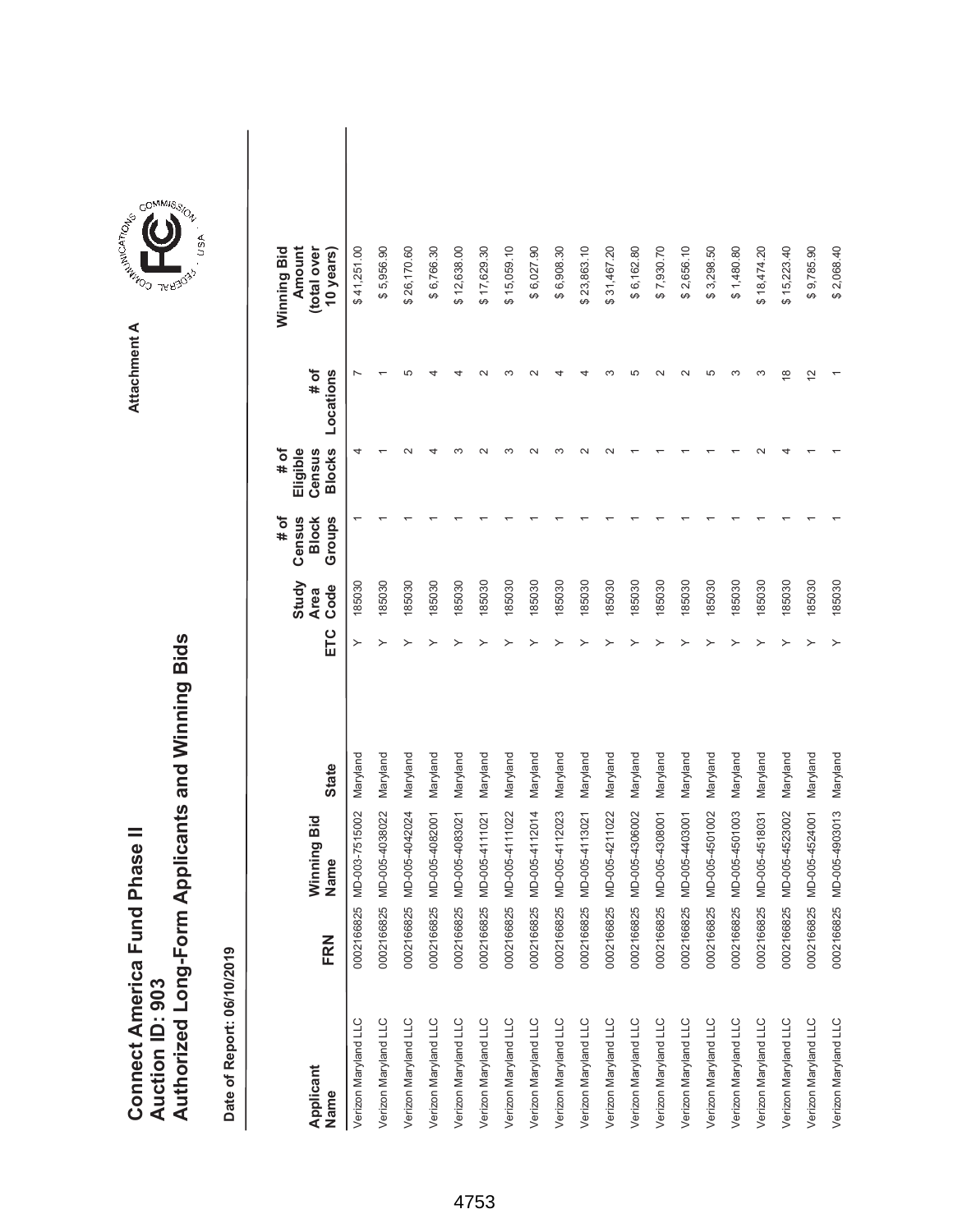# Connect America Fund Phase II
## Auction ID: 903
## Authorized Long-Form Applicants and Winning Bids

Attachment A

**Date of Report: 06/10/2019**

| Applicant Name | FRN | Winning Bid Name | State | ETC | Study Area Code | # of Census Block Groups | # of Eligible Census Blocks | # of Locations | Winning Bid Amount (total over 10 years) |
|---|---|---|---|---|---|---|---|---|---|
| Verizon Maryland LLC | 0002166825 | MD-003-7515002 | Maryland | Y | 185030 | 1 | 4 | 7 | $ 41,251.00 |
| Verizon Maryland LLC | 0002166825 | MD-005-4038022 | Maryland | Y | 185030 | 1 | 1 | 1 | $ 5,956.90 |
| Verizon Maryland LLC | 0002166825 | MD-005-4042024 | Maryland | Y | 185030 | 1 | 2 | 5 | $ 26,170.60 |
| Verizon Maryland LLC | 0002166825 | MD-005-4082001 | Maryland | Y | 185030 | 1 | 4 | 4 | $ 6,766.30 |
| Verizon Maryland LLC | 0002166825 | MD-005-4083021 | Maryland | Y | 185030 | 1 | 3 | 4 | $ 12,638.00 |
| Verizon Maryland LLC | 0002166825 | MD-005-4111021 | Maryland | Y | 185030 | 1 | 2 | 2 | $ 17,629.30 |
| Verizon Maryland LLC | 0002166825 | MD-005-4111022 | Maryland | Y | 185030 | 1 | 3 | 3 | $ 15,059.10 |
| Verizon Maryland LLC | 0002166825 | MD-005-4112014 | Maryland | Y | 185030 | 1 | 2 | 2 | $ 6,027.90 |
| Verizon Maryland LLC | 0002166825 | MD-005-4112023 | Maryland | Y | 185030 | 1 | 3 | 4 | $ 6,908.30 |
| Verizon Maryland LLC | 0002166825 | MD-005-4113021 | Maryland | Y | 185030 | 1 | 2 | 4 | $ 23,863.10 |
| Verizon Maryland LLC | 0002166825 | MD-005-4211022 | Maryland | Y | 185030 | 1 | 2 | 3 | $ 31,467.20 |
| Verizon Maryland LLC | 0002166825 | MD-005-4306002 | Maryland | Y | 185030 | 1 | 1 | 5 | $ 6,162.80 |
| Verizon Maryland LLC | 0002166825 | MD-005-4308001 | Maryland | Y | 185030 | 1 | 1 | 2 | $ 7,930.70 |
| Verizon Maryland LLC | 0002166825 | MD-005-4403001 | Maryland | Y | 185030 | 1 | 1 | 2 | $ 2,656.10 |
| Verizon Maryland LLC | 0002166825 | MD-005-4501002 | Maryland | Y | 185030 | 1 | 1 | 5 | $ 3,298.50 |
| Verizon Maryland LLC | 0002166825 | MD-005-4501003 | Maryland | Y | 185030 | 1 | 1 | 3 | $ 1,480.80 |
| Verizon Maryland LLC | 0002166825 | MD-005-4518031 | Maryland | Y | 185030 | 1 | 2 | 3 | $ 18,474.20 |
| Verizon Maryland LLC | 0002166825 | MD-005-4523002 | Maryland | Y | 185030 | 1 | 4 | 18 | $ 15,223.40 |
| Verizon Maryland LLC | 0002166825 | MD-005-4524001 | Maryland | Y | 185030 | 1 | 1 | 12 | $ 9,785.90 |
| Verizon Maryland LLC | 0002166825 | MD-005-4903013 | Maryland | Y | 185030 | 1 | 1 | 1 | $ 2,068.40 |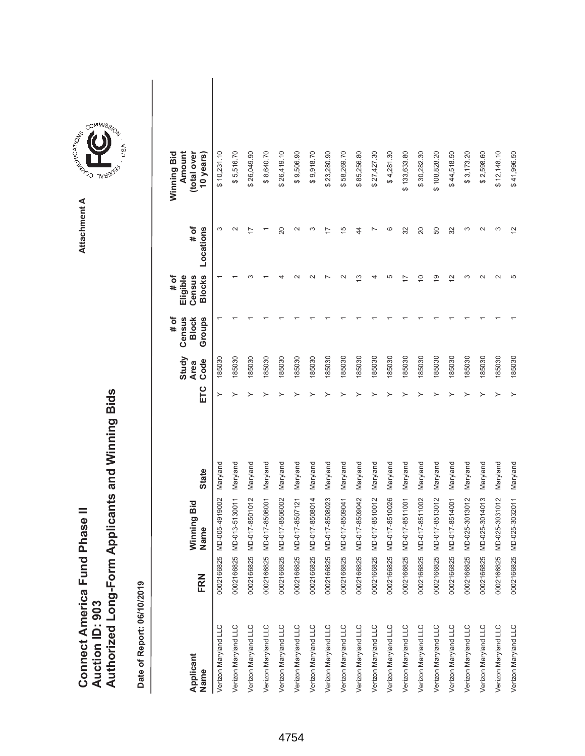# Connect America Fund Phase II
# Auction ID: 903
# Authorized Long-Form Applicants and Winning Bids

Attachment A

Date of Report: 06/10/2019

| Applicant Name | FRN | Winning Bid Name | State | ETC | Study Area Code | # of Census Block Groups | # of Eligible Census Blocks | # of Locations | Winning Bid Amount (total over 10 years) |
|---|---|---|---|---|---|---|---|---|---|
| Verizon Maryland LLC | 0002166825 | MD-005-4919002 | Maryland | Y | 185030 | 1 | 1 | 3 | $ 10,231.10 |
| Verizon Maryland LLC | 0002166825 | MD-013-5130011 | Maryland | Y | 185030 | 1 | 1 | 2 | $ 5,516.70 |
| Verizon Maryland LLC | 0002166825 | MD-017-8501012 | Maryland | Y | 185030 | 1 | 3 | 17 | $ 26,049.90 |
| Verizon Maryland LLC | 0002166825 | MD-017-8506001 | Maryland | Y | 185030 | 1 | 1 | 1 | $ 8,640.70 |
| Verizon Maryland LLC | 0002166825 | MD-017-8506002 | Maryland | Y | 185030 | 1 | 4 | 20 | $ 26,419.10 |
| Verizon Maryland LLC | 0002166825 | MD-017-8507121 | Maryland | Y | 185030 | 1 | 2 | 2 | $ 9,506.90 |
| Verizon Maryland LLC | 0002166825 | MD-017-8508014 | Maryland | Y | 185030 | 1 | 2 | 3 | $ 9,918.70 |
| Verizon Maryland LLC | 0002166825 | MD-017-8508023 | Maryland | Y | 185030 | 1 | 7 | 17 | $ 23,280.90 |
| Verizon Maryland LLC | 0002166825 | MD-017-8509041 | Maryland | Y | 185030 | 1 | 2 | 15 | $ 58,269.70 |
| Verizon Maryland LLC | 0002166825 | MD-017-8509042 | Maryland | Y | 185030 | 1 | 13 | 44 | $ 85,256.80 |
| Verizon Maryland LLC | 0002166825 | MD-017-8510012 | Maryland | Y | 185030 | 1 | 4 | 7 | $ 27,427.30 |
| Verizon Maryland LLC | 0002166825 | MD-017-8510026 | Maryland | Y | 185030 | 1 | 5 | 6 | $ 4,281.30 |
| Verizon Maryland LLC | 0002166825 | MD-017-8511001 | Maryland | Y | 185030 | 1 | 17 | 32 | $ 133,633.80 |
| Verizon Maryland LLC | 0002166825 | MD-017-8511002 | Maryland | Y | 185030 | 1 | 10 | 20 | $ 30,282.30 |
| Verizon Maryland LLC | 0002166825 | MD-017-8513012 | Maryland | Y | 185030 | 1 | 19 | 50 | $ 108,828.20 |
| Verizon Maryland LLC | 0002166825 | MD-017-8514001 | Maryland | Y | 185030 | 1 | 12 | 32 | $ 44,518.50 |
| Verizon Maryland LLC | 0002166825 | MD-025-3013012 | Maryland | Y | 185030 | 1 | 3 | 3 | $ 3,173.20 |
| Verizon Maryland LLC | 0002166825 | MD-025-3014013 | Maryland | Y | 185030 | 1 | 2 | 2 | $ 2,598.60 |
| Verizon Maryland LLC | 0002166825 | MD-025-3031012 | Maryland | Y | 185030 | 1 | 2 | 3 | $ 12,148.10 |
| Verizon Maryland LLC | 0002166825 | MD-025-3032011 | Maryland | Y | 185030 | 1 | 5 | 12 | $ 41,996.50 |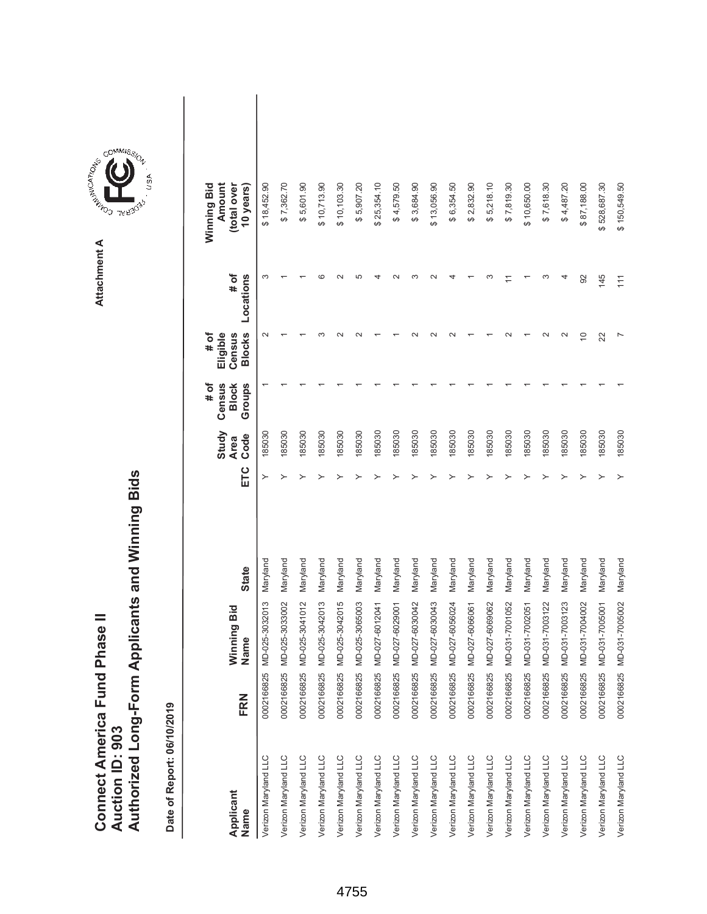# Connect America Fund Phase II
## Auction ID: 903
## Authorized Long-Form Applicants and Winning Bids

Attachment A

Date of Report: 06/10/2019

| Applicant Name | FRN | Winning Bid Name | State | ETC | Study Area Code | # of Census Block Groups | # of Eligible Census Blocks | # of Locations | Winning Bid Amount (total over 10 years) |
|---|---|---|---|---|---|---|---|---|---|
| Verizon Maryland LLC | 0002166825 | MD-025-3032013 | Maryland | Y | 185030 | 1 | 2 | 3 | $ 18,452.90 |
| Verizon Maryland LLC | 0002166825 | MD-025-3033002 | Maryland | Y | 185030 | 1 | 1 | 1 | $ 7,362.70 |
| Verizon Maryland LLC | 0002166825 | MD-025-3041012 | Maryland | Y | 185030 | 1 | 1 | 1 | $ 5,601.90 |
| Verizon Maryland LLC | 0002166825 | MD-025-3042013 | Maryland | Y | 185030 | 1 | 3 | 6 | $ 10,713.90 |
| Verizon Maryland LLC | 0002166825 | MD-025-3042015 | Maryland | Y | 185030 | 1 | 2 | 2 | $ 10,103.30 |
| Verizon Maryland LLC | 0002166825 | MD-025-3065003 | Maryland | Y | 185030 | 1 | 2 | 5 | $ 5,907.20 |
| Verizon Maryland LLC | 0002166825 | MD-027-6012041 | Maryland | Y | 185030 | 1 | 1 | 4 | $ 25,354.10 |
| Verizon Maryland LLC | 0002166825 | MD-027-6029001 | Maryland | Y | 185030 | 1 | 1 | 2 | $ 4,579.50 |
| Verizon Maryland LLC | 0002166825 | MD-027-6030042 | Maryland | Y | 185030 | 1 | 2 | 3 | $ 3,684.90 |
| Verizon Maryland LLC | 0002166825 | MD-027-6030043 | Maryland | Y | 185030 | 1 | 2 | 2 | $ 13,056.90 |
| Verizon Maryland LLC | 0002166825 | MD-027-6056024 | Maryland | Y | 185030 | 1 | 2 | 4 | $ 6,354.50 |
| Verizon Maryland LLC | 0002166825 | MD-027-6066061 | Maryland | Y | 185030 | 1 | 1 | 1 | $ 2,832.90 |
| Verizon Maryland LLC | 0002166825 | MD-027-6069062 | Maryland | Y | 185030 | 1 | 1 | 3 | $ 5,218.10 |
| Verizon Maryland LLC | 0002166825 | MD-031-7001052 | Maryland | Y | 185030 | 1 | 2 | 11 | $ 7,819.30 |
| Verizon Maryland LLC | 0002166825 | MD-031-7002051 | Maryland | Y | 185030 | 1 | 1 | 1 | $ 10,650.00 |
| Verizon Maryland LLC | 0002166825 | MD-031-7003122 | Maryland | Y | 185030 | 1 | 2 | 3 | $ 7,618.30 |
| Verizon Maryland LLC | 0002166825 | MD-031-7003123 | Maryland | Y | 185030 | 1 | 2 | 4 | $ 4,487.20 |
| Verizon Maryland LLC | 0002166825 | MD-031-7004002 | Maryland | Y | 185030 | 1 | 10 | 92 | $ 87,188.00 |
| Verizon Maryland LLC | 0002166825 | MD-031-7005001 | Maryland | Y | 185030 | 1 | 22 | 145 | $ 528,687.30 |
| Verizon Maryland LLC | 0002166825 | MD-031-7005002 | Maryland | Y | 185030 | 1 | 7 | 111 | $ 150,549.50 |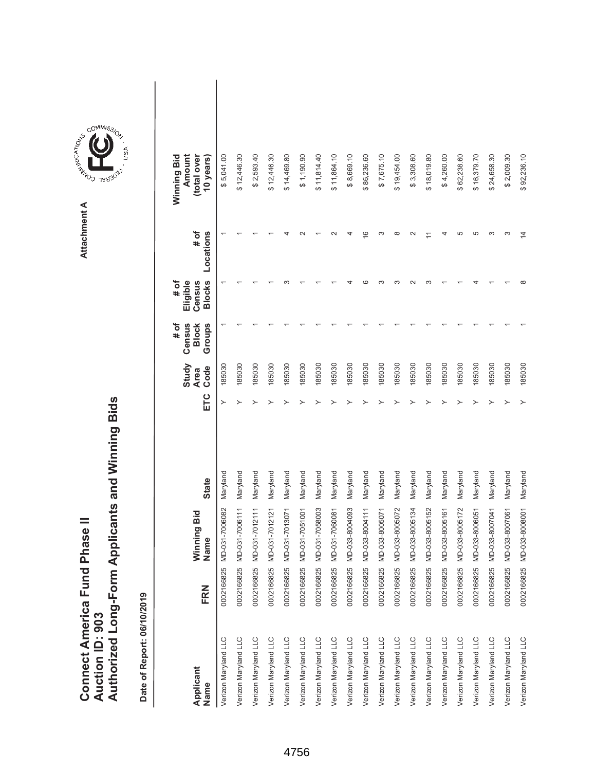# Connect America Fund Phase II
# Auction ID: 903
# Authorized Long-Form Applicants and Winning Bids

Attachment A

Date of Report: 06/10/2019

| Applicant Name | FRN | Winning Bid Name | State | ETC | Study Area Code | # of Census Block Groups | # of Eligible Census Blocks | # of Locations | Winning Bid Amount (total over 10 years) |
|---|---|---|---|---|---|---|---|---|---|
| Verizon Maryland LLC | 0002166825 | MD-031-7006082 | Maryland | Y | 185030 | 1 | 1 | 1 | $ 5,041.00 |
| Verizon Maryland LLC | 0002166825 | MD-031-7006111 | Maryland | Y | 185030 | 1 | 1 | 1 | $ 12,446.30 |
| Verizon Maryland LLC | 0002166825 | MD-031-7012111 | Maryland | Y | 185030 | 1 | 1 | 1 | $ 2,593.40 |
| Verizon Maryland LLC | 0002166825 | MD-031-7012121 | Maryland | Y | 185030 | 1 | 1 | 1 | $ 12,446.30 |
| Verizon Maryland LLC | 0002166825 | MD-031-7013071 | Maryland | Y | 185030 | 1 | 3 | 4 | $ 14,469.80 |
| Verizon Maryland LLC | 0002166825 | MD-031-7051001 | Maryland | Y | 185030 | 1 | 1 | 2 | $ 1,190.90 |
| Verizon Maryland LLC | 0002166825 | MD-031-7058003 | Maryland | Y | 185030 | 1 | 1 | 1 | $ 11,814.40 |
| Verizon Maryland LLC | 0002166825 | MD-031-7060081 | Maryland | Y | 185030 | 1 | 1 | 2 | $ 11,864.10 |
| Verizon Maryland LLC | 0002166825 | MD-033-8004093 | Maryland | Y | 185030 | 1 | 4 | 4 | $ 8,669.10 |
| Verizon Maryland LLC | 0002166825 | MD-033-8004111 | Maryland | Y | 185030 | 1 | 6 | 16 | $ 86,236.60 |
| Verizon Maryland LLC | 0002166825 | MD-033-8005071 | Maryland | Y | 185030 | 1 | 3 | 3 | $ 7,675.10 |
| Verizon Maryland LLC | 0002166825 | MD-033-8005072 | Maryland | Y | 185030 | 1 | 3 | 8 | $ 19,454.00 |
| Verizon Maryland LLC | 0002166825 | MD-033-8005134 | Maryland | Y | 185030 | 1 | 2 | 2 | $ 3,308.60 |
| Verizon Maryland LLC | 0002166825 | MD-033-8005152 | Maryland | Y | 185030 | 1 | 3 | 11 | $ 18,019.80 |
| Verizon Maryland LLC | 0002166825 | MD-033-8005161 | Maryland | Y | 185030 | 1 | 1 | 4 | $ 4,260.00 |
| Verizon Maryland LLC | 0002166825 | MD-033-8005172 | Maryland | Y | 185030 | 1 | 1 | 5 | $ 62,238.60 |
| Verizon Maryland LLC | 0002166825 | MD-033-8006051 | Maryland | Y | 185030 | 1 | 4 | 5 | $ 16,379.70 |
| Verizon Maryland LLC | 0002166825 | MD-033-8007041 | Maryland | Y | 185030 | 1 | 1 | 3 | $ 24,658.30 |
| Verizon Maryland LLC | 0002166825 | MD-033-8007061 | Maryland | Y | 185030 | 1 | 1 | 3 | $ 2,009.30 |
| Verizon Maryland LLC | 0002166825 | MD-033-8008001 | Maryland | Y | 185030 | 1 | 8 | 14 | $ 92,236.10 |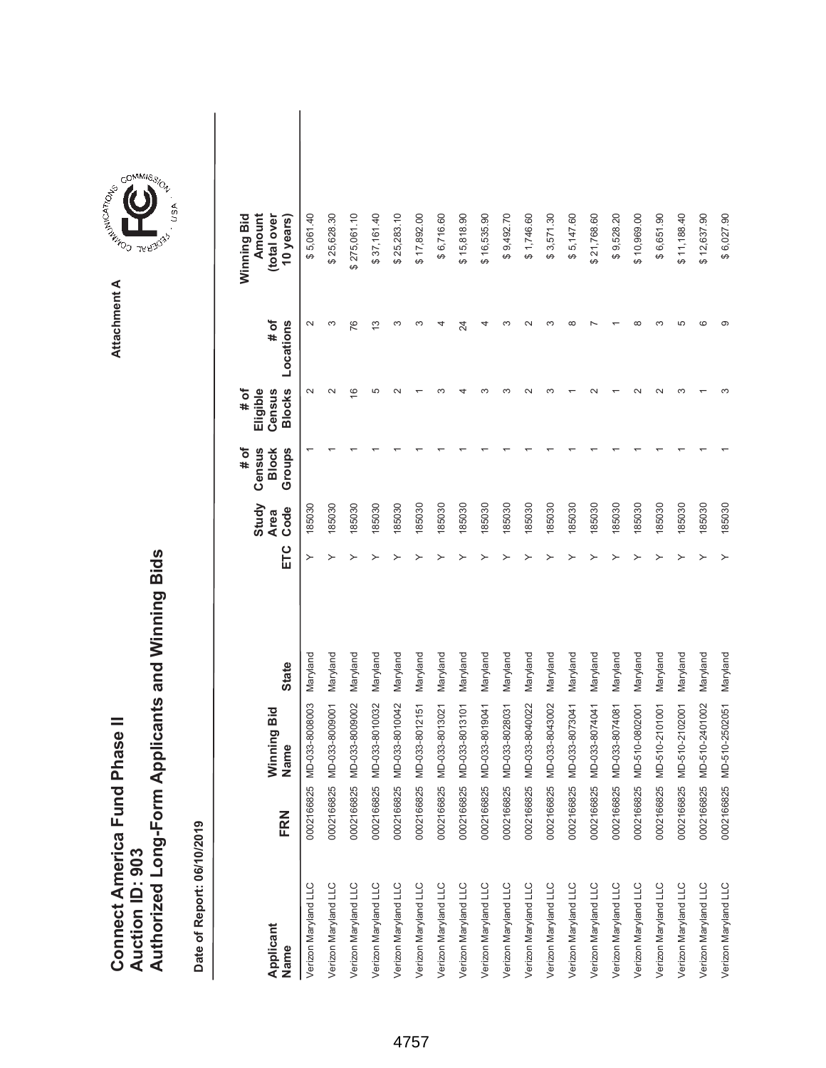# Connect America Fund Phase II
## Auction ID: 903
## Authorized Long-Form Applicants and Winning Bids

Attachment A

Date of Report: 06/10/2019

| Applicant Name | FRN | Winning Bid Name | State | ETC | Study Area Code | # of Census Block Groups | # of Eligible Census Blocks | # of Locations | Winning Bid Amount (total over 10 years) |
|---|---|---|---|---|---|---|---|---|---|
| Verizon Maryland LLC | 0002166825 | MD-033-8008003 | Maryland | Y | 185030 | 1 | 2 | 2 | $ 5,061.40 |
| Verizon Maryland LLC | 0002166825 | MD-033-8009001 | Maryland | Y | 185030 | 1 | 2 | 3 | $ 25,628.30 |
| Verizon Maryland LLC | 0002166825 | MD-033-8009002 | Maryland | Y | 185030 | 1 | 16 | 76 | $ 275,061.10 |
| Verizon Maryland LLC | 0002166825 | MD-033-8010032 | Maryland | Y | 185030 | 1 | 5 | 13 | $ 37,161.40 |
| Verizon Maryland LLC | 0002166825 | MD-033-8010042 | Maryland | Y | 185030 | 1 | 2 | 3 | $ 25,283.10 |
| Verizon Maryland LLC | 0002166825 | MD-033-8012151 | Maryland | Y | 185030 | 1 | 1 | 3 | $ 17,892.00 |
| Verizon Maryland LLC | 0002166825 | MD-033-8013021 | Maryland | Y | 185030 | 1 | 3 | 4 | $ 6,716.60 |
| Verizon Maryland LLC | 0002166825 | MD-033-8013101 | Maryland | Y | 185030 | 1 | 4 | 24 | $ 15,818.90 |
| Verizon Maryland LLC | 0002166825 | MD-033-8019041 | Maryland | Y | 185030 | 1 | 3 | 4 | $ 16,535.90 |
| Verizon Maryland LLC | 0002166825 | MD-033-8028031 | Maryland | Y | 185030 | 1 | 3 | 3 | $ 9,492.70 |
| Verizon Maryland LLC | 0002166825 | MD-033-8040022 | Maryland | Y | 185030 | 1 | 2 | 2 | $ 1,746.60 |
| Verizon Maryland LLC | 0002166825 | MD-033-8043002 | Maryland | Y | 185030 | 1 | 3 | 3 | $ 3,571.30 |
| Verizon Maryland LLC | 0002166825 | MD-033-8073041 | Maryland | Y | 185030 | 1 | 1 | 8 | $ 5,147.60 |
| Verizon Maryland LLC | 0002166825 | MD-033-8074041 | Maryland | Y | 185030 | 1 | 2 | 7 | $ 21,768.60 |
| Verizon Maryland LLC | 0002166825 | MD-033-8074081 | Maryland | Y | 185030 | 1 | 1 | 1 | $ 9,528.20 |
| Verizon Maryland LLC | 0002166825 | MD-510-0802001 | Maryland | Y | 185030 | 1 | 2 | 8 | $ 10,969.00 |
| Verizon Maryland LLC | 0002166825 | MD-510-2101001 | Maryland | Y | 185030 | 1 | 2 | 3 | $ 6,651.90 |
| Verizon Maryland LLC | 0002166825 | MD-510-2102001 | Maryland | Y | 185030 | 1 | 3 | 5 | $ 11,188.40 |
| Verizon Maryland LLC | 0002166825 | MD-510-2401002 | Maryland | Y | 185030 | 1 | 1 | 6 | $ 12,637.90 |
| Verizon Maryland LLC | 0002166825 | MD-510-2502051 | Maryland | Y | 185030 | 1 | 3 | 9 | $ 6,027.90 |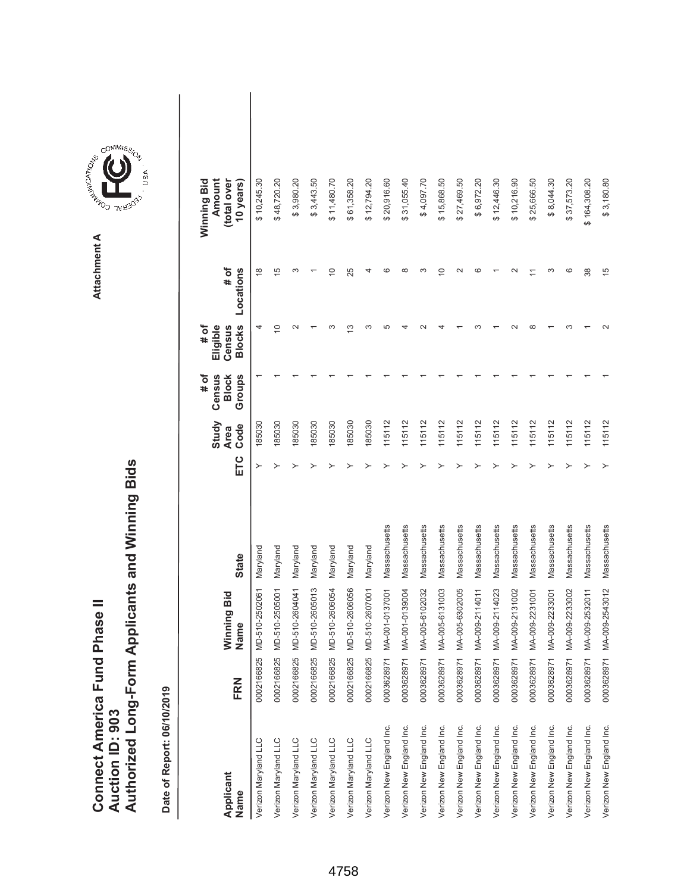# Connect America Fund Phase II
# Auction ID: 903
# Authorized Long-Form Applicants and Winning Bids

Attachment A

**Date of Report: 06/10/2019**

| Applicant Name | FRN | Winning Bid Name | State | ETC | Study Area Code | # of Census Block Groups | # of Eligible Census Blocks | # of Locations | Winning Bid Amount (total over 10 years) |
|---|---|---|---|---|---|---|---|---|---|
| Verizon Maryland LLC | 0002166825 | MD-510-2502061 | Maryland | Y | 185030 | 1 | 4 | 18 | $ 10,245.30 |
| Verizon Maryland LLC | 0002166825 | MD-510-2505001 | Maryland | Y | 185030 | 1 | 10 | 15 | $ 48,720.20 |
| Verizon Maryland LLC | 0002166825 | MD-510-2604041 | Maryland | Y | 185030 | 1 | 2 | 3 | $ 3,980.20 |
| Verizon Maryland LLC | 0002166825 | MD-510-2605013 | Maryland | Y | 185030 | 1 | 1 | 1 | $ 3,443.50 |
| Verizon Maryland LLC | 0002166825 | MD-510-2606054 | Maryland | Y | 185030 | 1 | 3 | 10 | $ 11,480.70 |
| Verizon Maryland LLC | 0002166825 | MD-510-2606056 | Maryland | Y | 185030 | 1 | 13 | 25 | $ 61,358.20 |
| Verizon Maryland LLC | 0002166825 | MD-510-2607001 | Maryland | Y | 185030 | 1 | 3 | 4 | $ 12,794.20 |
| Verizon New England Inc. | 0003628971 | MA-001-0137001 | Massachusetts | Y | 115112 | 1 | 5 | 6 | $ 20,916.60 |
| Verizon New England Inc. | 0003628971 | MA-001-0139004 | Massachusetts | Y | 115112 | 1 | 4 | 8 | $ 31,055.40 |
| Verizon New England Inc. | 0003628971 | MA-005-6102032 | Massachusetts | Y | 115112 | 1 | 2 | 3 | $ 4,097.70 |
| Verizon New England Inc. | 0003628971 | MA-005-6131003 | Massachusetts | Y | 115112 | 1 | 4 | 10 | $ 15,868.50 |
| Verizon New England Inc. | 0003628971 | MA-005-6302005 | Massachusetts | Y | 115112 | 1 | 1 | 2 | $ 27,469.50 |
| Verizon New England Inc. | 0003628971 | MA-009-2114011 | Massachusetts | Y | 115112 | 1 | 3 | 6 | $ 6,972.20 |
| Verizon New England Inc. | 0003628971 | MA-009-2114023 | Massachusetts | Y | 115112 | 1 | 1 | 1 | $ 12,446.30 |
| Verizon New England Inc. | 0003628971 | MA-009-2131002 | Massachusetts | Y | 115112 | 1 | 2 | 2 | $ 10,216.90 |
| Verizon New England Inc. | 0003628971 | MA-009-2231001 | Massachusetts | Y | 115112 | 1 | 8 | 11 | $ 25,666.50 |
| Verizon New England Inc. | 0003628971 | MA-009-2233001 | Massachusetts | Y | 115112 | 1 | 1 | 3 | $ 8,044.30 |
| Verizon New England Inc. | 0003628971 | MA-009-2233002 | Massachusetts | Y | 115112 | 1 | 3 | 6 | $ 37,573.20 |
| Verizon New England Inc. | 0003628971 | MA-009-2532011 | Massachusetts | Y | 115112 | 1 | 1 | 38 | $ 164,308.20 |
| Verizon New England Inc. | 0003628971 | MA-009-2543012 | Massachusetts | Y | 115112 | 1 | 2 | 15 | $ 3,180.80 |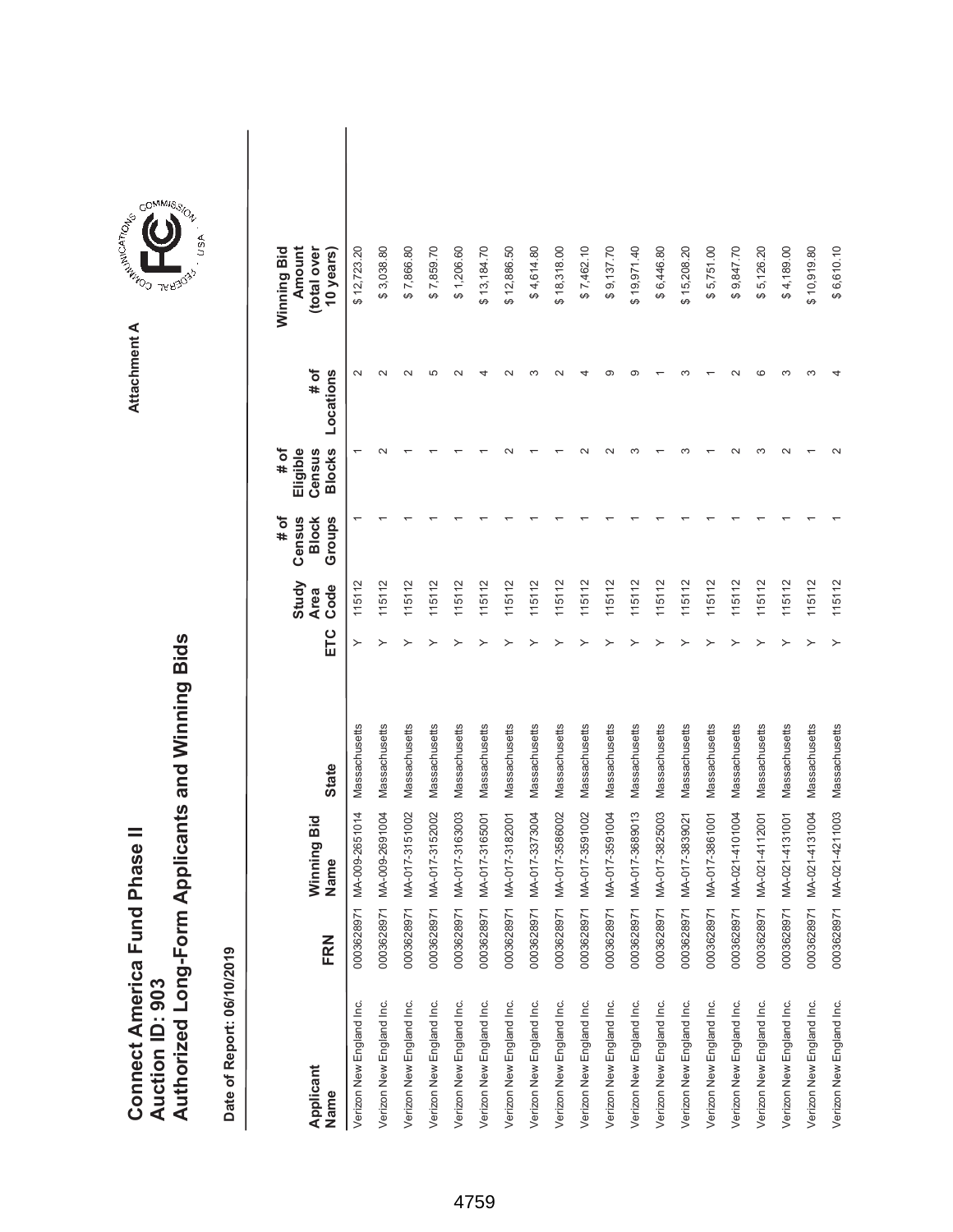# Connect America Fund Phase II
# Auction ID: 903
# Authorized Long-Form Applicants and Winning Bids

Attachment A

**Date of Report: 06/10/2019**

| Applicant Name | FRN | Winning Bid Name | State | ETC | Study Area Code | # of Census Block Groups | # of Eligible Census Blocks | # of Locations | Winning Bid Amount (total over 10 years) |
|---|---|---|---|---|---|---|---|---|---|
| Verizon New England Inc. | 0003628971 | MA-009-2651014 | Massachusetts | Y | 115112 | 1 | 1 | 2 | $ 12,723.20 |
| Verizon New England Inc. | 0003628971 | MA-009-2691004 | Massachusetts | Y | 115112 | 1 | 2 | 2 | $ 3,038.80 |
| Verizon New England Inc. | 0003628971 | MA-017-3151002 | Massachusetts | Y | 115112 | 1 | 1 | 2 | $ 7,866.80 |
| Verizon New England Inc. | 0003628971 | MA-017-3152002 | Massachusetts | Y | 115112 | 1 | 1 | 5 | $ 7,859.70 |
| Verizon New England Inc. | 0003628971 | MA-017-3163003 | Massachusetts | Y | 115112 | 1 | 1 | 2 | $ 1,206.60 |
| Verizon New England Inc. | 0003628971 | MA-017-3165001 | Massachusetts | Y | 115112 | 1 | 1 | 4 | $ 13,184.70 |
| Verizon New England Inc. | 0003628971 | MA-017-3182001 | Massachusetts | Y | 115112 | 1 | 2 | 2 | $ 12,886.50 |
| Verizon New England Inc. | 0003628971 | MA-017-3373004 | Massachusetts | Y | 115112 | 1 | 1 | 3 | $ 4,614.80 |
| Verizon New England Inc. | 0003628971 | MA-017-3586002 | Massachusetts | Y | 115112 | 1 | 1 | 2 | $ 18,318.00 |
| Verizon New England Inc. | 0003628971 | MA-017-3591002 | Massachusetts | Y | 115112 | 1 | 2 | 4 | $ 7,462.10 |
| Verizon New England Inc. | 0003628971 | MA-017-3591004 | Massachusetts | Y | 115112 | 1 | 2 | 9 | $ 9,137.70 |
| Verizon New England Inc. | 0003628971 | MA-017-3689013 | Massachusetts | Y | 115112 | 1 | 3 | 9 | $ 19,971.40 |
| Verizon New England Inc. | 0003628971 | MA-017-3825003 | Massachusetts | Y | 115112 | 1 | 1 | 1 | $ 6,446.80 |
| Verizon New England Inc. | 0003628971 | MA-017-3839021 | Massachusetts | Y | 115112 | 1 | 3 | 3 | $ 15,208.20 |
| Verizon New England Inc. | 0003628971 | MA-017-3861001 | Massachusetts | Y | 115112 | 1 | 1 | 1 | $ 5,751.00 |
| Verizon New England Inc. | 0003628971 | MA-021-4101004 | Massachusetts | Y | 115112 | 1 | 2 | 2 | $ 9,847.70 |
| Verizon New England Inc. | 0003628971 | MA-021-4112001 | Massachusetts | Y | 115112 | 1 | 3 | 6 | $ 5,126.20 |
| Verizon New England Inc. | 0003628971 | MA-021-4131001 | Massachusetts | Y | 115112 | 1 | 2 | 3 | $ 4,189.00 |
| Verizon New England Inc. | 0003628971 | MA-021-4131004 | Massachusetts | Y | 115112 | 1 | 1 | 3 | $ 10,919.80 |
| Verizon New England Inc. | 0003628971 | MA-021-4211003 | Massachusetts | Y | 115112 | 1 | 2 | 4 | $ 6,610.10 |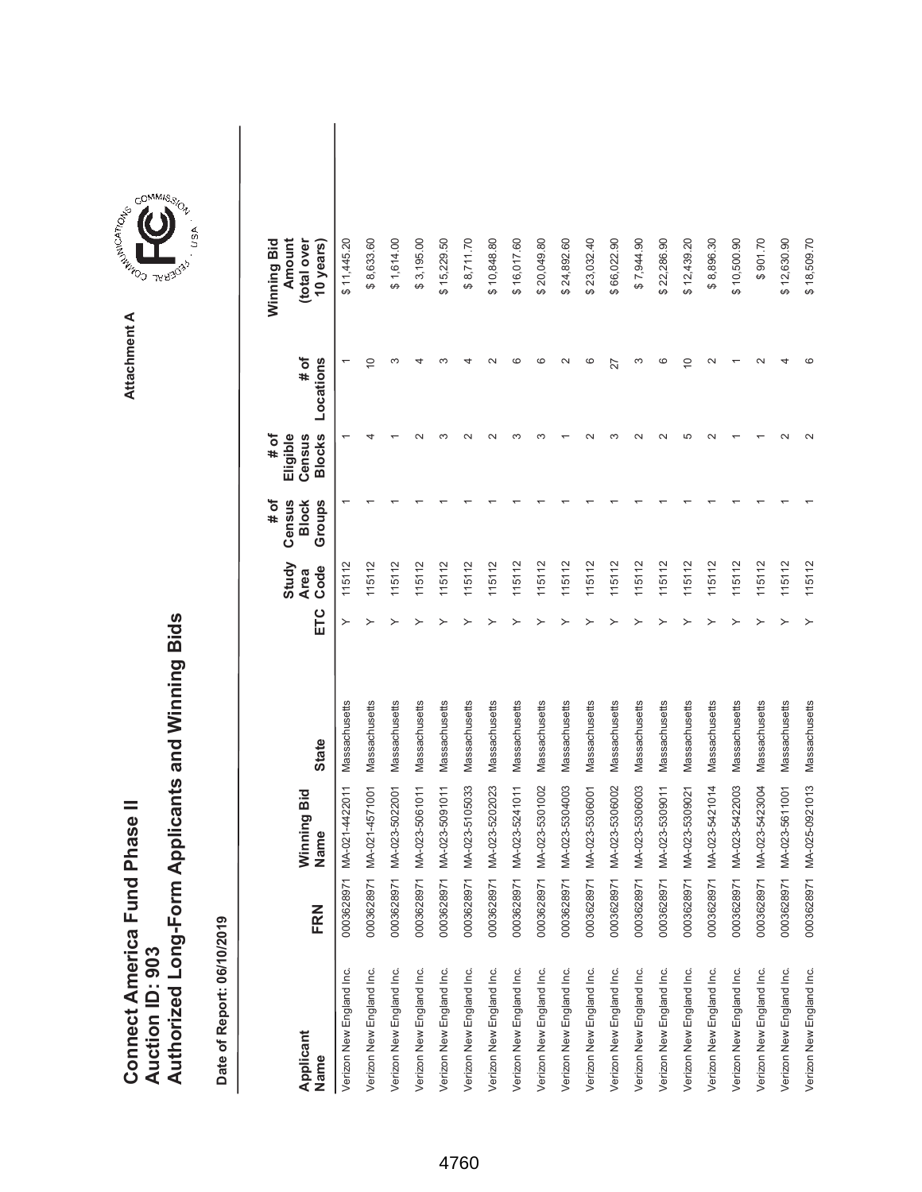# Connect America Fund Phase II
## Auction ID: 903
## Authorized Long-Form Applicants and Winning Bids

Attachment A

**Date of Report: 06/10/2019**

| Applicant Name | FRN | Winning Bid Name | State | ETC | Study Area Code | # of Census Block Groups | # of Eligible Census Blocks | # of Locations | Winning Bid Amount (total over 10 years) |
|---|---|---|---|---|---|---|---|---|---|
| Verizon New England Inc. | 0003628971 | MA-021-4422011 | Massachusetts | Y | 115112 | 1 | 1 | 1 | $ 11,445.20 |
| Verizon New England Inc. | 0003628971 | MA-021-4571001 | Massachusetts | Y | 115112 | 1 | 4 | 10 | $ 8,633.60 |
| Verizon New England Inc. | 0003628971 | MA-023-5022001 | Massachusetts | Y | 115112 | 1 | 1 | 3 | $ 1,614.00 |
| Verizon New England Inc. | 0003628971 | MA-023-5061011 | Massachusetts | Y | 115112 | 1 | 2 | 4 | $ 3,195.00 |
| Verizon New England Inc. | 0003628971 | MA-023-5091011 | Massachusetts | Y | 115112 | 1 | 3 | 3 | $ 15,229.50 |
| Verizon New England Inc. | 0003628971 | MA-023-5105033 | Massachusetts | Y | 115112 | 1 | 2 | 4 | $ 8,711.70 |
| Verizon New England Inc. | 0003628971 | MA-023-5202023 | Massachusetts | Y | 115112 | 1 | 2 | 2 | $ 10,848.80 |
| Verizon New England Inc. | 0003628971 | MA-023-5241011 | Massachusetts | Y | 115112 | 1 | 3 | 6 | $ 16,017.60 |
| Verizon New England Inc. | 0003628971 | MA-023-5301002 | Massachusetts | Y | 115112 | 1 | 3 | 6 | $ 20,049.80 |
| Verizon New England Inc. | 0003628971 | MA-023-5304003 | Massachusetts | Y | 115112 | 1 | 1 | 2 | $ 24,892.60 |
| Verizon New England Inc. | 0003628971 | MA-023-5306001 | Massachusetts | Y | 115112 | 1 | 2 | 6 | $ 23,032.40 |
| Verizon New England Inc. | 0003628971 | MA-023-5306002 | Massachusetts | Y | 115112 | 1 | 3 | 27 | $ 66,022.90 |
| Verizon New England Inc. | 0003628971 | MA-023-5306003 | Massachusetts | Y | 115112 | 1 | 2 | 3 | $ 7,944.90 |
| Verizon New England Inc. | 0003628971 | MA-023-5309011 | Massachusetts | Y | 115112 | 1 | 2 | 6 | $ 22,286.90 |
| Verizon New England Inc. | 0003628971 | MA-023-5309021 | Massachusetts | Y | 115112 | 1 | 5 | 10 | $ 12,439.20 |
| Verizon New England Inc. | 0003628971 | MA-023-5421014 | Massachusetts | Y | 115112 | 1 | 2 | 2 | $ 8,896.30 |
| Verizon New England Inc. | 0003628971 | MA-023-5422003 | Massachusetts | Y | 115112 | 1 | 1 | 1 | $ 10,500.90 |
| Verizon New England Inc. | 0003628971 | MA-023-5423004 | Massachusetts | Y | 115112 | 1 | 1 | 2 | $ 901.70 |
| Verizon New England Inc. | 0003628971 | MA-023-5611001 | Massachusetts | Y | 115112 | 1 | 2 | 4 | $ 12,630.90 |
| Verizon New England Inc. | 0003628971 | MA-025-0921013 | Massachusetts | Y | 115112 | 1 | 2 | 6 | $ 18,509.70 |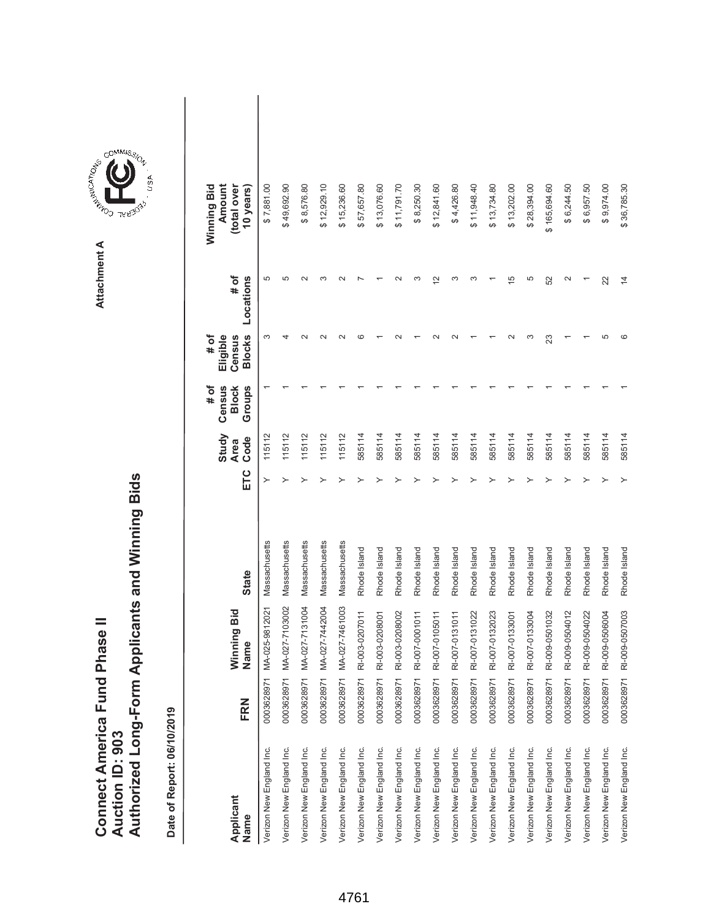# Connect America Fund Phase II
# Auction ID: 903
# Authorized Long-Form Applicants and Winning Bids

**Date of Report: 06/10/2019**

Attachment A

| Applicant Name | FRN | Winning Bid Name | State | ETC | Study Area Code | # of Census Block Groups | # of Eligible Census Blocks | # of Locations | Winning Bid Amount (total over 10 years) |
|---|---|---|---|---|---|---|---|---|---|
| Verizon New England Inc. | 0003628971 | MA-025-9812021 | Massachusetts | Y | 115112 | 1 | 3 | 5 | $ 7,881.00 |
| Verizon New England Inc. | 0003628971 | MA-027-7103002 | Massachusetts | Y | 115112 | 1 | 4 | 5 | $ 49,692.90 |
| Verizon New England Inc. | 0003628971 | MA-027-7131004 | Massachusetts | Y | 115112 | 1 | 2 | 2 | $ 8,576.80 |
| Verizon New England Inc. | 0003628971 | MA-027-7442004 | Massachusetts | Y | 115112 | 1 | 2 | 3 | $ 12,929.10 |
| Verizon New England Inc. | 0003628971 | MA-027-7461003 | Massachusetts | Y | 115112 | 1 | 2 | 2 | $ 15,236.60 |
| Verizon New England Inc. | 0003628971 | RI-003-0207011 | Rhode Island | Y | 585114 | 1 | 6 | 7 | $ 57,657.80 |
| Verizon New England Inc. | 0003628971 | RI-003-0208001 | Rhode Island | Y | 585114 | 1 | 1 | 1 | $ 13,076.60 |
| Verizon New England Inc. | 0003628971 | RI-003-0208002 | Rhode Island | Y | 585114 | 1 | 2 | 2 | $ 11,791.70 |
| Verizon New England Inc. | 0003628971 | RI-007-0001011 | Rhode Island | Y | 585114 | 1 | 1 | 3 | $ 8,250.30 |
| Verizon New England Inc. | 0003628971 | RI-007-0105011 | Rhode Island | Y | 585114 | 1 | 2 | 12 | $ 12,841.60 |
| Verizon New England Inc. | 0003628971 | RI-007-0131011 | Rhode Island | Y | 585114 | 1 | 2 | 3 | $ 4,426.80 |
| Verizon New England Inc. | 0003628971 | RI-007-0131022 | Rhode Island | Y | 585114 | 1 | 1 | 3 | $ 11,948.40 |
| Verizon New England Inc. | 0003628971 | RI-007-0132023 | Rhode Island | Y | 585114 | 1 | 1 | 1 | $ 13,734.80 |
| Verizon New England Inc. | 0003628971 | RI-007-0133001 | Rhode Island | Y | 585114 | 1 | 2 | 15 | $ 13,202.00 |
| Verizon New England Inc. | 0003628971 | RI-007-0133004 | Rhode Island | Y | 585114 | 1 | 3 | 5 | $ 28,394.00 |
| Verizon New England Inc. | 0003628971 | RI-009-0501032 | Rhode Island | Y | 585114 | 1 | 23 | 52 | $ 165,694.60 |
| Verizon New England Inc. | 0003628971 | RI-009-0504012 | Rhode Island | Y | 585114 | 1 | 1 | 2 | $ 6,244.50 |
| Verizon New England Inc. | 0003628971 | RI-009-0504022 | Rhode Island | Y | 585114 | 1 | 1 | 1 | $ 6,957.50 |
| Verizon New England Inc. | 0003628971 | RI-009-0506004 | Rhode Island | Y | 585114 | 1 | 5 | 22 | $ 9,974.00 |
| Verizon New England Inc. | 0003628971 | RI-009-0507003 | Rhode Island | Y | 585114 | 1 | 6 | 14 | $ 36,785.30 |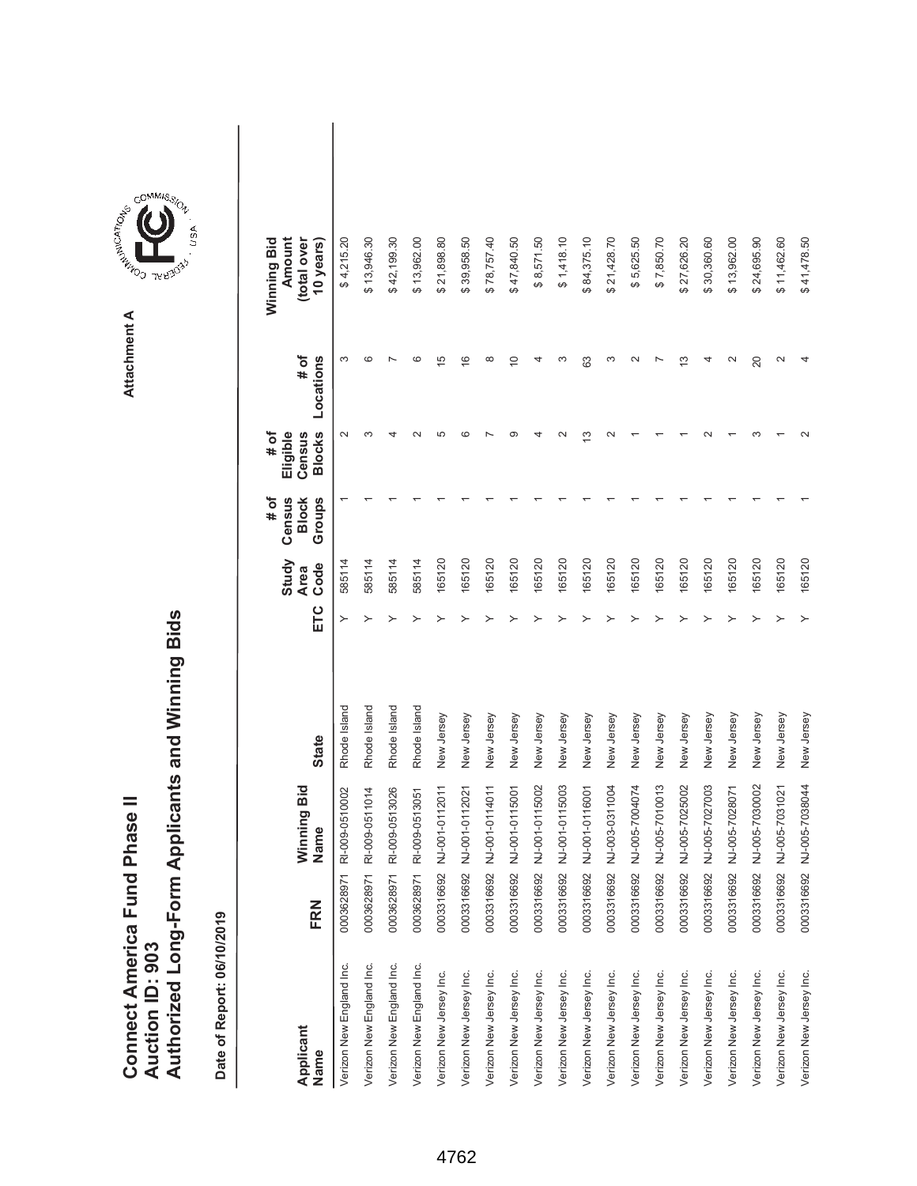# Connect America Fund Phase II
## Auction ID: 903
## Authorized Long-Form Applicants and Winning Bids

Attachment A

**Date of Report: 06/10/2019**

| Applicant Name | FRN | Winning Bid Name | State | ETC | Study Area Code | # of Census Block Groups | # of Eligible Census Blocks | # of Locations | Winning Bid Amount (total over 10 years) |
|---|---|---|---|---|---|---|---|---|---|
| Verizon New England Inc. | 0003628971 | RI-009-0510002 | Rhode Island | Y | 585114 | 1 | 2 | 3 | $ 4,215.20 |
| Verizon New England Inc. | 0003628971 | RI-009-0511014 | Rhode Island | Y | 585114 | 1 | 3 | 6 | $ 13,946.30 |
| Verizon New England Inc. | 0003628971 | RI-009-0513026 | Rhode Island | Y | 585114 | 1 | 4 | 7 | $ 42,199.30 |
| Verizon New England Inc. | 0003628971 | RI-009-0513051 | Rhode Island | Y | 585114 | 1 | 2 | 6 | $ 13,962.00 |
| Verizon New Jersey Inc. | 0003316692 | NJ-001-0112011 | New Jersey | Y | 165120 | 1 | 5 | 15 | $ 21,898.80 |
| Verizon New Jersey Inc. | 0003316692 | NJ-001-0112021 | New Jersey | Y | 165120 | 1 | 6 | 16 | $ 39,958.50 |
| Verizon New Jersey Inc. | 0003316692 | NJ-001-0114011 | New Jersey | Y | 165120 | 1 | 7 | 8 | $ 78,757.40 |
| Verizon New Jersey Inc. | 0003316692 | NJ-001-0115001 | New Jersey | Y | 165120 | 1 | 9 | 10 | $ 47,840.50 |
| Verizon New Jersey Inc. | 0003316692 | NJ-001-0115002 | New Jersey | Y | 165120 | 1 | 4 | 4 | $ 8,571.50 |
| Verizon New Jersey Inc. | 0003316692 | NJ-001-0115003 | New Jersey | Y | 165120 | 1 | 2 | 3 | $ 1,418.10 |
| Verizon New Jersey Inc. | 0003316692 | NJ-001-0116001 | New Jersey | Y | 165120 | 1 | 13 | 63 | $ 84,375.10 |
| Verizon New Jersey Inc. | 0003316692 | NJ-003-0311004 | New Jersey | Y | 165120 | 1 | 2 | 3 | $ 21,428.70 |
| Verizon New Jersey Inc. | 0003316692 | NJ-005-7004074 | New Jersey | Y | 165120 | 1 | 1 | 2 | $ 5,625.50 |
| Verizon New Jersey Inc. | 0003316692 | NJ-005-7010013 | New Jersey | Y | 165120 | 1 | 1 | 7 | $ 7,850.70 |
| Verizon New Jersey Inc. | 0003316692 | NJ-005-7025002 | New Jersey | Y | 165120 | 1 | 1 | 13 | $ 27,626.20 |
| Verizon New Jersey Inc. | 0003316692 | NJ-005-7027003 | New Jersey | Y | 165120 | 1 | 2 | 4 | $ 30,360.60 |
| Verizon New Jersey Inc. | 0003316692 | NJ-005-7028071 | New Jersey | Y | 165120 | 1 | 1 | 2 | $ 13,962.00 |
| Verizon New Jersey Inc. | 0003316692 | NJ-005-7030002 | New Jersey | Y | 165120 | 1 | 3 | 20 | $ 24,695.90 |
| Verizon New Jersey Inc. | 0003316692 | NJ-005-7031021 | New Jersey | Y | 165120 | 1 | 1 | 2 | $ 11,462.60 |
| Verizon New Jersey Inc. | 0003316692 | NJ-005-7038044 | New Jersey | Y | 165120 | 1 | 2 | 4 | $ 41,478.50 |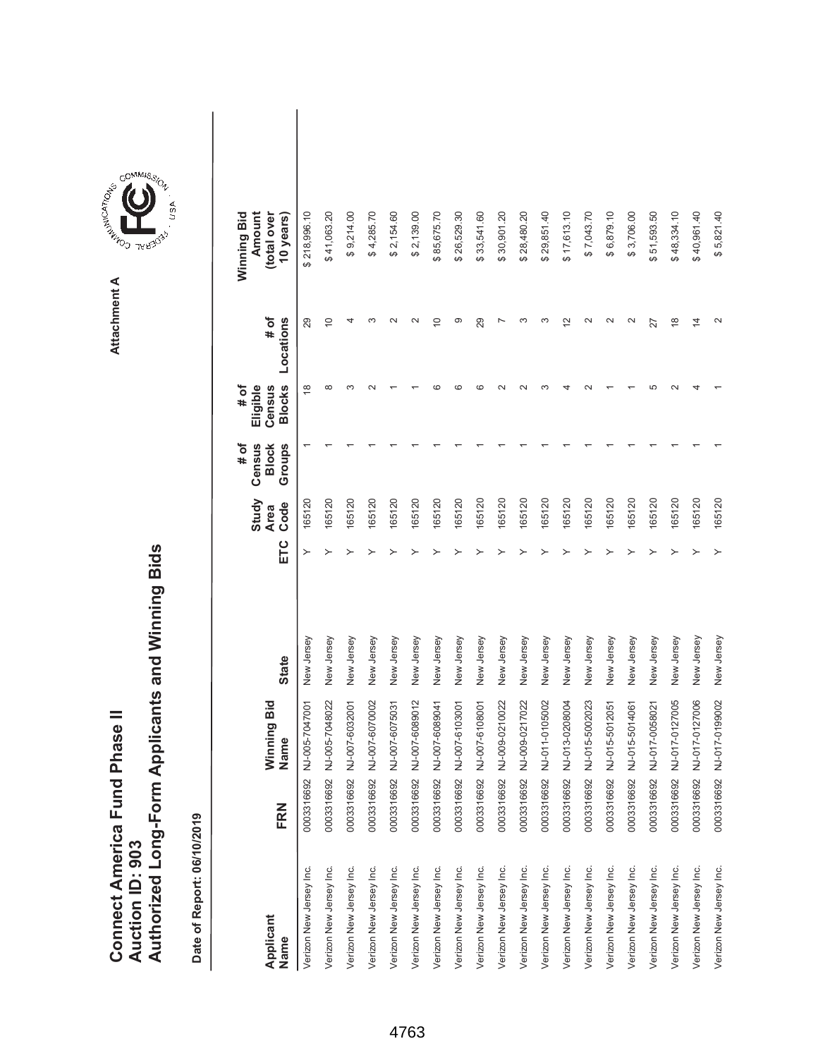# Connect America Fund Phase II
# Auction ID: 903
# Authorized Long-Form Applicants and Winning Bids

Attachment A

**Date of Report: 06/10/2019**

| Applicant Name | FRN | Winning Bid Name | State | ETC | Study Area Code | # of Census Block Groups | # of Eligible Census Blocks | # of Locations | Winning Bid Amount (total over 10 years) |
|---|---|---|---|---|---|---|---|---|---|
| Verizon New Jersey Inc. | 0003316692 | NJ-005-7047001 | New Jersey | Y | 165120 | 1 | 18 | 29 | $ 218,996.10 |
| Verizon New Jersey Inc. | 0003316692 | NJ-005-7048022 | New Jersey | Y | 165120 | 1 | 8 | 10 | $ 41,063.20 |
| Verizon New Jersey Inc. | 0003316692 | NJ-007-6032001 | New Jersey | Y | 165120 | 1 | 3 | 4 | $ 9,214.00 |
| Verizon New Jersey Inc. | 0003316692 | NJ-007-6070002 | New Jersey | Y | 165120 | 1 | 2 | 3 | $ 4,285.70 |
| Verizon New Jersey Inc. | 0003316692 | NJ-007-6075031 | New Jersey | Y | 165120 | 1 | 1 | 2 | $ 2,154.60 |
| Verizon New Jersey Inc. | 0003316692 | NJ-007-6089012 | New Jersey | Y | 165120 | 1 | 1 | 2 | $ 2,139.00 |
| Verizon New Jersey Inc. | 0003316692 | NJ-007-6089041 | New Jersey | Y | 165120 | 1 | 6 | 10 | $ 85,675.70 |
| Verizon New Jersey Inc. | 0003316692 | NJ-007-6103001 | New Jersey | Y | 165120 | 1 | 6 | 9 | $ 26,529.30 |
| Verizon New Jersey Inc. | 0003316692 | NJ-007-6108001 | New Jersey | Y | 165120 | 1 | 6 | 29 | $ 33,541.60 |
| Verizon New Jersey Inc. | 0003316692 | NJ-009-0210022 | New Jersey | Y | 165120 | 1 | 2 | 7 | $ 30,901.20 |
| Verizon New Jersey Inc. | 0003316692 | NJ-009-0217022 | New Jersey | Y | 165120 | 1 | 2 | 3 | $ 28,480.20 |
| Verizon New Jersey Inc. | 0003316692 | NJ-011-0105002 | New Jersey | Y | 165120 | 1 | 3 | 3 | $ 29,851.40 |
| Verizon New Jersey Inc. | 0003316692 | NJ-013-0208004 | New Jersey | Y | 165120 | 1 | 4 | 12 | $ 17,613.10 |
| Verizon New Jersey Inc. | 0003316692 | NJ-015-5002023 | New Jersey | Y | 165120 | 1 | 2 | 2 | $ 7,043.70 |
| Verizon New Jersey Inc. | 0003316692 | NJ-015-5012051 | New Jersey | Y | 165120 | 1 | 1 | 2 | $ 6,879.10 |
| Verizon New Jersey Inc. | 0003316692 | NJ-015-5014061 | New Jersey | Y | 165120 | 1 | 1 | 2 | $ 3,706.00 |
| Verizon New Jersey Inc. | 0003316692 | NJ-017-0058021 | New Jersey | Y | 165120 | 1 | 5 | 27 | $ 51,593.50 |
| Verizon New Jersey Inc. | 0003316692 | NJ-017-0127005 | New Jersey | Y | 165120 | 1 | 2 | 18 | $ 48,334.10 |
| Verizon New Jersey Inc. | 0003316692 | NJ-017-0127006 | New Jersey | Y | 165120 | 1 | 4 | 14 | $ 40,961.40 |
| Verizon New Jersey Inc. | 0003316692 | NJ-017-0199002 | New Jersey | Y | 165120 | 1 | 1 | 2 | $ 5,821.40 |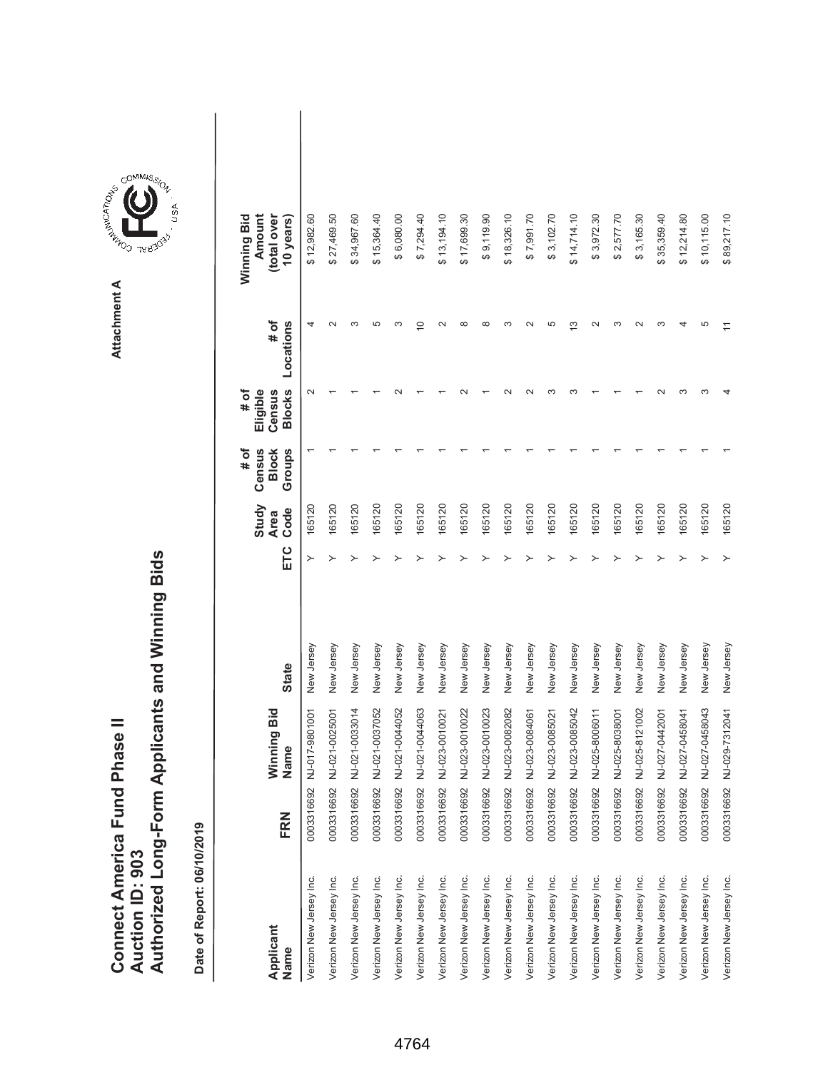# Connect America Fund Phase II
# Auction ID: 903
# Authorized Long-Form Applicants and Winning Bids

Attachment A

**Date of Report: 06/10/2019**

| Applicant Name | FRN | Winning Bid Name | State | ETC | Study Area Code | # of Census Block Groups | # of Eligible Census Blocks | # of Locations | Winning Bid Amount (total over 10 years) |
|---|---|---|---|---|---|---|---|---|---|
| Verizon New Jersey Inc. | 0003316692 | NJ-017-9801001 | New Jersey | Y | 165120 | 1 | 2 | 4 | $ 12,982.60 |
| Verizon New Jersey Inc. | 0003316692 | NJ-021-0025001 | New Jersey | Y | 165120 | 1 | 1 | 2 | $ 27,469.50 |
| Verizon New Jersey Inc. | 0003316692 | NJ-021-0033014 | New Jersey | Y | 165120 | 1 | 1 | 3 | $ 34,967.60 |
| Verizon New Jersey Inc. | 0003316692 | NJ-021-0037052 | New Jersey | Y | 165120 | 1 | 1 | 5 | $ 15,364.40 |
| Verizon New Jersey Inc. | 0003316692 | NJ-021-0044052 | New Jersey | Y | 165120 | 1 | 2 | 3 | $ 6,080.00 |
| Verizon New Jersey Inc. | 0003316692 | NJ-021-0044063 | New Jersey | Y | 165120 | 1 | 1 | 10 | $ 7,294.40 |
| Verizon New Jersey Inc. | 0003316692 | NJ-023-0010021 | New Jersey | Y | 165120 | 1 | 1 | 2 | $ 13,194.10 |
| Verizon New Jersey Inc. | 0003316692 | NJ-023-0010022 | New Jersey | Y | 165120 | 1 | 2 | 8 | $ 17,699.30 |
| Verizon New Jersey Inc. | 0003316692 | NJ-023-0010023 | New Jersey | Y | 165120 | 1 | 1 | 8 | $ 9,119.90 |
| Verizon New Jersey Inc. | 0003316692 | NJ-023-0082082 | New Jersey | Y | 165120 | 1 | 2 | 3 | $ 18,326.10 |
| Verizon New Jersey Inc. | 0003316692 | NJ-023-0084061 | New Jersey | Y | 165120 | 1 | 2 | 2 | $ 7,991.70 |
| Verizon New Jersey Inc. | 0003316692 | NJ-023-0085021 | New Jersey | Y | 165120 | 1 | 3 | 5 | $ 3,102.70 |
| Verizon New Jersey Inc. | 0003316692 | NJ-023-0085042 | New Jersey | Y | 165120 | 1 | 3 | 13 | $ 14,714.10 |
| Verizon New Jersey Inc. | 0003316692 | NJ-025-8006011 | New Jersey | Y | 165120 | 1 | 1 | 2 | $ 3,972.30 |
| Verizon New Jersey Inc. | 0003316692 | NJ-025-8038001 | New Jersey | Y | 165120 | 1 | 1 | 3 | $ 2,577.70 |
| Verizon New Jersey Inc. | 0003316692 | NJ-025-8121002 | New Jersey | Y | 165120 | 1 | 1 | 2 | $ 3,165.30 |
| Verizon New Jersey Inc. | 0003316692 | NJ-027-0442001 | New Jersey | Y | 165120 | 1 | 2 | 3 | $ 35,359.40 |
| Verizon New Jersey Inc. | 0003316692 | NJ-027-0458041 | New Jersey | Y | 165120 | 1 | 3 | 4 | $ 12,214.80 |
| Verizon New Jersey Inc. | 0003316692 | NJ-027-0458043 | New Jersey | Y | 165120 | 1 | 3 | 5 | $ 10,115.00 |
| Verizon New Jersey Inc. | 0003316692 | NJ-029-7312041 | New Jersey | Y | 165120 | 1 | 4 | 11 | $ 89,217.10 |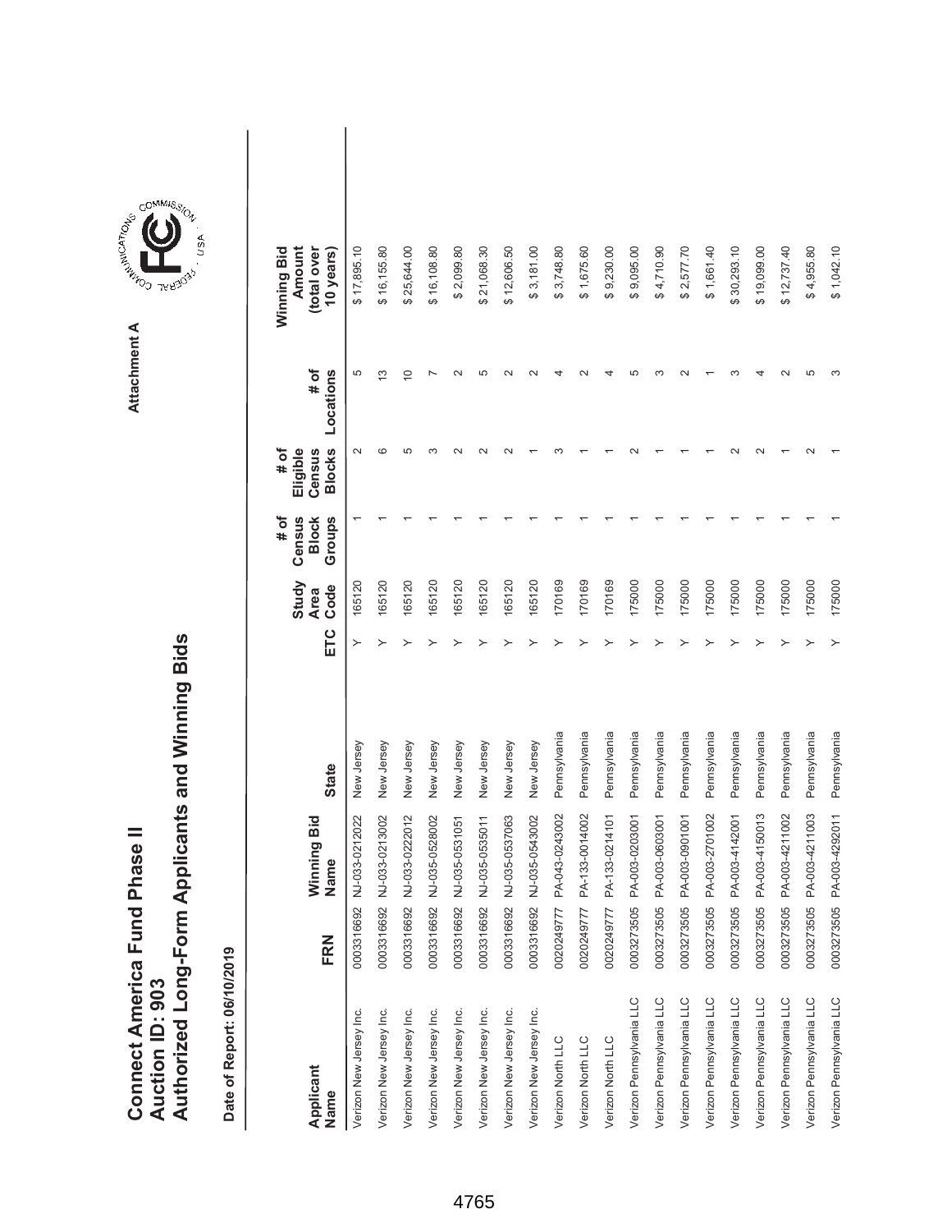# Connect America Fund Phase II
# Auction ID: 903
# Authorized Long-Form Applicants and Winning Bids

Attachment A

**Date of Report: 06/10/2019**

| Applicant Name | FRN | Winning Bid Name | State | ETC | Study Area Code | # of Census Block Groups | # of Eligible Census Blocks | # of Locations | Winning Bid Amount (total over 10 years) |
|---|---|---|---|---|---|---|---|---|---|
| Verizon New Jersey Inc. | 0003316692 | NJ-033-0212022 | New Jersey | Y | 165120 | 1 | 2 | 5 | $ 17,895.10 |
| Verizon New Jersey Inc. | 0003316692 | NJ-033-0213002 | New Jersey | Y | 165120 | 1 | 6 | 13 | $ 16,155.80 |
| Verizon New Jersey Inc. | 0003316692 | NJ-033-0222012 | New Jersey | Y | 165120 | 1 | 5 | 10 | $ 25,644.00 |
| Verizon New Jersey Inc. | 0003316692 | NJ-035-0528002 | New Jersey | Y | 165120 | 1 | 3 | 7 | $ 16,108.80 |
| Verizon New Jersey Inc. | 0003316692 | NJ-035-0531051 | New Jersey | Y | 165120 | 1 | 2 | 2 | $ 2,099.80 |
| Verizon New Jersey Inc. | 0003316692 | NJ-035-0535011 | New Jersey | Y | 165120 | 1 | 2 | 5 | $ 21,068.30 |
| Verizon New Jersey Inc. | 0003316692 | NJ-035-0537063 | New Jersey | Y | 165120 | 1 | 2 | 2 | $ 12,606.50 |
| Verizon New Jersey Inc. | 0003316692 | NJ-035-0543002 | New Jersey | Y | 165120 | 1 | 1 | 2 | $ 3,181.00 |
| Verizon North LLC | 0020249777 | PA-043-0243002 | Pennsylvania | Y | 170169 | 1 | 3 | 4 | $ 3,748.80 |
| Verizon North LLC | 0020249777 | PA-133-0014002 | Pennsylvania | Y | 170169 | 1 | 1 | 2 | $ 1,675.60 |
| Verizon North LLC | 0020249777 | PA-133-0214101 | Pennsylvania | Y | 170169 | 1 | 1 | 4 | $ 9,230.00 |
| Verizon Pennsylvania LLC | 0003273505 | PA-003-0203001 | Pennsylvania | Y | 175000 | 1 | 2 | 5 | $ 9,095.00 |
| Verizon Pennsylvania LLC | 0003273505 | PA-003-0603001 | Pennsylvania | Y | 175000 | 1 | 1 | 3 | $ 4,710.90 |
| Verizon Pennsylvania LLC | 0003273505 | PA-003-0901001 | Pennsylvania | Y | 175000 | 1 | 1 | 2 | $ 2,577.70 |
| Verizon Pennsylvania LLC | 0003273505 | PA-003-2701002 | Pennsylvania | Y | 175000 | 1 | 1 | 1 | $ 1,661.40 |
| Verizon Pennsylvania LLC | 0003273505 | PA-003-4142001 | Pennsylvania | Y | 175000 | 1 | 2 | 3 | $ 30,293.10 |
| Verizon Pennsylvania LLC | 0003273505 | PA-003-4150013 | Pennsylvania | Y | 175000 | 1 | 2 | 4 | $ 19,099.00 |
| Verizon Pennsylvania LLC | 0003273505 | PA-003-4211002 | Pennsylvania | Y | 175000 | 1 | 1 | 2 | $ 12,737.40 |
| Verizon Pennsylvania LLC | 0003273505 | PA-003-4211003 | Pennsylvania | Y | 175000 | 1 | 2 | 5 | $ 4,955.80 |
| Verizon Pennsylvania LLC | 0003273505 | PA-003-4292011 | Pennsylvania | Y | 175000 | 1 | 1 | 3 | $ 1,042.10 |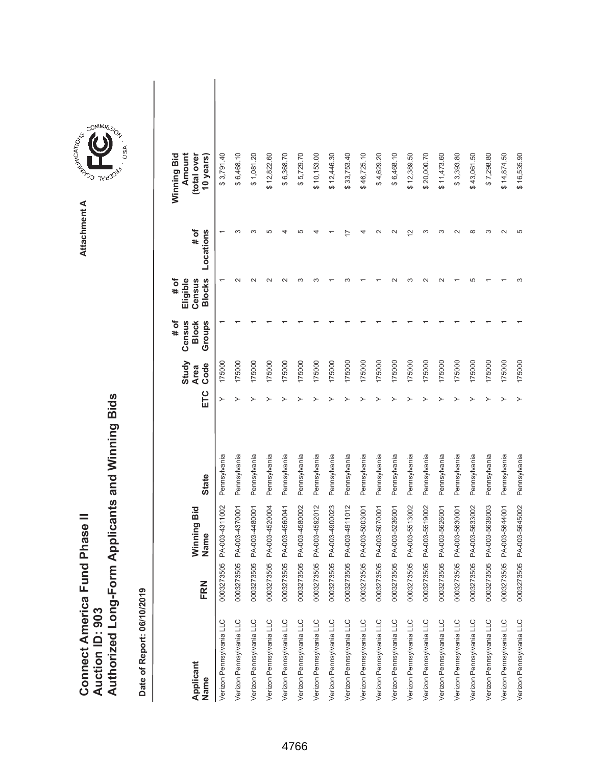# Connect America Fund Phase II
## Auction ID: 903
## Authorized Long-Form Applicants and Winning Bids

Attachment A

**Date of Report: 06/10/2019**

| Applicant Name | FRN | Winning Bid Name | State | ETC | Study Area Code | # of Census Block Groups | # of Eligible Census Blocks | # of Locations | Winning Bid Amount (total over 10 years) |
|---|---|---|---|---|---|---|---|---|---|
| Verizon Pennsylvania LLC | 0003273505 | PA-003-4311002 | Pennsylvania | Y | 175000 | 1 | 1 | 1 | $ 3,791.40 |
| Verizon Pennsylvania LLC | 0003273505 | PA-003-4370001 | Pennsylvania | Y | 175000 | 1 | 2 | 3 | $ 6,468.10 |
| Verizon Pennsylvania LLC | 0003273505 | PA-003-4480001 | Pennsylvania | Y | 175000 | 1 | 2 | 3 | $ 1,081.20 |
| Verizon Pennsylvania LLC | 0003273505 | PA-003-4520004 | Pennsylvania | Y | 175000 | 1 | 2 | 5 | $ 12,822.60 |
| Verizon Pennsylvania LLC | 0003273505 | PA-003-4560041 | Pennsylvania | Y | 175000 | 1 | 2 | 4 | $ 6,368.70 |
| Verizon Pennsylvania LLC | 0003273505 | PA-003-4580002 | Pennsylvania | Y | 175000 | 1 | 3 | 5 | $ 5,729.70 |
| Verizon Pennsylvania LLC | 0003273505 | PA-003-4592012 | Pennsylvania | Y | 175000 | 1 | 3 | 4 | $ 10,153.00 |
| Verizon Pennsylvania LLC | 0003273505 | PA-003-4900023 | Pennsylvania | Y | 175000 | 1 | 1 | 1 | $ 12,446.30 |
| Verizon Pennsylvania LLC | 0003273505 | PA-003-4911012 | Pennsylvania | Y | 175000 | 1 | 3 | 17 | $ 33,753.40 |
| Verizon Pennsylvania LLC | 0003273505 | PA-003-5003001 | Pennsylvania | Y | 175000 | 1 | 1 | 4 | $ 46,725.10 |
| Verizon Pennsylvania LLC | 0003273505 | PA-003-5070001 | Pennsylvania | Y | 175000 | 1 | 1 | 2 | $ 4,629.20 |
| Verizon Pennsylvania LLC | 0003273505 | PA-003-5236001 | Pennsylvania | Y | 175000 | 1 | 2 | 2 | $ 6,468.10 |
| Verizon Pennsylvania LLC | 0003273505 | PA-003-5513002 | Pennsylvania | Y | 175000 | 1 | 3 | 12 | $ 12,389.50 |
| Verizon Pennsylvania LLC | 0003273505 | PA-003-5519002 | Pennsylvania | Y | 175000 | 1 | 2 | 3 | $ 20,000.70 |
| Verizon Pennsylvania LLC | 0003273505 | PA-003-5626001 | Pennsylvania | Y | 175000 | 1 | 2 | 3 | $ 11,473.60 |
| Verizon Pennsylvania LLC | 0003273505 | PA-003-5630001 | Pennsylvania | Y | 175000 | 1 | 1 | 2 | $ 3,393.80 |
| Verizon Pennsylvania LLC | 0003273505 | PA-003-5633002 | Pennsylvania | Y | 175000 | 1 | 5 | 8 | $ 43,061.50 |
| Verizon Pennsylvania LLC | 0003273505 | PA-003-5638003 | Pennsylvania | Y | 175000 | 1 | 1 | 3 | $ 7,298.80 |
| Verizon Pennsylvania LLC | 0003273505 | PA-003-5644001 | Pennsylvania | Y | 175000 | 1 | 1 | 2 | $ 14,874.50 |
| Verizon Pennsylvania LLC | 0003273505 | PA-003-5645002 | Pennsylvania | Y | 175000 | 1 | 3 | 5 | $ 16,535.90 |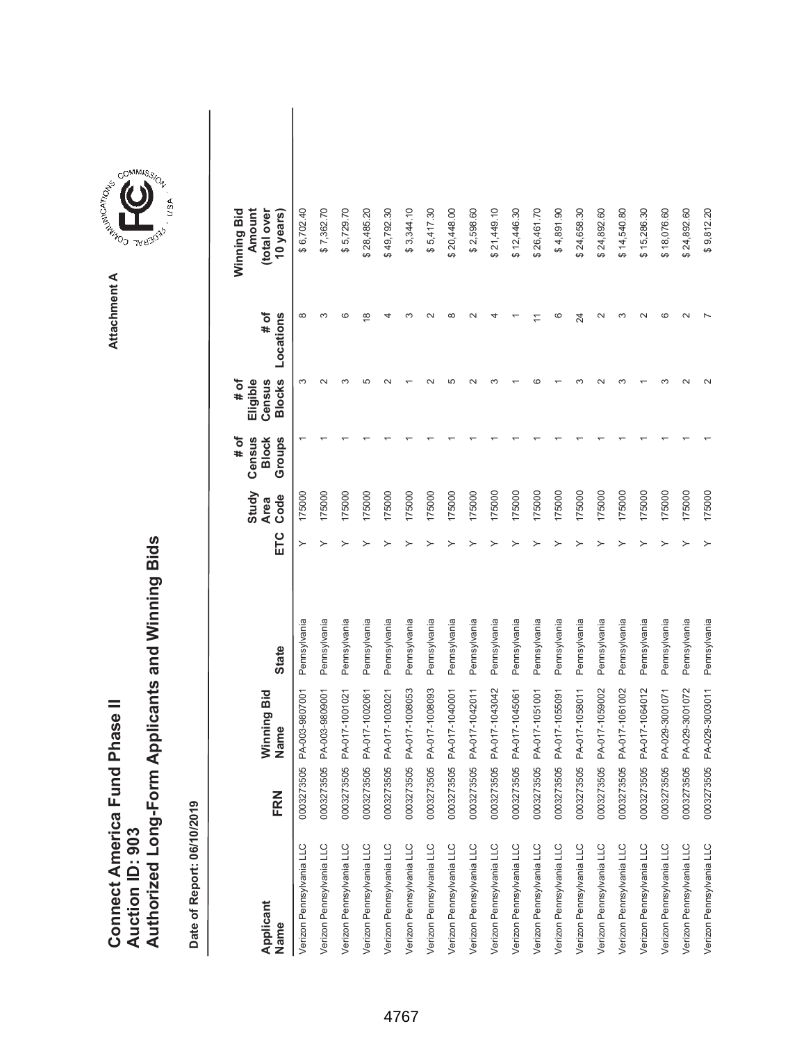# Connect America Fund Phase II
## Auction ID: 903
## Authorized Long-Form Applicants and Winning Bids

Attachment A

**Date of Report: 06/10/2019**

| Applicant Name | FRN | Winning Bid Name | State | ETC | Study Area Code | # of Census Block Groups | # of Eligible Census Blocks | # of Locations | Winning Bid Amount (total over 10 years) |
|---|---|---|---|---|---|---|---|---|---|
| Verizon Pennsylvania LLC | 0003273505 | PA-003-9807001 | Pennsylvania | Y | 175000 | 1 | 3 | 8 | $ 6,702.40 |
| Verizon Pennsylvania LLC | 0003273505 | PA-003-9809001 | Pennsylvania | Y | 175000 | 1 | 2 | 3 | $ 7,362.70 |
| Verizon Pennsylvania LLC | 0003273505 | PA-017-1001021 | Pennsylvania | Y | 175000 | 1 | 3 | 6 | $ 5,729.70 |
| Verizon Pennsylvania LLC | 0003273505 | PA-017-1002061 | Pennsylvania | Y | 175000 | 1 | 5 | 18 | $ 28,485.20 |
| Verizon Pennsylvania LLC | 0003273505 | PA-017-1003021 | Pennsylvania | Y | 175000 | 1 | 2 | 4 | $ 49,792.30 |
| Verizon Pennsylvania LLC | 0003273505 | PA-017-1008053 | Pennsylvania | Y | 175000 | 1 | 1 | 3 | $ 3,344.10 |
| Verizon Pennsylvania LLC | 0003273505 | PA-017-1008093 | Pennsylvania | Y | 175000 | 1 | 2 | 2 | $ 5,417.30 |
| Verizon Pennsylvania LLC | 0003273505 | PA-017-1040001 | Pennsylvania | Y | 175000 | 1 | 5 | 8 | $ 20,448.00 |
| Verizon Pennsylvania LLC | 0003273505 | PA-017-1042011 | Pennsylvania | Y | 175000 | 1 | 2 | 2 | $ 2,598.60 |
| Verizon Pennsylvania LLC | 0003273505 | PA-017-1043042 | Pennsylvania | Y | 175000 | 1 | 3 | 4 | $ 21,449.10 |
| Verizon Pennsylvania LLC | 0003273505 | PA-017-1045061 | Pennsylvania | Y | 175000 | 1 | 1 | 1 | $ 12,446.30 |
| Verizon Pennsylvania LLC | 0003273505 | PA-017-1051001 | Pennsylvania | Y | 175000 | 1 | 6 | 11 | $ 26,461.70 |
| Verizon Pennsylvania LLC | 0003273505 | PA-017-1055091 | Pennsylvania | Y | 175000 | 1 | 1 | 6 | $ 4,891.90 |
| Verizon Pennsylvania LLC | 0003273505 | PA-017-1058011 | Pennsylvania | Y | 175000 | 1 | 3 | 24 | $ 24,658.30 |
| Verizon Pennsylvania LLC | 0003273505 | PA-017-1059002 | Pennsylvania | Y | 175000 | 1 | 2 | 2 | $ 24,892.60 |
| Verizon Pennsylvania LLC | 0003273505 | PA-017-1061002 | Pennsylvania | Y | 175000 | 1 | 3 | 3 | $ 14,540.80 |
| Verizon Pennsylvania LLC | 0003273505 | PA-017-1064012 | Pennsylvania | Y | 175000 | 1 | 1 | 2 | $ 15,286.30 |
| Verizon Pennsylvania LLC | 0003273505 | PA-029-3001071 | Pennsylvania | Y | 175000 | 1 | 3 | 6 | $ 18,076.60 |
| Verizon Pennsylvania LLC | 0003273505 | PA-029-3001072 | Pennsylvania | Y | 175000 | 1 | 2 | 2 | $ 24,892.60 |
| Verizon Pennsylvania LLC | 0003273505 | PA-029-3003011 | Pennsylvania | Y | 175000 | 1 | 2 | 7 | $ 9,812.20 |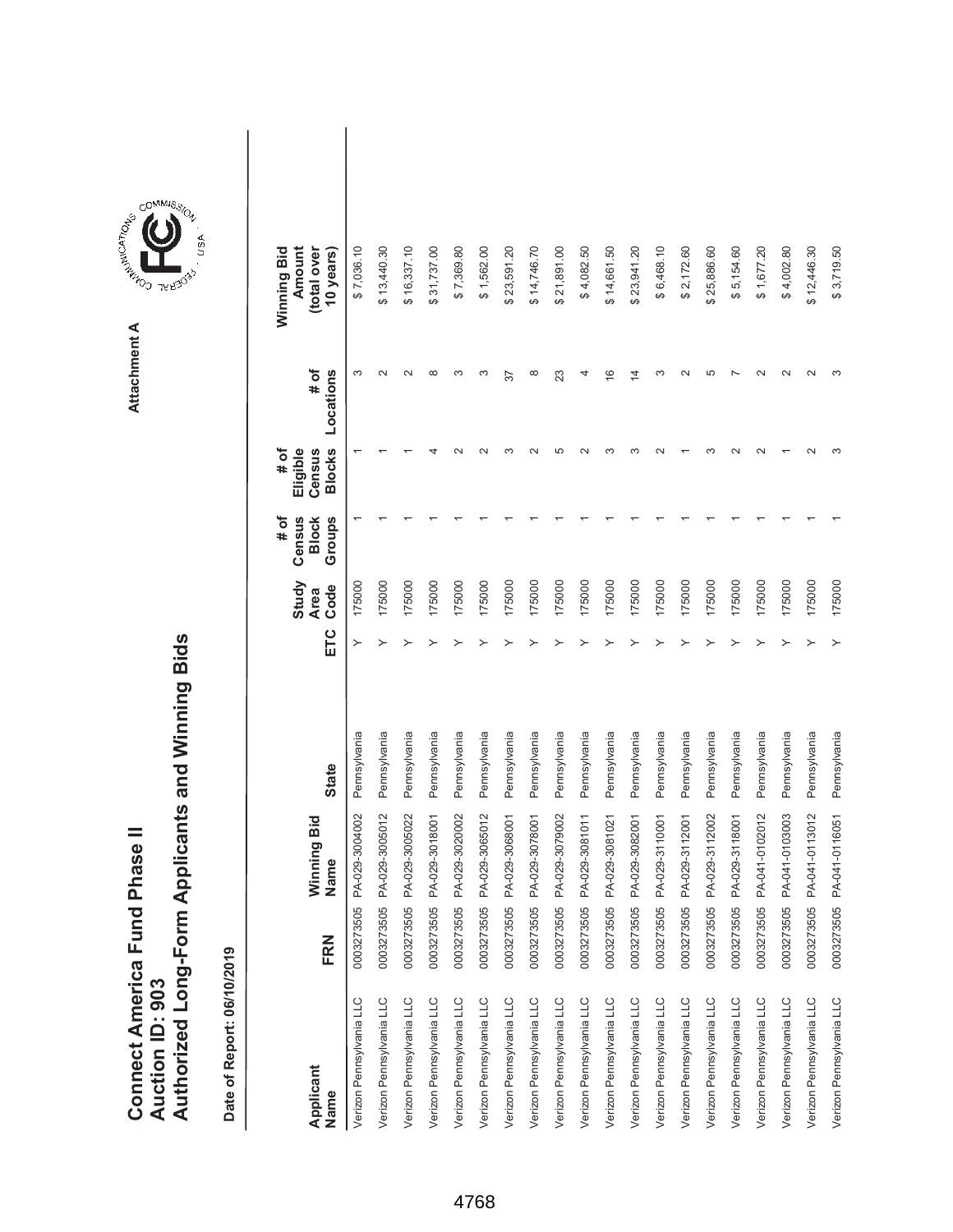# Connect America Fund Phase II
# Auction ID: 903
# Authorized Long-Form Applicants and Winning Bids

Attachment A

**Date of Report: 06/10/2019**

| Applicant Name | FRN | Winning Bid Name | State | ETC | Study Area Code | # of Census Block Groups | # of Eligible Census Blocks | # of Locations | Winning Bid Amount (total over 10 years) |
|---|---|---|---|---|---|---|---|---|---|
| Verizon Pennsylvania LLC | 0003273505 | PA-029-3004002 | Pennsylvania | Y | 175000 | 1 | 1 | 3 | $ 7,036.10 |
| Verizon Pennsylvania LLC | 0003273505 | PA-029-3005012 | Pennsylvania | Y | 175000 | 1 | 1 | 2 | $ 13,440.30 |
| Verizon Pennsylvania LLC | 0003273505 | PA-029-3005022 | Pennsylvania | Y | 175000 | 1 | 1 | 2 | $ 16,337.10 |
| Verizon Pennsylvania LLC | 0003273505 | PA-029-3018001 | Pennsylvania | Y | 175000 | 1 | 4 | 8 | $ 31,737.00 |
| Verizon Pennsylvania LLC | 0003273505 | PA-029-3020002 | Pennsylvania | Y | 175000 | 1 | 2 | 3 | $ 7,369.80 |
| Verizon Pennsylvania LLC | 0003273505 | PA-029-3065012 | Pennsylvania | Y | 175000 | 1 | 2 | 3 | $ 1,562.00 |
| Verizon Pennsylvania LLC | 0003273505 | PA-029-3068001 | Pennsylvania | Y | 175000 | 1 | 3 | 37 | $ 23,591.20 |
| Verizon Pennsylvania LLC | 0003273505 | PA-029-3078001 | Pennsylvania | Y | 175000 | 1 | 2 | 8 | $ 14,746.70 |
| Verizon Pennsylvania LLC | 0003273505 | PA-029-3079002 | Pennsylvania | Y | 175000 | 1 | 5 | 23 | $ 21,891.00 |
| Verizon Pennsylvania LLC | 0003273505 | PA-029-3081011 | Pennsylvania | Y | 175000 | 1 | 2 | 4 | $ 4,082.50 |
| Verizon Pennsylvania LLC | 0003273505 | PA-029-3081021 | Pennsylvania | Y | 175000 | 1 | 3 | 16 | $ 14,661.50 |
| Verizon Pennsylvania LLC | 0003273505 | PA-029-3082001 | Pennsylvania | Y | 175000 | 1 | 3 | 14 | $ 23,941.20 |
| Verizon Pennsylvania LLC | 0003273505 | PA-029-3110001 | Pennsylvania | Y | 175000 | 1 | 2 | 3 | $ 6,468.10 |
| Verizon Pennsylvania LLC | 0003273505 | PA-029-3112001 | Pennsylvania | Y | 175000 | 1 | 1 | 2 | $ 2,172.60 |
| Verizon Pennsylvania LLC | 0003273505 | PA-029-3112002 | Pennsylvania | Y | 175000 | 1 | 3 | 5 | $ 25,886.60 |
| Verizon Pennsylvania LLC | 0003273505 | PA-029-3118001 | Pennsylvania | Y | 175000 | 1 | 2 | 7 | $ 5,154.60 |
| Verizon Pennsylvania LLC | 0003273505 | PA-041-0102012 | Pennsylvania | Y | 175000 | 1 | 2 | 2 | $ 1,677.20 |
| Verizon Pennsylvania LLC | 0003273505 | PA-041-0103003 | Pennsylvania | Y | 175000 | 1 | 1 | 2 | $ 4,002.80 |
| Verizon Pennsylvania LLC | 0003273505 | PA-041-0113012 | Pennsylvania | Y | 175000 | 1 | 2 | 2 | $ 12,446.30 |
| Verizon Pennsylvania LLC | 0003273505 | PA-041-0116051 | Pennsylvania | Y | 175000 | 1 | 3 | 3 | $ 3,719.50 |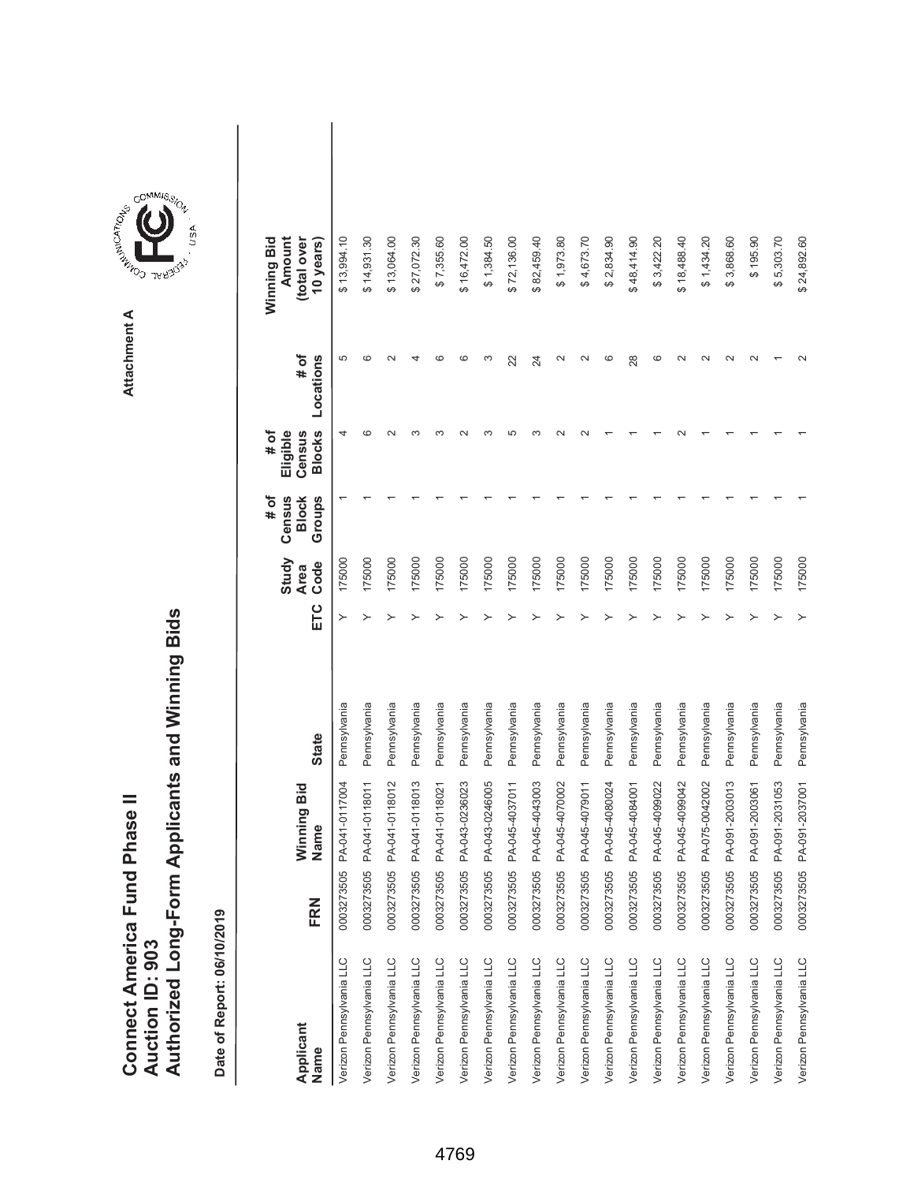# Connect America Fund Phase II
# Auction ID: 903
# Authorized Long-Form Applicants and Winning Bids

Attachment A

**Date of Report: 06/10/2019**

| Applicant Name | FRN | Winning Bid Name | State | ETC | Study Area Code | # of Census Block Groups | # of Eligible Census Blocks | # of Locations | Winning Bid Amount (total over 10 years) |
|---|---|---|---|---|---|---|---|---|---|
| Verizon Pennsylvania LLC | 0003273505 | PA-041-0117004 | Pennsylvania | Y | 175000 | 1 | 4 | 5 | $ 13,994.10 |
| Verizon Pennsylvania LLC | 0003273505 | PA-041-0118011 | Pennsylvania | Y | 175000 | 1 | 6 | 6 | $ 14,931.30 |
| Verizon Pennsylvania LLC | 0003273505 | PA-041-0118012 | Pennsylvania | Y | 175000 | 1 | 2 | 2 | $ 13,064.00 |
| Verizon Pennsylvania LLC | 0003273505 | PA-041-0118013 | Pennsylvania | Y | 175000 | 1 | 3 | 4 | $ 27,072.30 |
| Verizon Pennsylvania LLC | 0003273505 | PA-041-0118021 | Pennsylvania | Y | 175000 | 1 | 3 | 6 | $ 7,355.60 |
| Verizon Pennsylvania LLC | 0003273505 | PA-043-0236023 | Pennsylvania | Y | 175000 | 1 | 2 | 6 | $ 16,472.00 |
| Verizon Pennsylvania LLC | 0003273505 | PA-043-0246005 | Pennsylvania | Y | 175000 | 1 | 3 | 3 | $ 1,384.50 |
| Verizon Pennsylvania LLC | 0003273505 | PA-045-4037011 | Pennsylvania | Y | 175000 | 1 | 5 | 22 | $ 72,136.00 |
| Verizon Pennsylvania LLC | 0003273505 | PA-045-4043003 | Pennsylvania | Y | 175000 | 1 | 3 | 24 | $ 82,459.40 |
| Verizon Pennsylvania LLC | 0003273505 | PA-045-4070002 | Pennsylvania | Y | 175000 | 1 | 2 | 2 | $ 1,973.80 |
| Verizon Pennsylvania LLC | 0003273505 | PA-045-4079011 | Pennsylvania | Y | 175000 | 1 | 2 | 2 | $ 4,673.70 |
| Verizon Pennsylvania LLC | 0003273505 | PA-045-4080024 | Pennsylvania | Y | 175000 | 1 | 1 | 6 | $ 2,834.90 |
| Verizon Pennsylvania LLC | 0003273505 | PA-045-4084001 | Pennsylvania | Y | 175000 | 1 | 1 | 28 | $ 48,414.90 |
| Verizon Pennsylvania LLC | 0003273505 | PA-045-4099022 | Pennsylvania | Y | 175000 | 1 | 1 | 6 | $ 3,422.20 |
| Verizon Pennsylvania LLC | 0003273505 | PA-045-4099042 | Pennsylvania | Y | 175000 | 1 | 2 | 2 | $ 18,488.40 |
| Verizon Pennsylvania LLC | 0003273505 | PA-075-0042002 | Pennsylvania | Y | 175000 | 1 | 1 | 2 | $ 1,434.20 |
| Verizon Pennsylvania LLC | 0003273505 | PA-091-2003013 | Pennsylvania | Y | 175000 | 1 | 1 | 2 | $ 3,868.60 |
| Verizon Pennsylvania LLC | 0003273505 | PA-091-2003061 | Pennsylvania | Y | 175000 | 1 | 1 | 2 | $ 195.90 |
| Verizon Pennsylvania LLC | 0003273505 | PA-091-2031053 | Pennsylvania | Y | 175000 | 1 | 1 | 1 | $ 5,303.70 |
| Verizon Pennsylvania LLC | 0003273505 | PA-091-2037001 | Pennsylvania | Y | 175000 | 1 | 1 | 2 | $ 24,892.60 |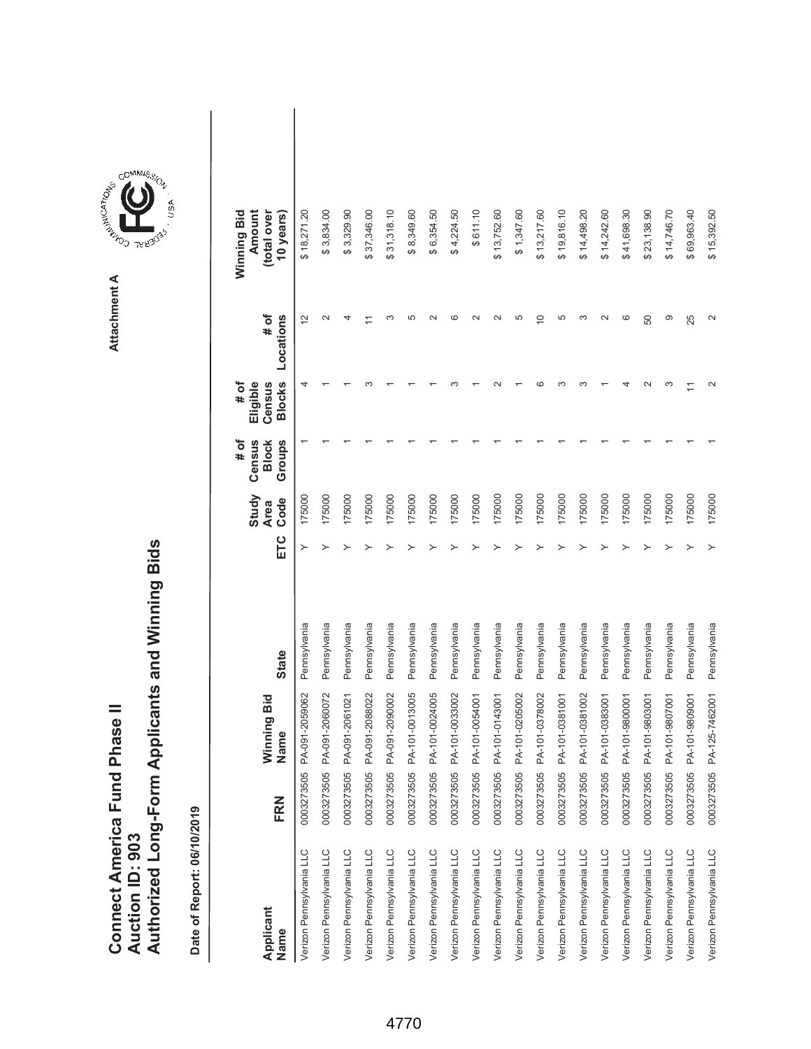# Connect America Fund Phase II
# Auction ID: 903
# Authorized Long-Form Applicants and Winning Bids

Attachment A

**Date of Report: 06/10/2019**

| Applicant Name | FRN | Winning Bid Name | State | ETC | Study Area Code | # of Census Block Groups | # of Eligible Census Blocks | # of Locations | Winning Bid Amount (total over 10 years) |
|---|---|---|---|---|---|---|---|---|---|
| Verizon Pennsylvania LLC | 0003273505 | PA-091-2059062 | Pennsylvania | Y | 175000 | 1 | 4 | 12 | $ 18,271.20 |
| Verizon Pennsylvania LLC | 0003273505 | PA-091-2060072 | Pennsylvania | Y | 175000 | 1 | 1 | 2 | $ 3,834.00 |
| Verizon Pennsylvania LLC | 0003273505 | PA-091-2061021 | Pennsylvania | Y | 175000 | 1 | 1 | 4 | $ 3,329.90 |
| Verizon Pennsylvania LLC | 0003273505 | PA-091-2088022 | Pennsylvania | Y | 175000 | 1 | 3 | 11 | $ 37,346.00 |
| Verizon Pennsylvania LLC | 0003273505 | PA-091-2090002 | Pennsylvania | Y | 175000 | 1 | 1 | 3 | $ 31,318.10 |
| Verizon Pennsylvania LLC | 0003273505 | PA-101-0013005 | Pennsylvania | Y | 175000 | 1 | 1 | 5 | $ 8,349.60 |
| Verizon Pennsylvania LLC | 0003273505 | PA-101-0024005 | Pennsylvania | Y | 175000 | 1 | 1 | 2 | $ 6,354.50 |
| Verizon Pennsylvania LLC | 0003273505 | PA-101-0033002 | Pennsylvania | Y | 175000 | 1 | 3 | 6 | $ 4,224.50 |
| Verizon Pennsylvania LLC | 0003273505 | PA-101-0054001 | Pennsylvania | Y | 175000 | 1 | 1 | 2 | $ 611.10 |
| Verizon Pennsylvania LLC | 0003273505 | PA-101-0143001 | Pennsylvania | Y | 175000 | 1 | 2 | 2 | $ 13,752.60 |
| Verizon Pennsylvania LLC | 0003273505 | PA-101-0205002 | Pennsylvania | Y | 175000 | 1 | 1 | 5 | $ 1,347.60 |
| Verizon Pennsylvania LLC | 0003273505 | PA-101-0378002 | Pennsylvania | Y | 175000 | 1 | 6 | 10 | $ 13,217.60 |
| Verizon Pennsylvania LLC | 0003273505 | PA-101-0381001 | Pennsylvania | Y | 175000 | 1 | 3 | 5 | $ 19,816.10 |
| Verizon Pennsylvania LLC | 0003273505 | PA-101-0381002 | Pennsylvania | Y | 175000 | 1 | 3 | 3 | $ 14,498.20 |
| Verizon Pennsylvania LLC | 0003273505 | PA-101-0383001 | Pennsylvania | Y | 175000 | 1 | 1 | 2 | $ 14,242.60 |
| Verizon Pennsylvania LLC | 0003273505 | PA-101-9800001 | Pennsylvania | Y | 175000 | 1 | 4 | 6 | $ 41,698.30 |
| Verizon Pennsylvania LLC | 0003273505 | PA-101-9803001 | Pennsylvania | Y | 175000 | 1 | 2 | 50 | $ 23,138.90 |
| Verizon Pennsylvania LLC | 0003273505 | PA-101-9807001 | Pennsylvania | Y | 175000 | 1 | 3 | 9 | $ 14,746.70 |
| Verizon Pennsylvania LLC | 0003273505 | PA-101-9809001 | Pennsylvania | Y | 175000 | 1 | 11 | 25 | $ 69,963.40 |
| Verizon Pennsylvania LLC | 0003273505 | PA-125-7462001 | Pennsylvania | Y | 175000 | 1 | 2 | 2 | $ 15,392.50 |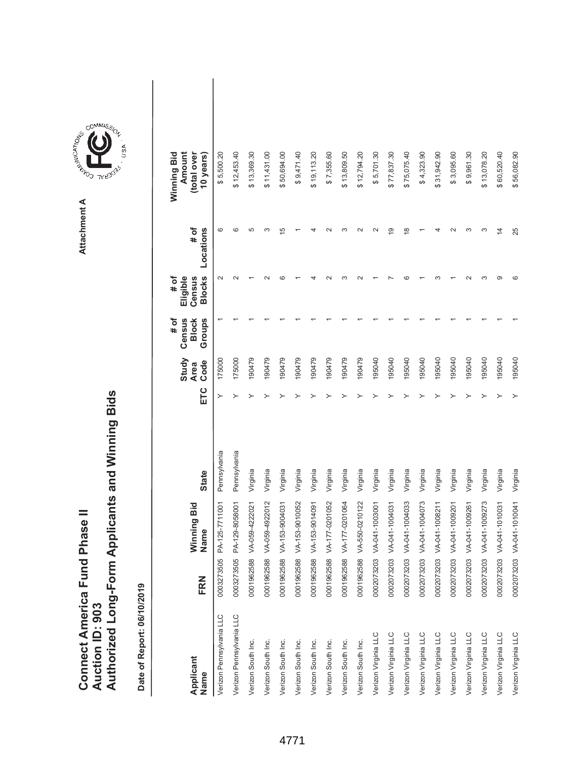# Connect America Fund Phase II
## Auction ID: 903
## Authorized Long-Form Applicants and Winning Bids

Attachment A

**Date of Report: 06/10/2019**

| Applicant Name | FRN | Winning Bid Name | State | ETC | Study Area Code | # of Census Block Groups | # of Eligible Census Blocks | # of Locations | Winning Bid Amount (total over 10 years) |
|---|---|---|---|---|---|---|---|---|---|
| Verizon Pennsylvania LLC | 0003273505 | PA-125-7711001 | Pennsylvania | Y | 175000 | 1 | 2 | 6 | $ 5,500.20 |
| Verizon Pennsylvania LLC | 0003273505 | PA-129-8058001 | Pennsylvania | Y | 175000 | 1 | 2 | 6 | $ 12,453.40 |
| Verizon South Inc. | 0001962588 | VA-059-4222021 | Virginia | Y | 190479 | 1 | 1 | 5 | $ 13,369.30 |
| Verizon South Inc. | 0001962588 | VA-059-4922012 | Virginia | Y | 190479 | 1 | 2 | 3 | $ 11,431.00 |
| Verizon South Inc. | 0001962588 | VA-153-9004031 | Virginia | Y | 190479 | 1 | 6 | 15 | $ 50,694.00 |
| Verizon South Inc. | 0001962588 | VA-153-9010052 | Virginia | Y | 190479 | 1 | 1 | 1 | $ 9,471.40 |
| Verizon South Inc. | 0001962588 | VA-153-9014091 | Virginia | Y | 190479 | 1 | 4 | 4 | $ 19,113.20 |
| Verizon South Inc. | 0001962588 | VA-177-0201052 | Virginia | Y | 190479 | 1 | 2 | 2 | $ 7,355.60 |
| Verizon South Inc. | 0001962588 | VA-177-0201064 | Virginia | Y | 190479 | 1 | 3 | 3 | $ 13,809.50 |
| Verizon South Inc. | 0001962588 | VA-550-0210122 | Virginia | Y | 190479 | 1 | 2 | 2 | $ 12,794.20 |
| Verizon Virginia LLC | 0002073203 | VA-041-1003001 | Virginia | Y | 195040 | 1 | 1 | 2 | $ 5,701.30 |
| Verizon Virginia LLC | 0002073203 | VA-041-1004031 | Virginia | Y | 195040 | 1 | 7 | 19 | $ 77,837.30 |
| Verizon Virginia LLC | 0002073203 | VA-041-1004033 | Virginia | Y | 195040 | 1 | 6 | 18 | $ 75,075.40 |
| Verizon Virginia LLC | 0002073203 | VA-041-1004073 | Virginia | Y | 195040 | 1 | 1 | 1 | $ 4,323.90 |
| Verizon Virginia LLC | 0002073203 | VA-041-1008211 | Virginia | Y | 195040 | 1 | 3 | 4 | $ 31,942.90 |
| Verizon Virginia LLC | 0002073203 | VA-041-1009201 | Virginia | Y | 195040 | 1 | 1 | 2 | $ 3,095.60 |
| Verizon Virginia LLC | 0002073203 | VA-041-1009261 | Virginia | Y | 195040 | 1 | 2 | 3 | $ 9,961.30 |
| Verizon Virginia LLC | 0002073203 | VA-041-1009273 | Virginia | Y | 195040 | 1 | 3 | 3 | $ 13,078.20 |
| Verizon Virginia LLC | 0002073203 | VA-041-1010031 | Virginia | Y | 195040 | 1 | 9 | 14 | $ 60,520.40 |
| Verizon Virginia LLC | 0002073203 | VA-041-1010041 | Virginia | Y | 195040 | 1 | 6 | 25 | $ 56,082.90 |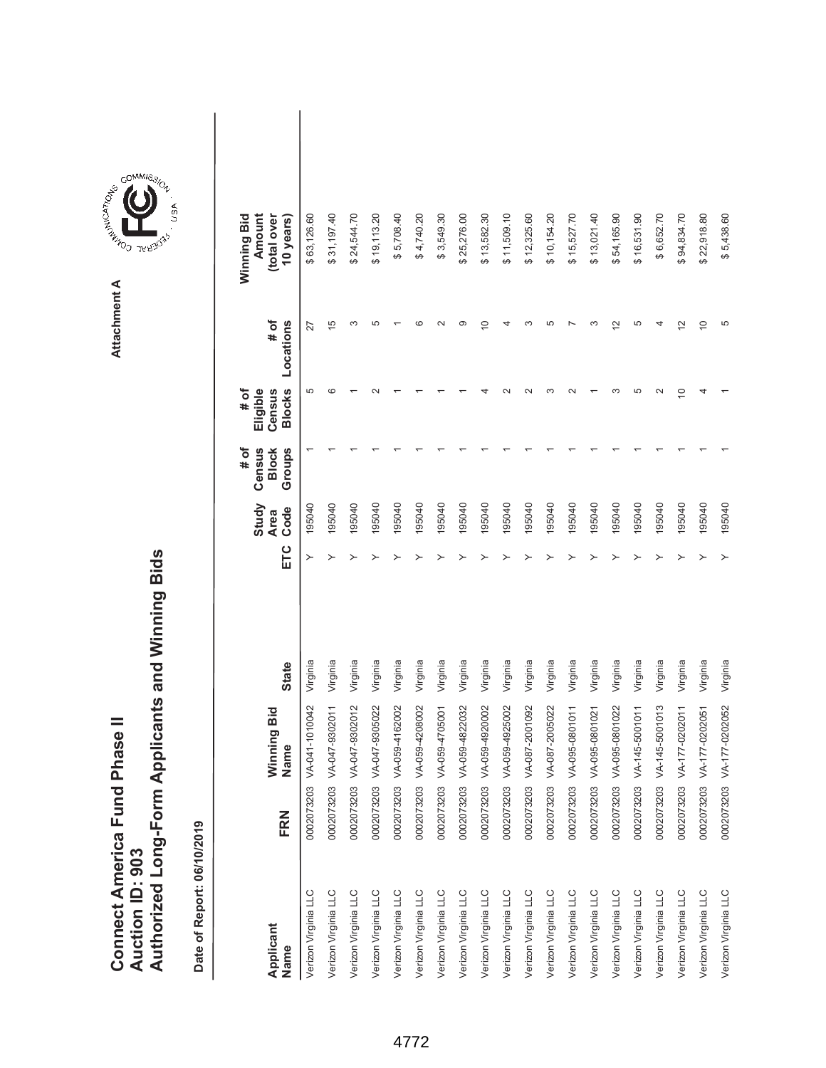# Connect America Fund Phase II
## Auction ID: 903
## Authorized Long-Form Applicants and Winning Bids

Attachment A

**Date of Report: 06/10/2019**

| Applicant Name | FRN | Winning Bid Name | State | ETC | Study Area Code | # of Census Block Groups | # of Eligible Census Blocks | # of Locations | Winning Bid Amount (total over 10 years) |
|---|---|---|---|---|---|---|---|---|---|
| Verizon Virginia LLC | 0002073203 | VA-041-1010042 | Virginia | Y | 195040 | 1 | 5 | 27 | $ 63,126.60 |
| Verizon Virginia LLC | 0002073203 | VA-047-9302011 | Virginia | Y | 195040 | 1 | 6 | 15 | $ 31,197.40 |
| Verizon Virginia LLC | 0002073203 | VA-047-9302012 | Virginia | Y | 195040 | 1 | 1 | 3 | $ 24,544.70 |
| Verizon Virginia LLC | 0002073203 | VA-047-9305022 | Virginia | Y | 195040 | 1 | 2 | 5 | $ 19,113.20 |
| Verizon Virginia LLC | 0002073203 | VA-059-4162002 | Virginia | Y | 195040 | 1 | 1 | 1 | $ 5,708.40 |
| Verizon Virginia LLC | 0002073203 | VA-059-4208002 | Virginia | Y | 195040 | 1 | 1 | 6 | $ 4,740.20 |
| Verizon Virginia LLC | 0002073203 | VA-059-4705001 | Virginia | Y | 195040 | 1 | 1 | 2 | $ 3,549.30 |
| Verizon Virginia LLC | 0002073203 | VA-059-4822032 | Virginia | Y | 195040 | 1 | 1 | 9 | $ 25,276.00 |
| Verizon Virginia LLC | 0002073203 | VA-059-4920002 | Virginia | Y | 195040 | 1 | 4 | 10 | $ 13,582.30 |
| Verizon Virginia LLC | 0002073203 | VA-059-4925002 | Virginia | Y | 195040 | 1 | 2 | 4 | $ 11,509.10 |
| Verizon Virginia LLC | 0002073203 | VA-087-2001092 | Virginia | Y | 195040 | 1 | 2 | 3 | $ 12,325.60 |
| Verizon Virginia LLC | 0002073203 | VA-087-2005022 | Virginia | Y | 195040 | 1 | 3 | 5 | $ 10,154.20 |
| Verizon Virginia LLC | 0002073203 | VA-095-0801011 | Virginia | Y | 195040 | 1 | 2 | 7 | $ 15,527.70 |
| Verizon Virginia LLC | 0002073203 | VA-095-0801021 | Virginia | Y | 195040 | 1 | 1 | 3 | $ 13,021.40 |
| Verizon Virginia LLC | 0002073203 | VA-095-0801022 | Virginia | Y | 195040 | 1 | 3 | 12 | $ 54,165.90 |
| Verizon Virginia LLC | 0002073203 | VA-145-5001011 | Virginia | Y | 195040 | 1 | 5 | 5 | $ 16,531.90 |
| Verizon Virginia LLC | 0002073203 | VA-145-5001013 | Virginia | Y | 195040 | 1 | 2 | 4 | $ 6,652.70 |
| Verizon Virginia LLC | 0002073203 | VA-177-0202011 | Virginia | Y | 195040 | 1 | 10 | 12 | $ 94,834.70 |
| Verizon Virginia LLC | 0002073203 | VA-177-0202051 | Virginia | Y | 195040 | 1 | 4 | 10 | $ 22,918.80 |
| Verizon Virginia LLC | 0002073203 | VA-177-0202052 | Virginia | Y | 195040 | 1 | 1 | 5 | $ 5,438.60 |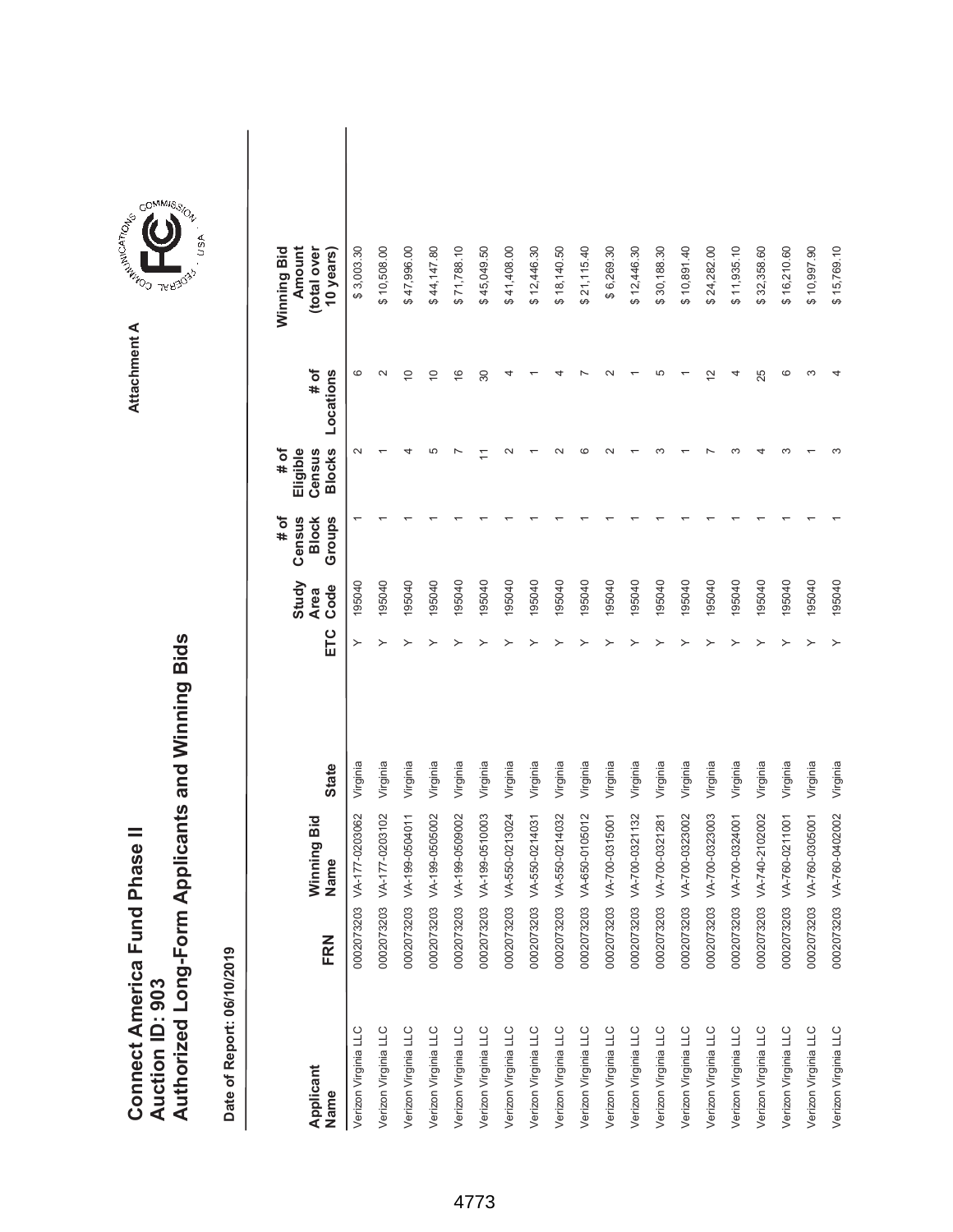# Connect America Fund Phase II
## Auction ID: 903
## Authorized Long-Form Applicants and Winning Bids

Attachment A

**Date of Report: 06/10/2019**

| Applicant Name | FRN | Winning Bid Name | State | ETC | Study Area Code | # of Census Block Groups | # of Eligible Census Blocks | # of Locations | Winning Bid Amount (total over 10 years) |
|---|---|---|---|---|---|---|---|---|---|
| Verizon Virginia LLC | 0002073203 | VA-177-0203062 | Virginia | Y | 195040 | 1 | 2 | 6 | $ 3,003.30 |
| Verizon Virginia LLC | 0002073203 | VA-177-0203102 | Virginia | Y | 195040 | 1 | 1 | 2 | $ 10,508.00 |
| Verizon Virginia LLC | 0002073203 | VA-199-0504011 | Virginia | Y | 195040 | 1 | 4 | 10 | $ 47,996.00 |
| Verizon Virginia LLC | 0002073203 | VA-199-0505002 | Virginia | Y | 195040 | 1 | 5 | 10 | $ 44,147.80 |
| Verizon Virginia LLC | 0002073203 | VA-199-0509002 | Virginia | Y | 195040 | 1 | 7 | 16 | $ 71,788.10 |
| Verizon Virginia LLC | 0002073203 | VA-199-0510003 | Virginia | Y | 195040 | 1 | 11 | 30 | $ 45,049.50 |
| Verizon Virginia LLC | 0002073203 | VA-550-0213024 | Virginia | Y | 195040 | 1 | 2 | 4 | $ 41,408.00 |
| Verizon Virginia LLC | 0002073203 | VA-550-0214031 | Virginia | Y | 195040 | 1 | 1 | 1 | $ 12,446.30 |
| Verizon Virginia LLC | 0002073203 | VA-550-0214032 | Virginia | Y | 195040 | 1 | 2 | 4 | $ 18,140.50 |
| Verizon Virginia LLC | 0002073203 | VA-650-0105012 | Virginia | Y | 195040 | 1 | 6 | 7 | $ 21,115.40 |
| Verizon Virginia LLC | 0002073203 | VA-700-0315001 | Virginia | Y | 195040 | 1 | 2 | 2 | $ 6,269.30 |
| Verizon Virginia LLC | 0002073203 | VA-700-0321132 | Virginia | Y | 195040 | 1 | 1 | 1 | $ 12,446.30 |
| Verizon Virginia LLC | 0002073203 | VA-700-0321281 | Virginia | Y | 195040 | 1 | 3 | 5 | $ 30,188.30 |
| Verizon Virginia LLC | 0002073203 | VA-700-0323002 | Virginia | Y | 195040 | 1 | 1 | 1 | $ 10,891.40 |
| Verizon Virginia LLC | 0002073203 | VA-700-0323003 | Virginia | Y | 195040 | 1 | 7 | 12 | $ 24,282.00 |
| Verizon Virginia LLC | 0002073203 | VA-700-0324001 | Virginia | Y | 195040 | 1 | 3 | 4 | $ 11,935.10 |
| Verizon Virginia LLC | 0002073203 | VA-740-2102002 | Virginia | Y | 195040 | 1 | 4 | 25 | $ 32,358.60 |
| Verizon Virginia LLC | 0002073203 | VA-760-0211001 | Virginia | Y | 195040 | 1 | 3 | 6 | $ 16,210.60 |
| Verizon Virginia LLC | 0002073203 | VA-760-0305001 | Virginia | Y | 195040 | 1 | 1 | 3 | $ 10,997.90 |
| Verizon Virginia LLC | 0002073203 | VA-760-0402002 | Virginia | Y | 195040 | 1 | 3 | 4 | $ 15,769.10 |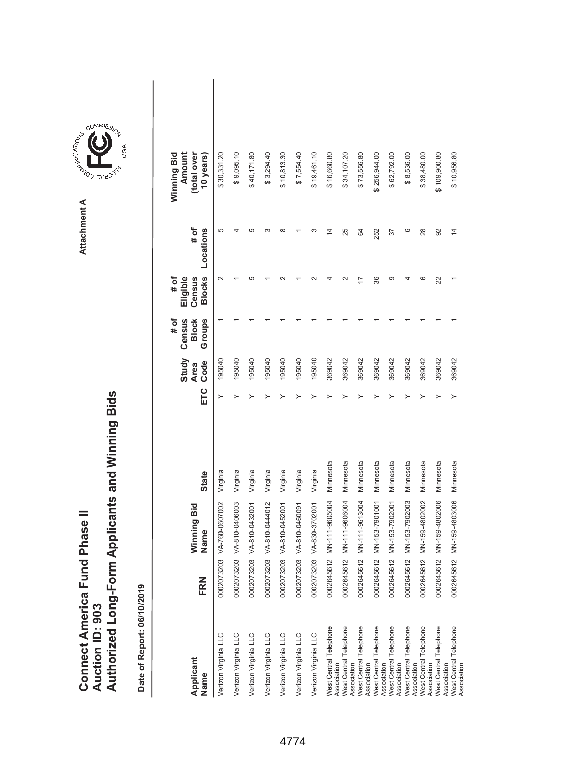# Connect America Fund Phase II
# Auction ID: 903
# Authorized Long-Form Applicants and Winning Bids

Attachment A

Date of Report: 06/10/2019

| Applicant Name | FRN | Winning Bid Name | State | ETC | Study Area Code | # of Census Block Groups | # of Eligible Census Blocks | # of Locations | Winning Bid Amount (total over 10 years) |
|---|---|---|---|---|---|---|---|---|---|
| Verizon Virginia LLC | 0002073203 | VA-760-0607002 | Virginia | Y | 195040 | 1 | 2 | 5 | $ 30,331.20 |
| Verizon Virginia LLC | 0002073203 | VA-810-0406003 | Virginia | Y | 195040 | 1 | 1 | 4 | $ 9,095.10 |
| Verizon Virginia LLC | 0002073203 | VA-810-0432001 | Virginia | Y | 195040 | 1 | 5 | 5 | $ 40,171.80 |
| Verizon Virginia LLC | 0002073203 | VA-810-0444012 | Virginia | Y | 195040 | 1 | 1 | 3 | $ 3,294.40 |
| Verizon Virginia LLC | 0002073203 | VA-810-0452001 | Virginia | Y | 195040 | 1 | 2 | 8 | $ 10,813.30 |
| Verizon Virginia LLC | 0002073203 | VA-810-0460091 | Virginia | Y | 195040 | 1 | 1 | 1 | $ 7,554.40 |
| Verizon Virginia LLC | 0002073203 | VA-830-3702001 | Virginia | Y | 195040 | 1 | 2 | 3 | $ 19,461.10 |
| West Central Telephone Association | 0002645612 | MN-111-9605004 | Minnesota | Y | 369042 | 1 | 4 | 14 | $ 16,660.80 |
| West Central Telephone Association | 0002645612 | MN-111-9606004 | Minnesota | Y | 369042 | 1 | 2 | 25 | $ 34,107.20 |
| West Central Telephone Association | 0002645612 | MN-111-9613004 | Minnesota | Y | 369042 | 1 | 17 | 64 | $ 73,556.80 |
| West Central Telephone Association | 0002645612 | MN-153-7901001 | Minnesota | Y | 369042 | 1 | 36 | 252 | $ 256,944.00 |
| West Central Telephone Association | 0002645612 | MN-153-7902001 | Minnesota | Y | 369042 | 1 | 9 | 37 | $ 62,792.00 |
| West Central Telephone Association | 0002645612 | MN-153-7902003 | Minnesota | Y | 369042 | 1 | 4 | 6 | $ 8,536.00 |
| West Central Telephone Association | 0002645612 | MN-159-4802002 | Minnesota | Y | 369042 | 1 | 6 | 28 | $ 38,480.00 |
| West Central Telephone Association | 0002645612 | MN-159-4802006 | Minnesota | Y | 369042 | 1 | 22 | 92 | $ 109,900.80 |
| West Central Telephone Association | 0002645612 | MN-159-4803006 | Minnesota | Y | 369042 | 1 | 1 | 14 | $ 10,956.80 |